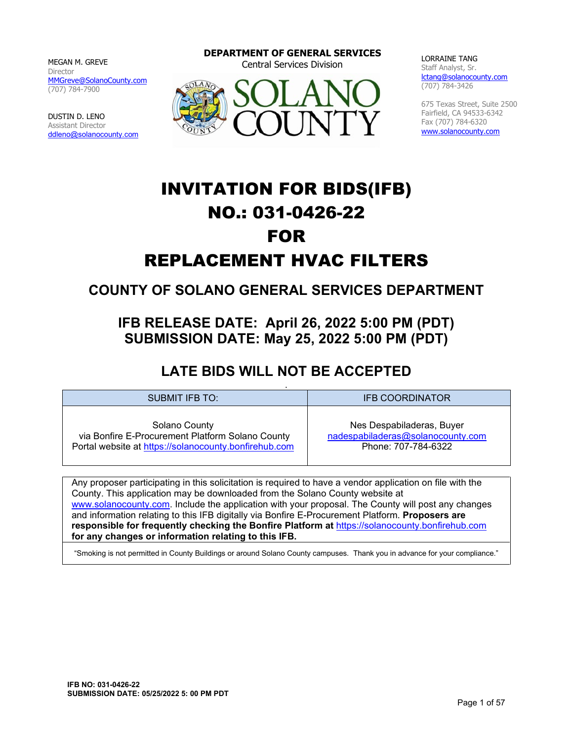MEGAN M. GREVE
Director
MMGreve@SolanoCounty.com
(707) 784-7900

DUSTIN D. LENO
Assistant Director
ddleno@solanocounty.com

**DEPARTMENT OF GENERAL SERVICES**
Central Services Division

SOLANO COUNTY

LORRAINE TANG
Staff Analyst, Sr.
lctang@solanocounty.com
(707) 784-3426

675 Texas Street, Suite 2500
Fairfield, CA 94533-6342
Fax (707) 784-6320
www.solanocounty.com

# INVITATION FOR BIDS(IFB) NO.: 031-0426-22 FOR REPLACEMENT HVAC FILTERS

## COUNTY OF SOLANO GENERAL SERVICES DEPARTMENT

## IFB RELEASE DATE: April 26, 2022 5:00 PM (PDT)
## SUBMISSION DATE: May 25, 2022 5:00 PM (PDT)

## LATE BIDS WILL NOT BE ACCEPTED

| SUBMIT IFB TO: | IFB COORDINATOR |
|---|---|
| Solano County via Bonfire E-Procurement Platform Solano County Portal website at https://solanocounty.bonfirehub.com | Nes Despabiladeras, Buyer nadespabiladeras@solanocounty.com Phone: 707-784-6322 |

Any proposer participating in this solicitation is required to have a vendor application on file with the County. This application may be downloaded from the Solano County website at www.solanocounty.com. Include the application with your proposal. The County will post any changes and information relating to this IFB digitally via Bonfire E-Procurement Platform. **Proposers are responsible for frequently checking the Bonfire Platform at https://solanocounty.bonfirehub.com for any changes or information relating to this IFB.**

"Smoking is not permitted in County Buildings or around Solano County campuses. Thank you in advance for your compliance."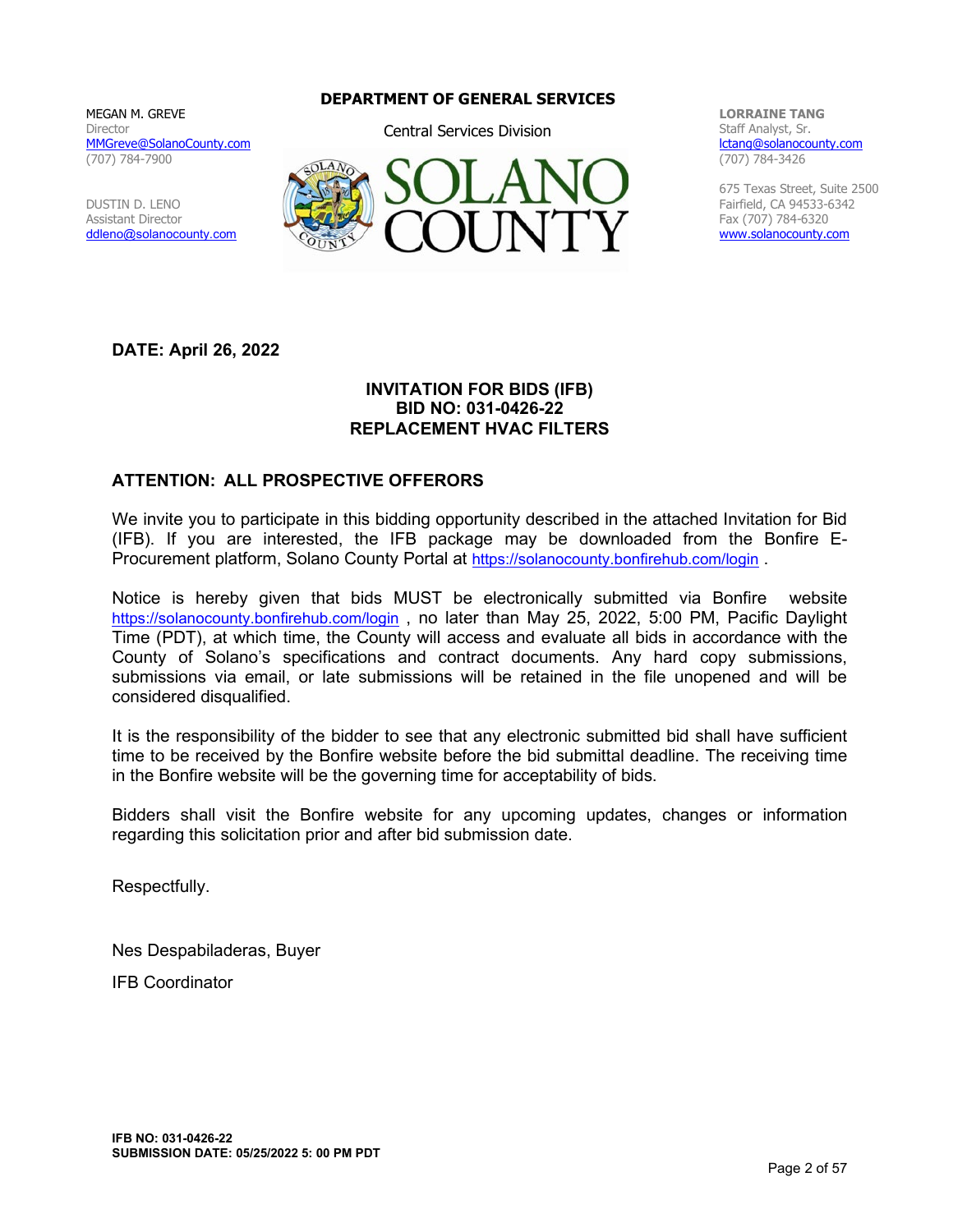**DEPARTMENT OF GENERAL SERVICES**

Central Services Division

MEGAN M. GREVE
Director
MMGreve@SolanoCounty.com
(707) 784-7900

DUSTIN D. LENO
Assistant Director
ddleno@solanocounty.com

**LORRAINE TANG**
Staff Analyst, Sr.
lctang@solanocounty.com
(707) 784-3426

675 Texas Street, Suite 2500
Fairfield, CA 94533-6342
Fax (707) 784-6320
www.solanocounty.com

**DATE: April 26, 2022**

**INVITATION FOR BIDS (IFB)**
**BID NO: 031-0426-22**
**REPLACEMENT HVAC FILTERS**

## ATTENTION: ALL PROSPECTIVE OFFERORS

We invite you to participate in this bidding opportunity described in the attached Invitation for Bid (IFB). If you are interested, the IFB package may be downloaded from the Bonfire E-Procurement platform, Solano County Portal at https://solanocounty.bonfirehub.com/login .

Notice is hereby given that bids MUST be electronically submitted via Bonfire website https://solanocounty.bonfirehub.com/login , no later than May 25, 2022, 5:00 PM, Pacific Daylight Time (PDT), at which time, the County will access and evaluate all bids in accordance with the County of Solano's specifications and contract documents. Any hard copy submissions, submissions via email, or late submissions will be retained in the file unopened and will be considered disqualified.

It is the responsibility of the bidder to see that any electronic submitted bid shall have sufficient time to be received by the Bonfire website before the bid submittal deadline. The receiving time in the Bonfire website will be the governing time for acceptability of bids.

Bidders shall visit the Bonfire website for any upcoming updates, changes or information regarding this solicitation prior and after bid submission date.

Respectfully.

Nes Despabiladeras, Buyer

IFB Coordinator

**IFB NO: 031-0426-22**
**SUBMISSION DATE: 05/25/2022 5: 00 PM PDT**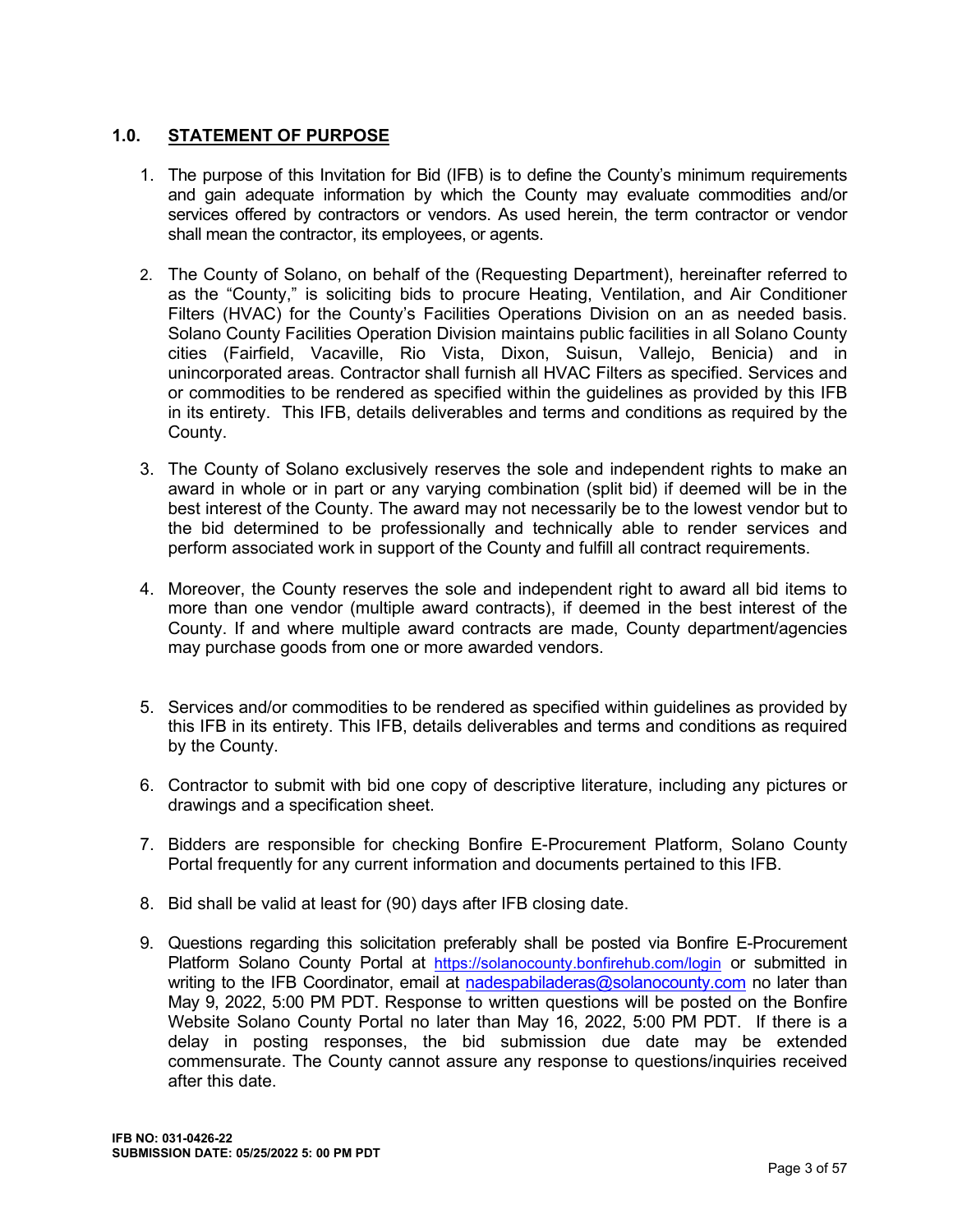## 1.0. STATEMENT OF PURPOSE

1. The purpose of this Invitation for Bid (IFB) is to define the County's minimum requirements and gain adequate information by which the County may evaluate commodities and/or services offered by contractors or vendors. As used herein, the term contractor or vendor shall mean the contractor, its employees, or agents.

2. The County of Solano, on behalf of the (Requesting Department), hereinafter referred to as the "County," is soliciting bids to procure Heating, Ventilation, and Air Conditioner Filters (HVAC) for the County's Facilities Operations Division on an as needed basis. Solano County Facilities Operation Division maintains public facilities in all Solano County cities (Fairfield, Vacaville, Rio Vista, Dixon, Suisun, Vallejo, Benicia) and in unincorporated areas. Contractor shall furnish all HVAC Filters as specified. Services and or commodities to be rendered as specified within the guidelines as provided by this IFB in its entirety. This IFB, details deliverables and terms and conditions as required by the County.

3. The County of Solano exclusively reserves the sole and independent rights to make an award in whole or in part or any varying combination (split bid) if deemed will be in the best interest of the County. The award may not necessarily be to the lowest vendor but to the bid determined to be professionally and technically able to render services and perform associated work in support of the County and fulfill all contract requirements.

4. Moreover, the County reserves the sole and independent right to award all bid items to more than one vendor (multiple award contracts), if deemed in the best interest of the County. If and where multiple award contracts are made, County department/agencies may purchase goods from one or more awarded vendors.

5. Services and/or commodities to be rendered as specified within guidelines as provided by this IFB in its entirety. This IFB, details deliverables and terms and conditions as required by the County.

6. Contractor to submit with bid one copy of descriptive literature, including any pictures or drawings and a specification sheet.

7. Bidders are responsible for checking Bonfire E-Procurement Platform, Solano County Portal frequently for any current information and documents pertained to this IFB.

8. Bid shall be valid at least for (90) days after IFB closing date.

9. Questions regarding this solicitation preferably shall be posted via Bonfire E-Procurement Platform Solano County Portal at https://solanocounty.bonfirehub.com/login or submitted in writing to the IFB Coordinator, email at nadespabiladeras@solanocounty.com no later than May 9, 2022, 5:00 PM PDT. Response to written questions will be posted on the Bonfire Website Solano County Portal no later than May 16, 2022, 5:00 PM PDT. If there is a delay in posting responses, the bid submission due date may be extended commensurate. The County cannot assure any response to questions/inquiries received after this date.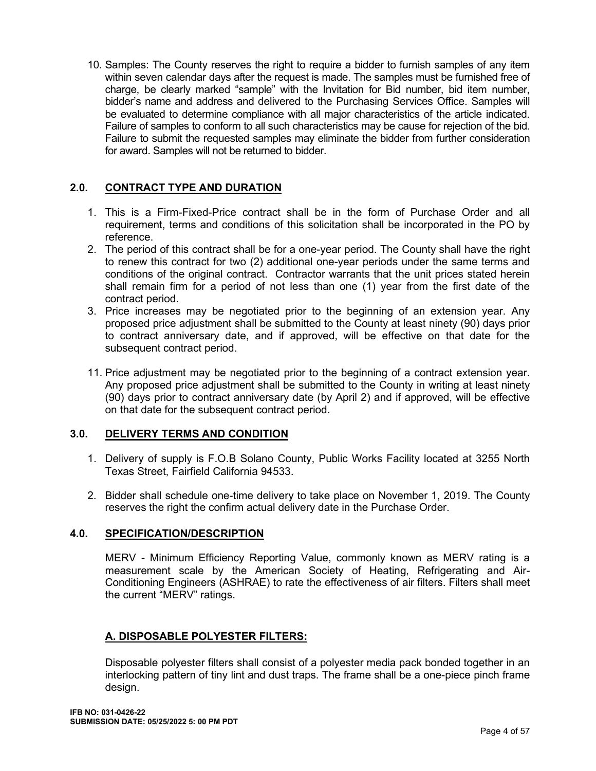10. Samples: The County reserves the right to require a bidder to furnish samples of any item within seven calendar days after the request is made. The samples must be furnished free of charge, be clearly marked "sample" with the Invitation for Bid number, bid item number, bidder's name and address and delivered to the Purchasing Services Office. Samples will be evaluated to determine compliance with all major characteristics of the article indicated. Failure of samples to conform to all such characteristics may be cause for rejection of the bid. Failure to submit the requested samples may eliminate the bidder from further consideration for award. Samples will not be returned to bidder.

## 2.0. CONTRACT TYPE AND DURATION

1. This is a Firm-Fixed-Price contract shall be in the form of Purchase Order and all requirement, terms and conditions of this solicitation shall be incorporated in the PO by reference.
2. The period of this contract shall be for a one-year period. The County shall have the right to renew this contract for two (2) additional one-year periods under the same terms and conditions of the original contract. Contractor warrants that the unit prices stated herein shall remain firm for a period of not less than one (1) year from the first date of the contract period.
3. Price increases may be negotiated prior to the beginning of an extension year. Any proposed price adjustment shall be submitted to the County at least ninety (90) days prior to contract anniversary date, and if approved, will be effective on that date for the subsequent contract period.

11. Price adjustment may be negotiated prior to the beginning of a contract extension year. Any proposed price adjustment shall be submitted to the County in writing at least ninety (90) days prior to contract anniversary date (by April 2) and if approved, will be effective on that date for the subsequent contract period.

## 3.0. DELIVERY TERMS AND CONDITION

1. Delivery of supply is F.O.B Solano County, Public Works Facility located at 3255 North Texas Street, Fairfield California 94533.

2. Bidder shall schedule one-time delivery to take place on November 1, 2019. The County reserves the right the confirm actual delivery date in the Purchase Order.

## 4.0. SPECIFICATION/DESCRIPTION

MERV - Minimum Efficiency Reporting Value, commonly known as MERV rating is a measurement scale by the American Society of Heating, Refrigerating and Air-Conditioning Engineers (ASHRAE) to rate the effectiveness of air filters. Filters shall meet the current "MERV" ratings.

### A. DISPOSABLE POLYESTER FILTERS:

Disposable polyester filters shall consist of a polyester media pack bonded together in an interlocking pattern of tiny lint and dust traps. The frame shall be a one-piece pinch frame design.

**IFB NO: 031-0426-22**
**SUBMISSION DATE: 05/25/2022 5: 00 PM PDT**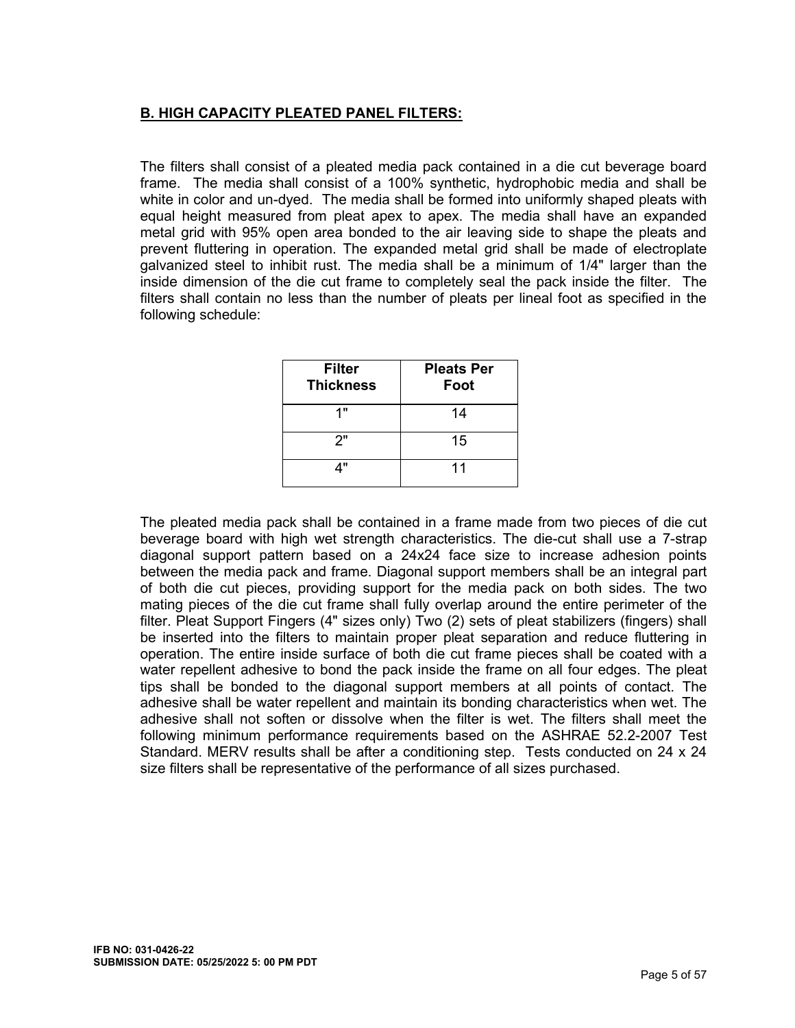## B. HIGH CAPACITY PLEATED PANEL FILTERS:

The filters shall consist of a pleated media pack contained in a die cut beverage board frame. The media shall consist of a 100% synthetic, hydrophobic media and shall be white in color and un-dyed. The media shall be formed into uniformly shaped pleats with equal height measured from pleat apex to apex. The media shall have an expanded metal grid with 95% open area bonded to the air leaving side to shape the pleats and prevent fluttering in operation. The expanded metal grid shall be made of electroplate galvanized steel to inhibit rust. The media shall be a minimum of 1/4" larger than the inside dimension of the die cut frame to completely seal the pack inside the filter. The filters shall contain no less than the number of pleats per lineal foot as specified in the following schedule:

| Filter Thickness | Pleats Per Foot |
|---|---|
| 1" | 14 |
| 2" | 15 |
| 4" | 11 |

The pleated media pack shall be contained in a frame made from two pieces of die cut beverage board with high wet strength characteristics. The die-cut shall use a 7-strap diagonal support pattern based on a 24x24 face size to increase adhesion points between the media pack and frame. Diagonal support members shall be an integral part of both die cut pieces, providing support for the media pack on both sides. The two mating pieces of the die cut frame shall fully overlap around the entire perimeter of the filter. Pleat Support Fingers (4" sizes only) Two (2) sets of pleat stabilizers (fingers) shall be inserted into the filters to maintain proper pleat separation and reduce fluttering in operation. The entire inside surface of both die cut frame pieces shall be coated with a water repellent adhesive to bond the pack inside the frame on all four edges. The pleat tips shall be bonded to the diagonal support members at all points of contact. The adhesive shall be water repellent and maintain its bonding characteristics when wet. The adhesive shall not soften or dissolve when the filter is wet. The filters shall meet the following minimum performance requirements based on the ASHRAE 52.2-2007 Test Standard. MERV results shall be after a conditioning step. Tests conducted on 24 x 24 size filters shall be representative of the performance of all sizes purchased.

**IFB NO: 031-0426-22**
**SUBMISSION DATE: 05/25/2022 5: 00 PM PDT**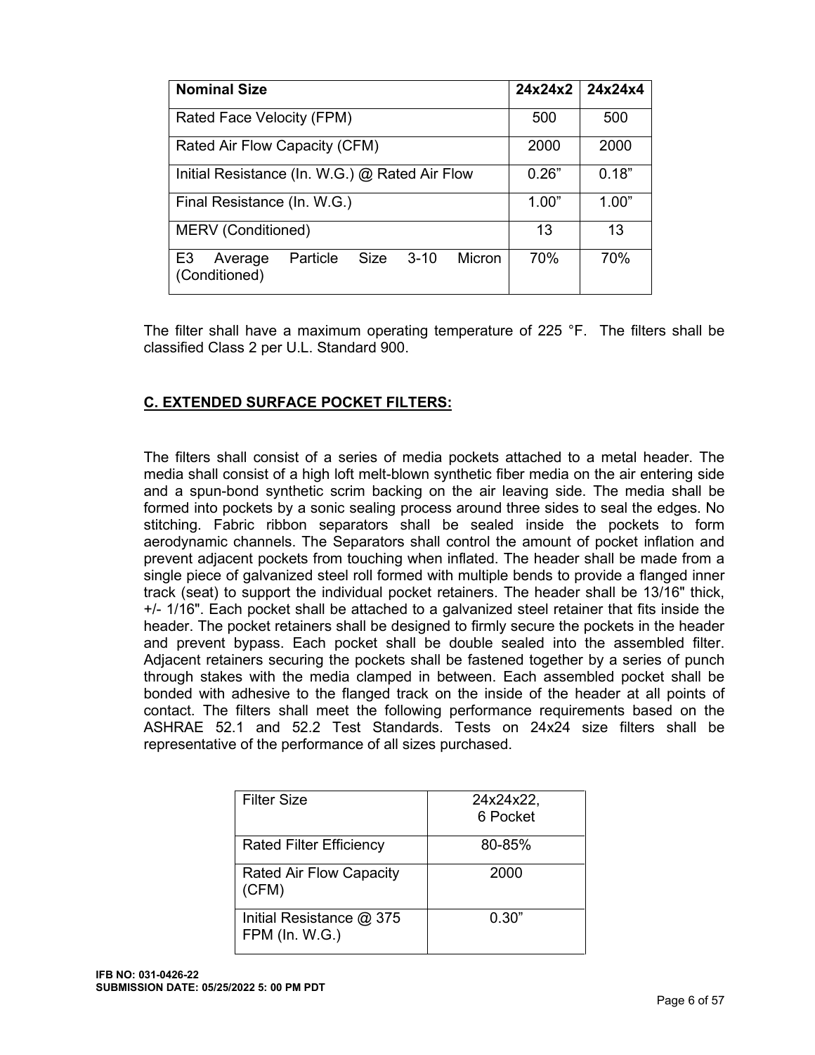| Nominal Size | 24x24x2 | 24x24x4 |
|---|---|---|
| Rated Face Velocity (FPM) | 500 | 500 |
| Rated Air Flow Capacity (CFM) | 2000 | 2000 |
| Initial Resistance (In. W.G.) @ Rated Air Flow | 0.26" | 0.18" |
| Final Resistance (In. W.G.) | 1.00" | 1.00" |
| MERV (Conditioned) | 13 | 13 |
| E3 Average Particle Size 3-10 Micron (Conditioned) | 70% | 70% |

The filter shall have a maximum operating temperature of 225 °F. The filters shall be classified Class 2 per U.L. Standard 900.

## C. EXTENDED SURFACE POCKET FILTERS:

The filters shall consist of a series of media pockets attached to a metal header. The media shall consist of a high loft melt-blown synthetic fiber media on the air entering side and a spun-bond synthetic scrim backing on the air leaving side. The media shall be formed into pockets by a sonic sealing process around three sides to seal the edges. No stitching. Fabric ribbon separators shall be sealed inside the pockets to form aerodynamic channels. The Separators shall control the amount of pocket inflation and prevent adjacent pockets from touching when inflated. The header shall be made from a single piece of galvanized steel roll formed with multiple bends to provide a flanged inner track (seat) to support the individual pocket retainers. The header shall be 13/16" thick, +/- 1/16". Each pocket shall be attached to a galvanized steel retainer that fits inside the header. The pocket retainers shall be designed to firmly secure the pockets in the header and prevent bypass. Each pocket shall be double sealed into the assembled filter. Adjacent retainers securing the pockets shall be fastened together by a series of punch through stakes with the media clamped in between. Each assembled pocket shall be bonded with adhesive to the flanged track on the inside of the header at all points of contact. The filters shall meet the following performance requirements based on the ASHRAE 52.1 and 52.2 Test Standards. Tests on 24x24 size filters shall be representative of the performance of all sizes purchased.

| Filter Size | 24x24x22, 6 Pocket |
|---|---|
| Rated Filter Efficiency | 80-85% |
| Rated Air Flow Capacity (CFM) | 2000 |
| Initial Resistance @ 375 FPM (In. W.G.) | 0.30" |

**IFB NO: 031-0426-22**
**SUBMISSION DATE: 05/25/2022 5: 00 PM PDT**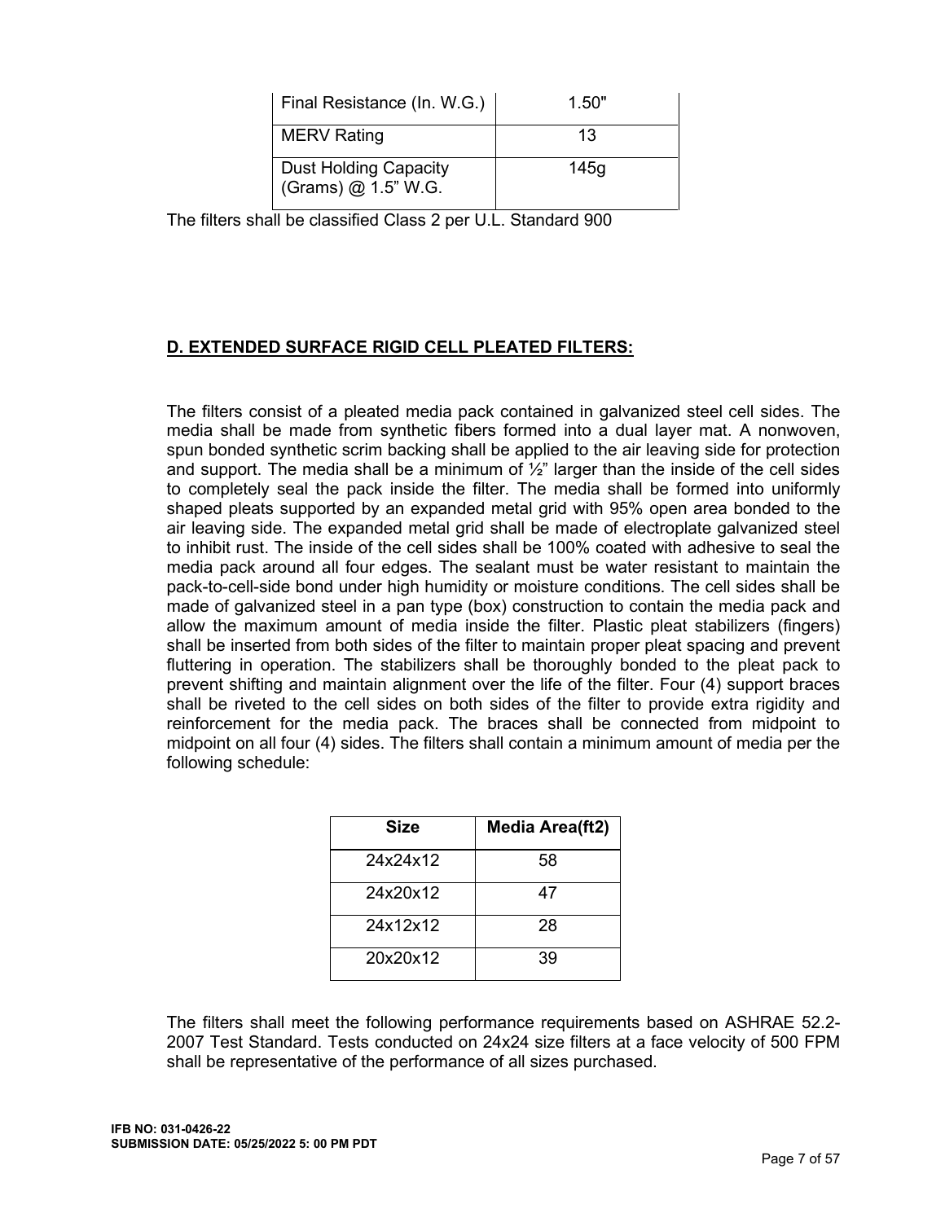| Final Resistance (In. W.G.) | 1.50" |
|---|---|
| MERV Rating | 13 |
| Dust Holding Capacity (Grams) @ 1.5" W.G. | 145g |

The filters shall be classified Class 2 per U.L. Standard 900

## D. EXTENDED SURFACE RIGID CELL PLEATED FILTERS:

The filters consist of a pleated media pack contained in galvanized steel cell sides. The media shall be made from synthetic fibers formed into a dual layer mat. A nonwoven, spun bonded synthetic scrim backing shall be applied to the air leaving side for protection and support. The media shall be a minimum of ½" larger than the inside of the cell sides to completely seal the pack inside the filter. The media shall be formed into uniformly shaped pleats supported by an expanded metal grid with 95% open area bonded to the air leaving side. The expanded metal grid shall be made of electroplate galvanized steel to inhibit rust. The inside of the cell sides shall be 100% coated with adhesive to seal the media pack around all four edges. The sealant must be water resistant to maintain the pack-to-cell-side bond under high humidity or moisture conditions. The cell sides shall be made of galvanized steel in a pan type (box) construction to contain the media pack and allow the maximum amount of media inside the filter. Plastic pleat stabilizers (fingers) shall be inserted from both sides of the filter to maintain proper pleat spacing and prevent fluttering in operation. The stabilizers shall be thoroughly bonded to the pleat pack to prevent shifting and maintain alignment over the life of the filter. Four (4) support braces shall be riveted to the cell sides on both sides of the filter to provide extra rigidity and reinforcement for the media pack. The braces shall be connected from midpoint to midpoint on all four (4) sides. The filters shall contain a minimum amount of media per the following schedule:

| Size | Media Area(ft2) |
|---|---|
| 24x24x12 | 58 |
| 24x20x12 | 47 |
| 24x12x12 | 28 |
| 20x20x12 | 39 |

The filters shall meet the following performance requirements based on ASHRAE 52.2-2007 Test Standard. Tests conducted on 24x24 size filters at a face velocity of 500 FPM shall be representative of the performance of all sizes purchased.

**IFB NO: 031-0426-22**
**SUBMISSION DATE: 05/25/2022 5: 00 PM PDT**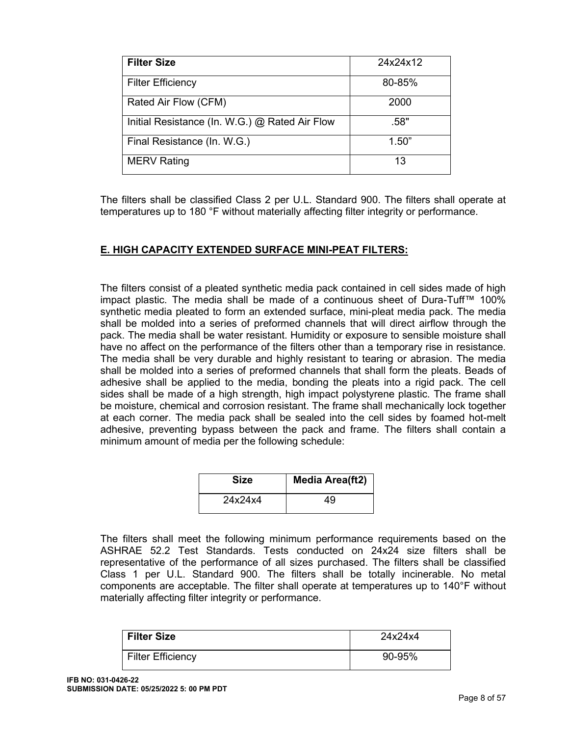| **Filter Size** | 24x24x12 |
|---|---|
| Filter Efficiency | 80-85% |
| Rated Air Flow (CFM) | 2000 |
| Initial Resistance (In. W.G.) @ Rated Air Flow | .58" |
| Final Resistance (In. W.G.) | 1.50” |
| MERV Rating | 13 |

The filters shall be classified Class 2 per U.L. Standard 900. The filters shall operate at temperatures up to 180 °F without materially affecting filter integrity or performance.

## E. HIGH CAPACITY EXTENDED SURFACE MINI-PEAT FILTERS:

The filters consist of a pleated synthetic media pack contained in cell sides made of high impact plastic. The media shall be made of a continuous sheet of Dura-Tuff™ 100% synthetic media pleated to form an extended surface, mini-pleat media pack. The media shall be molded into a series of preformed channels that will direct airflow through the pack. The media shall be water resistant. Humidity or exposure to sensible moisture shall have no affect on the performance of the filters other than a temporary rise in resistance. The media shall be very durable and highly resistant to tearing or abrasion. The media shall be molded into a series of preformed channels that shall form the pleats. Beads of adhesive shall be applied to the media, bonding the pleats into a rigid pack. The cell sides shall be made of a high strength, high impact polystyrene plastic. The frame shall be moisture, chemical and corrosion resistant. The frame shall mechanically lock together at each corner. The media pack shall be sealed into the cell sides by foamed hot-melt adhesive, preventing bypass between the pack and frame. The filters shall contain a minimum amount of media per the following schedule:

| **Size** | **Media Area(ft2)** |
|---|---|
| 24x24x4 | 49 |

The filters shall meet the following minimum performance requirements based on the ASHRAE 52.2 Test Standards. Tests conducted on 24x24 size filters shall be representative of the performance of all sizes purchased. The filters shall be classified Class 1 per U.L. Standard 900. The filters shall be totally incinerable. No metal components are acceptable. The filter shall operate at temperatures up to 140°F without materially affecting filter integrity or performance.

| **Filter Size** | 24x24x4 |
|---|---|
| Filter Efficiency | 90-95% |

**IFB NO: 031-0426-22**
**SUBMISSION DATE: 05/25/2022 5: 00 PM PDT**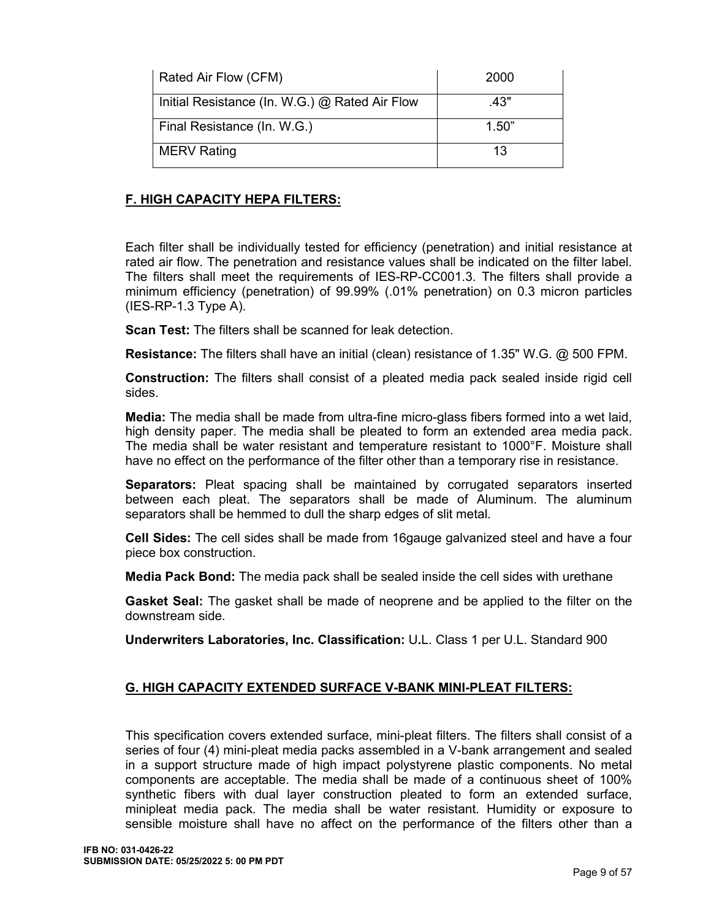| Rated Air Flow (CFM) | 2000 |
|---|---|
| Initial Resistance (In. W.G.) @ Rated Air Flow | .43" |
| Final Resistance (In. W.G.) | 1.50” |
| MERV Rating | 13 |

## F. HIGH CAPACITY HEPA FILTERS:

Each filter shall be individually tested for efficiency (penetration) and initial resistance at rated air flow. The penetration and resistance values shall be indicated on the filter label. The filters shall meet the requirements of IES-RP-CC001.3. The filters shall provide a minimum efficiency (penetration) of 99.99% (.01% penetration) on 0.3 micron particles (IES-RP-1.3 Type A).

**Scan Test:** The filters shall be scanned for leak detection.

**Resistance:** The filters shall have an initial (clean) resistance of 1.35" W.G. @ 500 FPM.

**Construction:** The filters shall consist of a pleated media pack sealed inside rigid cell sides.

**Media:** The media shall be made from ultra-fine micro-glass fibers formed into a wet laid, high density paper. The media shall be pleated to form an extended area media pack. The media shall be water resistant and temperature resistant to 1000°F. Moisture shall have no effect on the performance of the filter other than a temporary rise in resistance.

**Separators:** Pleat spacing shall be maintained by corrugated separators inserted between each pleat. The separators shall be made of Aluminum. The aluminum separators shall be hemmed to dull the sharp edges of slit metal.

**Cell Sides:** The cell sides shall be made from 16gauge galvanized steel and have a four piece box construction.

**Media Pack Bond:** The media pack shall be sealed inside the cell sides with urethane

**Gasket Seal:** The gasket shall be made of neoprene and be applied to the filter on the downstream side.

**Underwriters Laboratories, Inc. Classification:** U.L. Class 1 per U.L. Standard 900

## G. HIGH CAPACITY EXTENDED SURFACE V-BANK MINI-PLEAT FILTERS:

This specification covers extended surface, mini-pleat filters. The filters shall consist of a series of four (4) mini-pleat media packs assembled in a V-bank arrangement and sealed in a support structure made of high impact polystyrene plastic components. No metal components are acceptable. The media shall be made of a continuous sheet of 100% synthetic fibers with dual layer construction pleated to form an extended surface, minipleat media pack. The media shall be water resistant. Humidity or exposure to sensible moisture shall have no affect on the performance of the filters other than a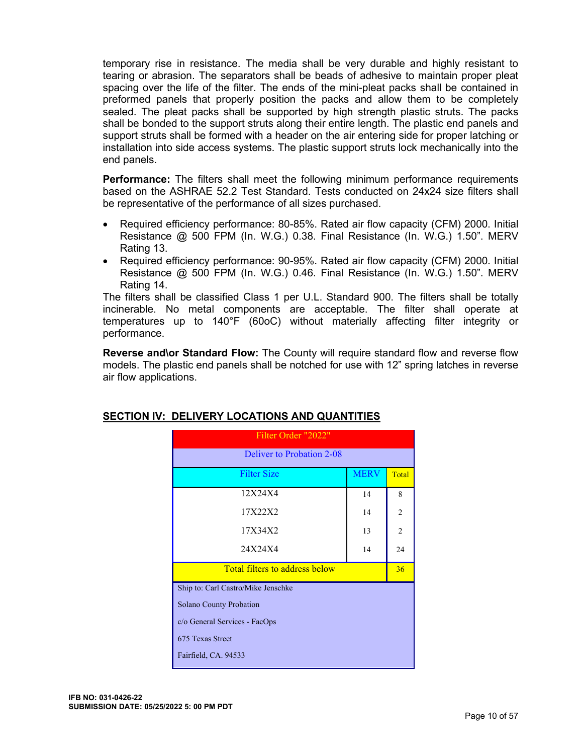temporary rise in resistance. The media shall be very durable and highly resistant to tearing or abrasion. The separators shall be beads of adhesive to maintain proper pleat spacing over the life of the filter. The ends of the mini-pleat packs shall be contained in preformed panels that properly position the packs and allow them to be completely sealed. The pleat packs shall be supported by high strength plastic struts. The packs shall be bonded to the support struts along their entire length. The plastic end panels and support struts shall be formed with a header on the air entering side for proper latching or installation into side access systems. The plastic support struts lock mechanically into the end panels.

**Performance:** The filters shall meet the following minimum performance requirements based on the ASHRAE 52.2 Test Standard. Tests conducted on 24x24 size filters shall be representative of the performance of all sizes purchased.

- Required efficiency performance: 80-85%. Rated air flow capacity (CFM) 2000. Initial Resistance @ 500 FPM (In. W.G.) 0.38. Final Resistance (In. W.G.) 1.50". MERV Rating 13.
- Required efficiency performance: 90-95%. Rated air flow capacity (CFM) 2000. Initial Resistance @ 500 FPM (In. W.G.) 0.46. Final Resistance (In. W.G.) 1.50". MERV Rating 14.

The filters shall be classified Class 1 per U.L. Standard 900. The filters shall be totally incinerable. No metal components are acceptable. The filter shall operate at temperatures up to 140°F (60oC) without materially affecting filter integrity or performance.

**Reverse and\or Standard Flow:** The County will require standard flow and reverse flow models. The plastic end panels shall be notched for use with 12" spring latches in reverse air flow applications.

## SECTION IV: DELIVERY LOCATIONS AND QUANTITIES

| Filter Order "2022" | | |
|---|---|---|
| Deliver to Probation 2-08 | | |
| Filter Size | MERV | Total |
| 12X24X4 | 14 | 8 |
| 17X22X2 | 14 | 2 |
| 17X34X2 | 13 | 2 |
| 24X24X4 | 14 | 24 |
| Total filters to address below | | 36 |

Ship to: Carl Castro/Mike Jenschke
Solano County Probation
c/o General Services - FacOps
675 Texas Street
Fairfield, CA. 94533

**IFB NO: 031-0426-22**
**SUBMISSION DATE: 05/25/2022 5: 00 PM PDT**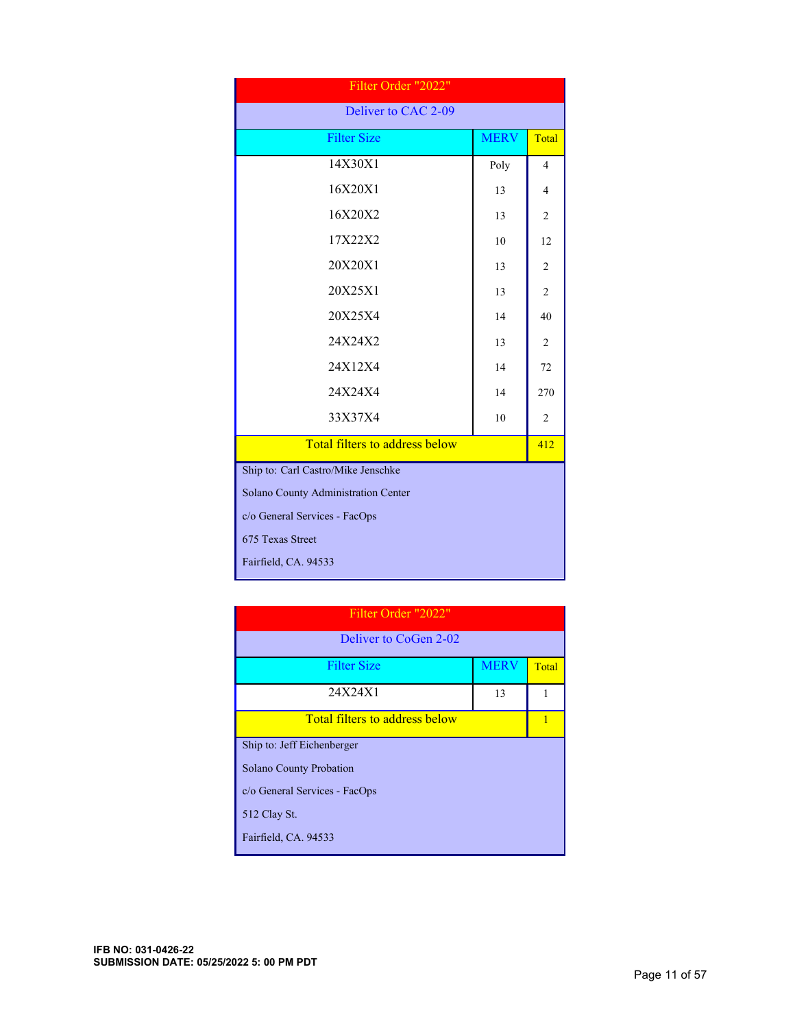| Filter Order "2022" | | |
|---|---|---|
| Deliver to CAC 2-09 | | |
| Filter Size | MERV | Total |
| 14X30X1 | Poly | 4 |
| 16X20X1 | 13 | 4 |
| 16X20X2 | 13 | 2 |
| 17X22X2 | 10 | 12 |
| 20X20X1 | 13 | 2 |
| 20X25X1 | 13 | 2 |
| 20X25X4 | 14 | 40 |
| 24X24X2 | 13 | 2 |
| 24X12X4 | 14 | 72 |
| 24X24X4 | 14 | 270 |
| 33X37X4 | 10 | 2 |
| Total filters to address below | | 412 |

Ship to: Carl Castro/Mike Jenschke
Solano County Administration Center
c/o General Services - FacOps
675 Texas Street
Fairfield, CA. 94533

| Filter Order "2022" | | |
|---|---|---|
| Deliver to CoGen 2-02 | | |
| Filter Size | MERV | Total |
| 24X24X1 | 13 | 1 |
| Total filters to address below | | 1 |

Ship to: Jeff Eichenberger
Solano County Probation
c/o General Services - FacOps
512 Clay St.
Fairfield, CA. 94533

**IFB NO: 031-0426-22**
**SUBMISSION DATE: 05/25/2022 5: 00 PM PDT**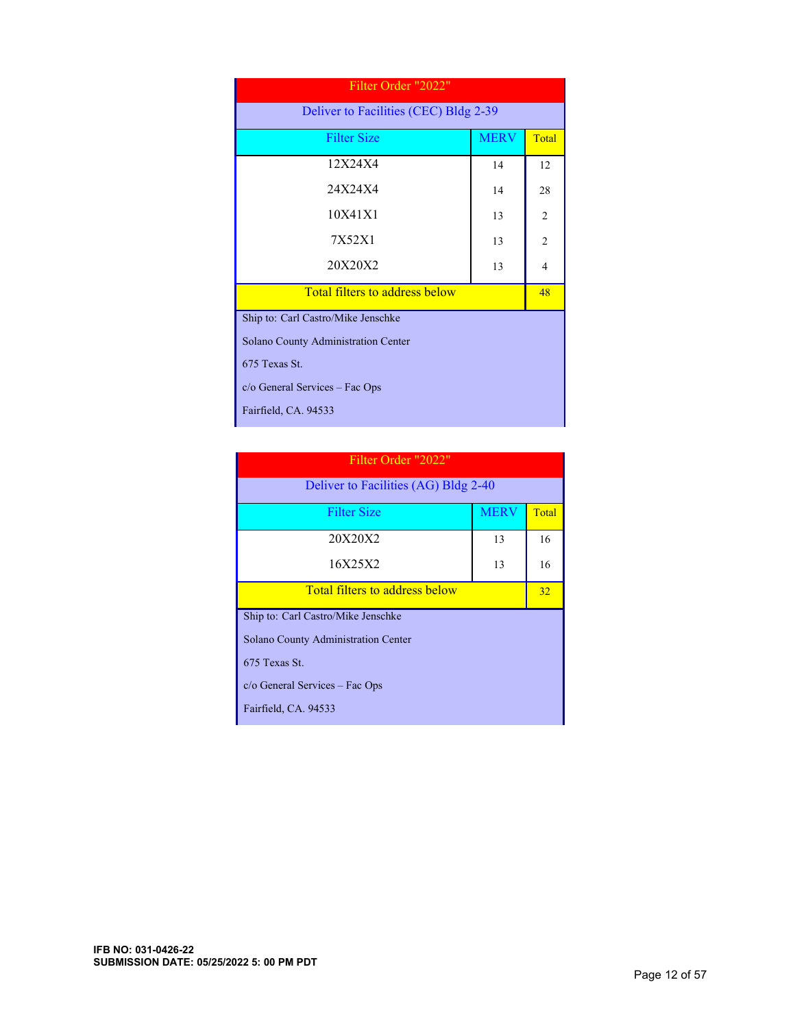| Filter Order "2022" | | |
|---|---|---|
| Deliver to Facilities (CEC) Bldg 2-39 | | |
| Filter Size | MERV | Total |
| 12X24X4 | 14 | 12 |
| 24X24X4 | 14 | 28 |
| 10X41X1 | 13 | 2 |
| 7X52X1 | 13 | 2 |
| 20X20X2 | 13 | 4 |
| Total filters to address below | | 48 |

Ship to: Carl Castro/Mike Jenschke
Solano County Administration Center
675 Texas St.
c/o General Services – Fac Ops
Fairfield, CA. 94533

| Filter Order "2022" | | |
|---|---|---|
| Deliver to Facilities (AG) Bldg 2-40 | | |
| Filter Size | MERV | Total |
| 20X20X2 | 13 | 16 |
| 16X25X2 | 13 | 16 |
| Total filters to address below | | 32 |

Ship to: Carl Castro/Mike Jenschke
Solano County Administration Center
675 Texas St.
c/o General Services – Fac Ops
Fairfield, CA. 94533

**IFB NO: 031-0426-22**
**SUBMISSION DATE: 05/25/2022 5: 00 PM PDT**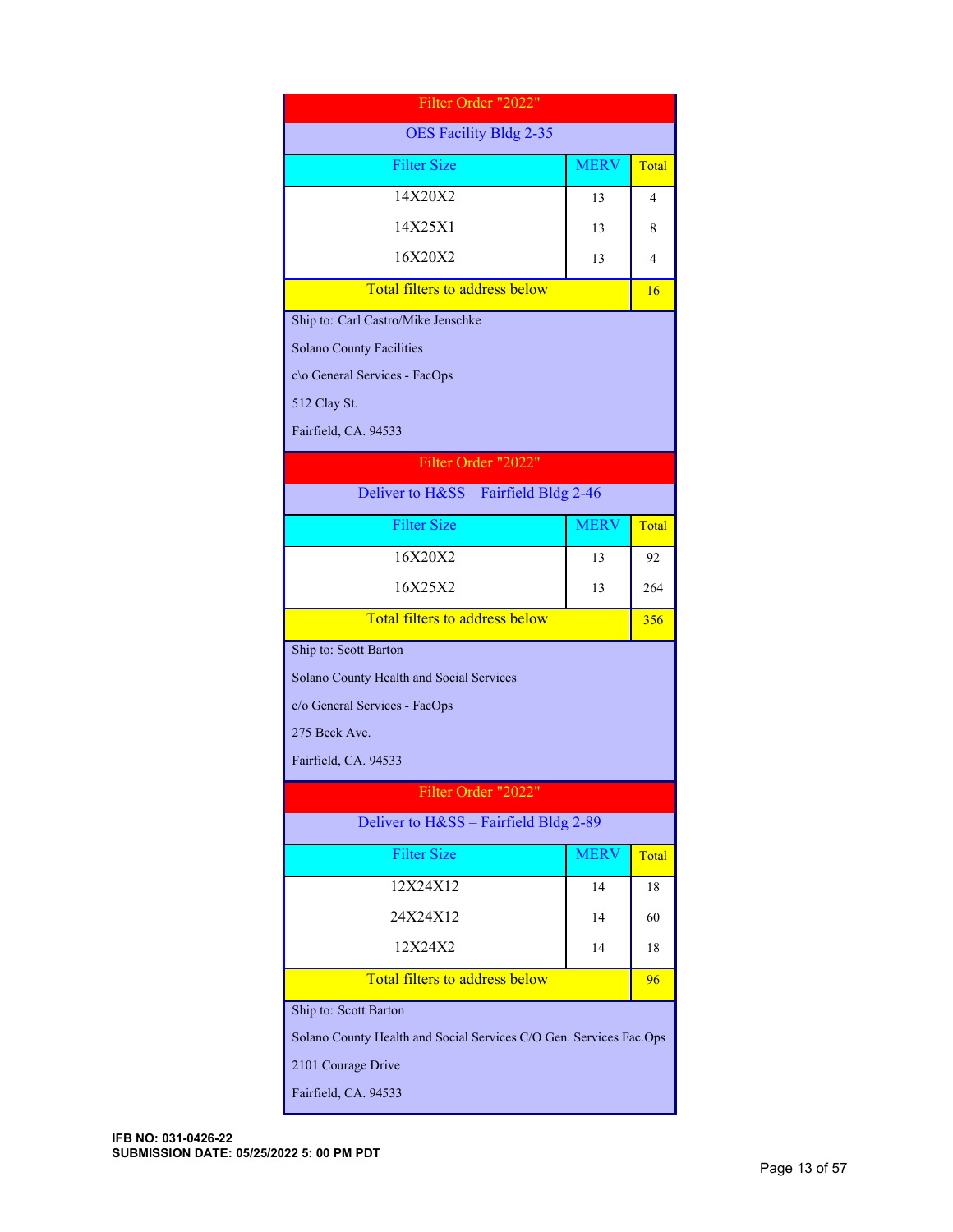| Filter Order "2022" | | |
|---|---|---|
| OES Facility Bldg 2-35 | | |
| Filter Size | MERV | Total |
| 14X20X2 | 13 | 4 |
| 14X25X1 | 13 | 8 |
| 16X20X2 | 13 | 4 |
| Total filters to address below | | 16 |

Ship to: Carl Castro/Mike Jenschke

Solano County Facilities

c\o General Services - FacOps

512 Clay St.

Fairfield, CA. 94533

| Filter Order "2022" | | |
|---|---|---|
| Deliver to H&SS – Fairfield Bldg 2-46 | | |
| Filter Size | MERV | Total |
| 16X20X2 | 13 | 92 |
| 16X25X2 | 13 | 264 |
| Total filters to address below | | 356 |

Ship to: Scott Barton

Solano County Health and Social Services

c/o General Services - FacOps

275 Beck Ave.

Fairfield, CA. 94533

| Filter Order "2022" | | |
|---|---|---|
| Deliver to H&SS – Fairfield Bldg 2-89 | | |
| Filter Size | MERV | Total |
| 12X24X12 | 14 | 18 |
| 24X24X12 | 14 | 60 |
| 12X24X2 | 14 | 18 |
| Total filters to address below | | 96 |

Ship to: Scott Barton

Solano County Health and Social Services C/O Gen. Services Fac.Ops

2101 Courage Drive

Fairfield, CA. 94533

**IFB NO: 031-0426-22**
**SUBMISSION DATE: 05/25/2022 5: 00 PM PDT**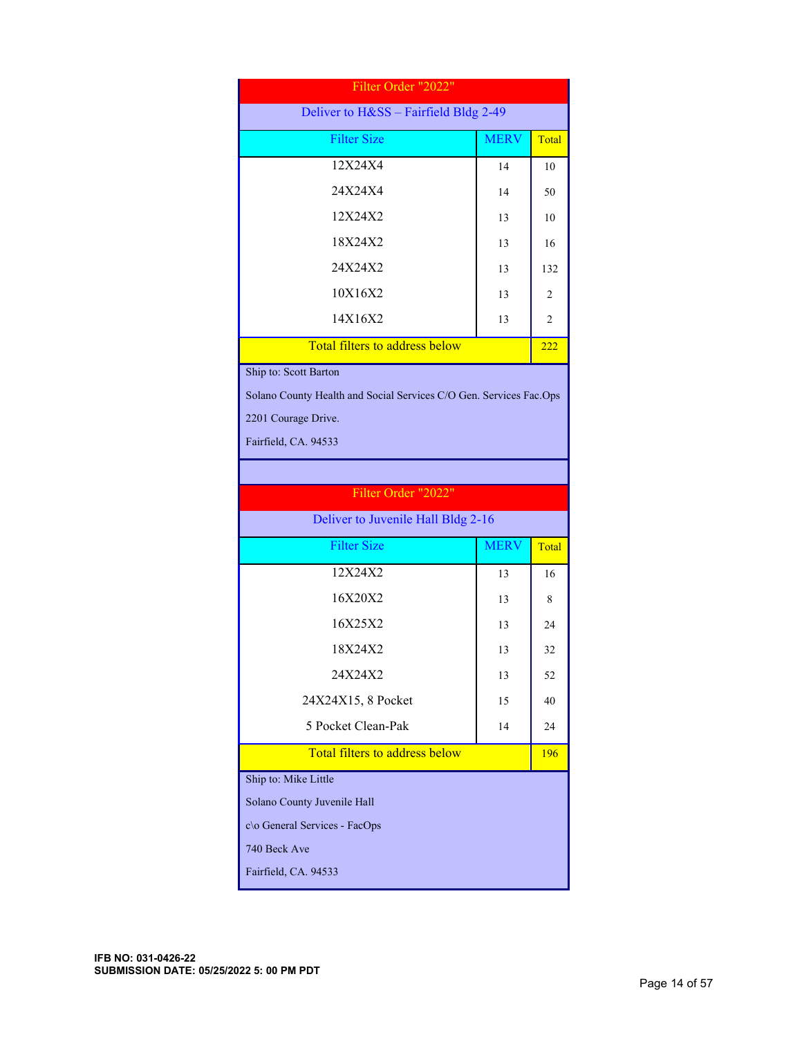| Filter Order "2022" | | |
|---|---|---|
| Deliver to H&SS – Fairfield Bldg 2-49 | | |
| Filter Size | MERV | Total |
| 12X24X4 | 14 | 10 |
| 24X24X4 | 14 | 50 |
| 12X24X2 | 13 | 10 |
| 18X24X2 | 13 | 16 |
| 24X24X2 | 13 | 132 |
| 10X16X2 | 13 | 2 |
| 14X16X2 | 13 | 2 |
| Total filters to address below | | 222 |

Ship to: Scott Barton

Solano County Health and Social Services C/O Gen. Services Fac.Ops

2201 Courage Drive.

Fairfield, CA. 94533

| Filter Order "2022" | | |
|---|---|---|
| Deliver to Juvenile Hall Bldg 2-16 | | |
| Filter Size | MERV | Total |
| 12X24X2 | 13 | 16 |
| 16X20X2 | 13 | 8 |
| 16X25X2 | 13 | 24 |
| 18X24X2 | 13 | 32 |
| 24X24X2 | 13 | 52 |
| 24X24X15, 8 Pocket | 15 | 40 |
| 5 Pocket Clean-Pak | 14 | 24 |
| Total filters to address below | | 196 |

Ship to: Mike Little

Solano County Juvenile Hall

c\o General Services - FacOps

740 Beck Ave

Fairfield, CA. 94533

**IFB NO: 031-0426-22**
**SUBMISSION DATE: 05/25/2022 5: 00 PM PDT**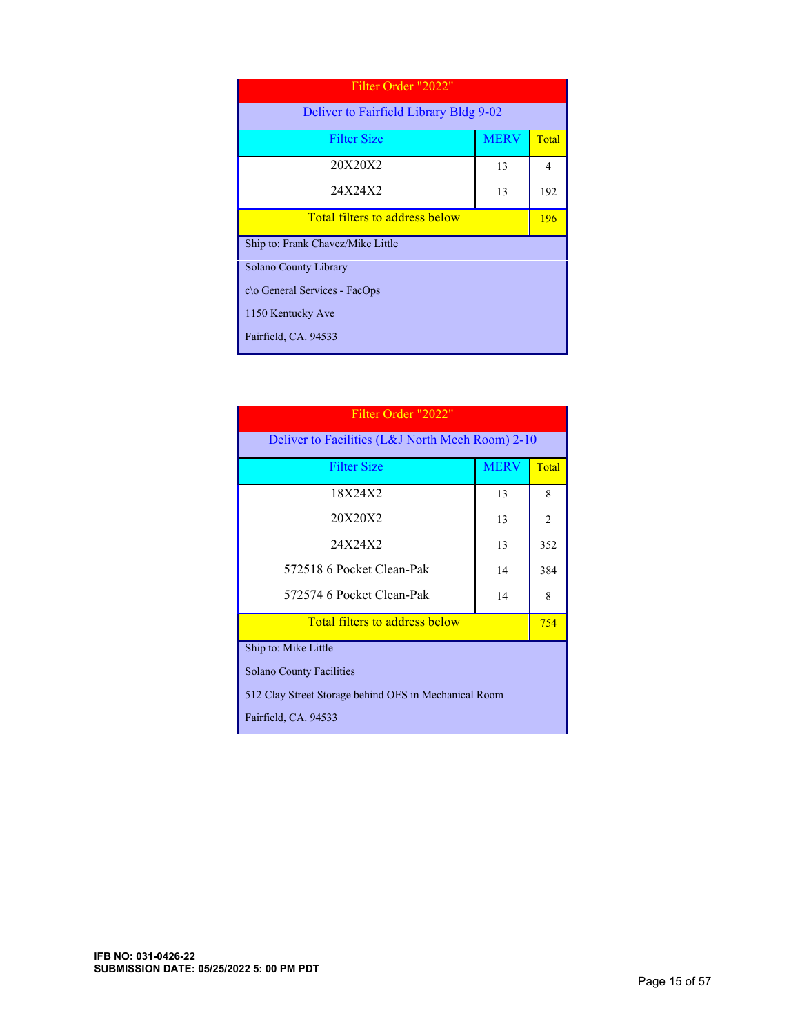| Filter Order "2022" | | |
|---|---|---|
| Deliver to Fairfield Library Bldg 9-02 | | |
| Filter Size | MERV | Total |
| 20X20X2 | 13 | 4 |
| 24X24X2 | 13 | 192 |
| Total filters to address below | | 196 |

Ship to: Frank Chavez/Mike Little

Solano County Library

c\o General Services - FacOps

1150 Kentucky Ave

Fairfield, CA. 94533

| Filter Order "2022" | | |
|---|---|---|
| Deliver to Facilities (L&J North Mech Room) 2-10 | | |
| Filter Size | MERV | Total |
| 18X24X2 | 13 | 8 |
| 20X20X2 | 13 | 2 |
| 24X24X2 | 13 | 352 |
| 572518 6 Pocket Clean-Pak | 14 | 384 |
| 572574 6 Pocket Clean-Pak | 14 | 8 |
| Total filters to address below | | 754 |

Ship to: Mike Little

Solano County Facilities

512 Clay Street Storage behind OES in Mechanical Room

Fairfield, CA. 94533

**IFB NO: 031-0426-22**
**SUBMISSION DATE: 05/25/2022 5: 00 PM PDT**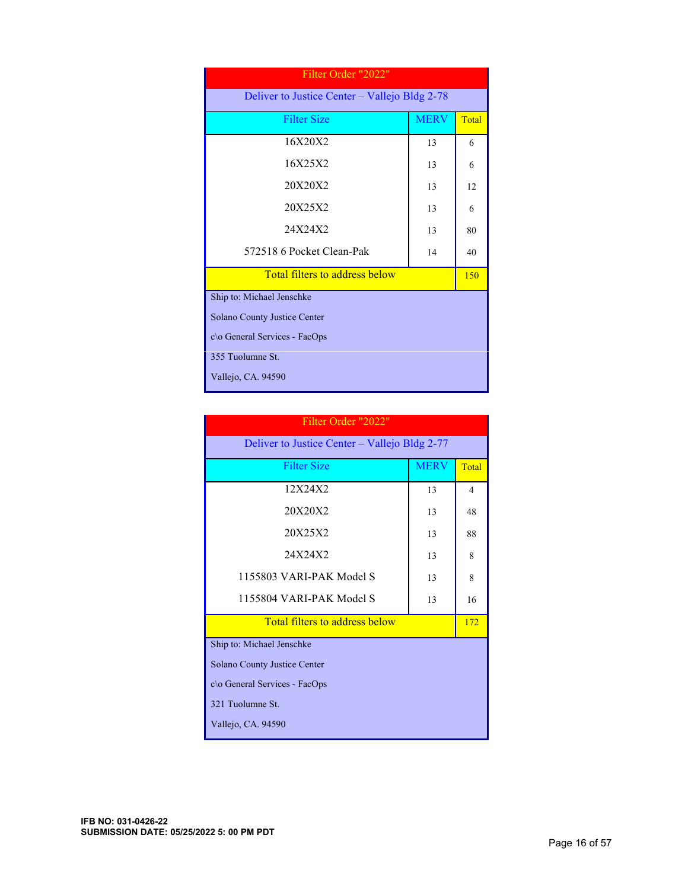| Filter Order "2022" | | |
|---|---|---|
| Deliver to Justice Center – Vallejo Bldg 2-78 | | |
| **Filter Size** | **MERV** | **Total** |
| 16X20X2 | 13 | 6 |
| 16X25X2 | 13 | 6 |
| 20X20X2 | 13 | 12 |
| 20X25X2 | 13 | 6 |
| 24X24X2 | 13 | 80 |
| 572518 6 Pocket Clean-Pak | 14 | 40 |
| Total filters to address below | | 150 |

Ship to: Michael Jenschke
Solano County Justice Center
c\o General Services - FacOps
355 Tuolumne St.
Vallejo, CA. 94590

| Filter Order "2022" | | |
|---|---|---|
| Deliver to Justice Center – Vallejo Bldg 2-77 | | |
| **Filter Size** | **MERV** | **Total** |
| 12X24X2 | 13 | 4 |
| 20X20X2 | 13 | 48 |
| 20X25X2 | 13 | 88 |
| 24X24X2 | 13 | 8 |
| 1155803 VARI-PAK Model S | 13 | 8 |
| 1155804 VARI-PAK Model S | 13 | 16 |
| Total filters to address below | | 172 |

Ship to: Michael Jenschke
Solano County Justice Center
c\o General Services - FacOps
321 Tuolumne St.
Vallejo, CA. 94590

**IFB NO: 031-0426-22**
**SUBMISSION DATE: 05/25/2022 5: 00 PM PDT**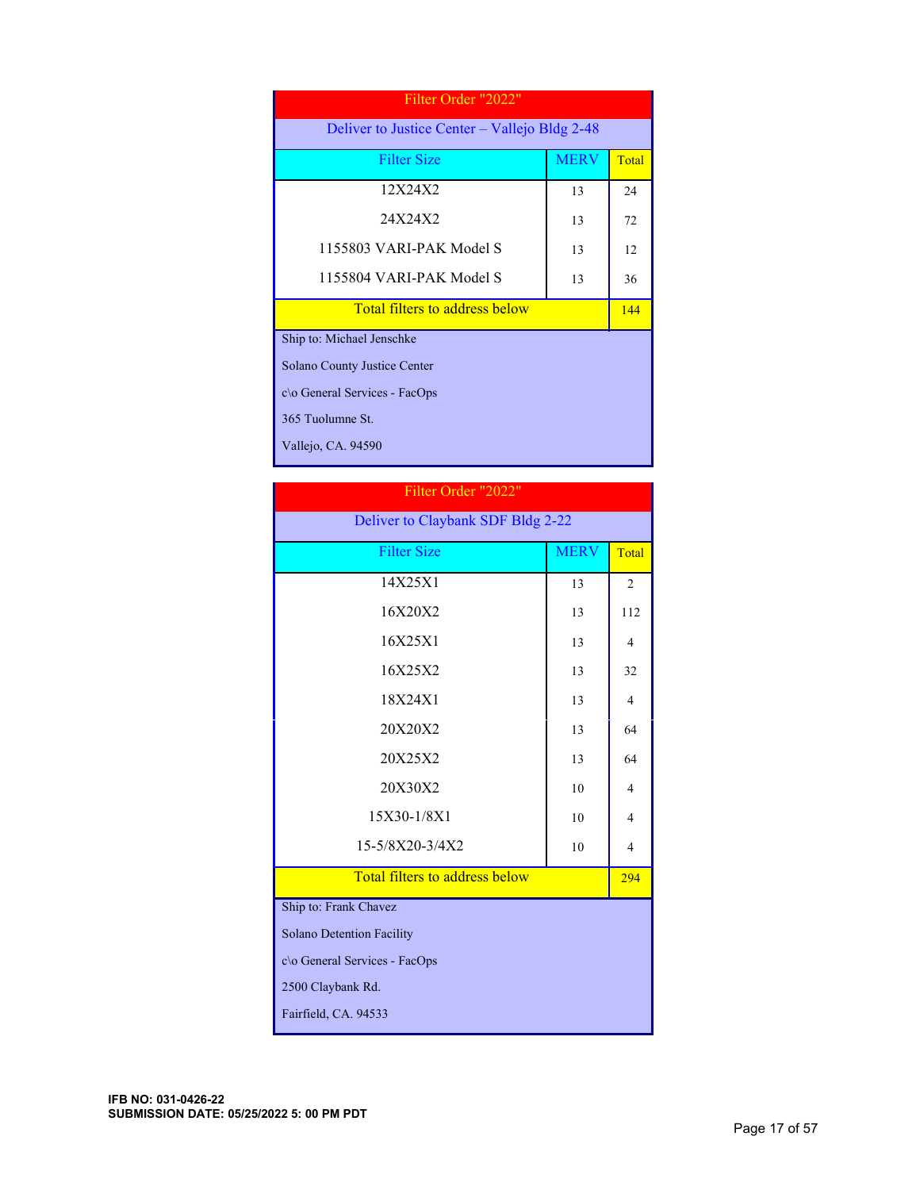| Filter Order "2022" | | |
|---|---|---|
| Deliver to Justice Center – Vallejo Bldg 2-48 | | |
| Filter Size | MERV | Total |
| 12X24X2 | 13 | 24 |
| 24X24X2 | 13 | 72 |
| 1155803 VARI-PAK Model S | 13 | 12 |
| 1155804 VARI-PAK Model S | 13 | 36 |
| Total filters to address below | | 144 |

Ship to: Michael Jenschke
Solano County Justice Center
c\o General Services - FacOps
365 Tuolumne St.
Vallejo, CA. 94590

| Filter Order "2022" | | |
|---|---|---|
| Deliver to Claybank SDF Bldg 2-22 | | |
| Filter Size | MERV | Total |
| 14X25X1 | 13 | 2 |
| 16X20X2 | 13 | 112 |
| 16X25X1 | 13 | 4 |
| 16X25X2 | 13 | 32 |
| 18X24X1 | 13 | 4 |
| 20X20X2 | 13 | 64 |
| 20X25X2 | 13 | 64 |
| 20X30X2 | 10 | 4 |
| 15X30-1/8X1 | 10 | 4 |
| 15-5/8X20-3/4X2 | 10 | 4 |
| Total filters to address below | | 294 |

Ship to: Frank Chavez
Solano Detention Facility
c\o General Services - FacOps
2500 Claybank Rd.
Fairfield, CA. 94533

**IFB NO: 031-0426-22**
**SUBMISSION DATE: 05/25/2022 5: 00 PM PDT**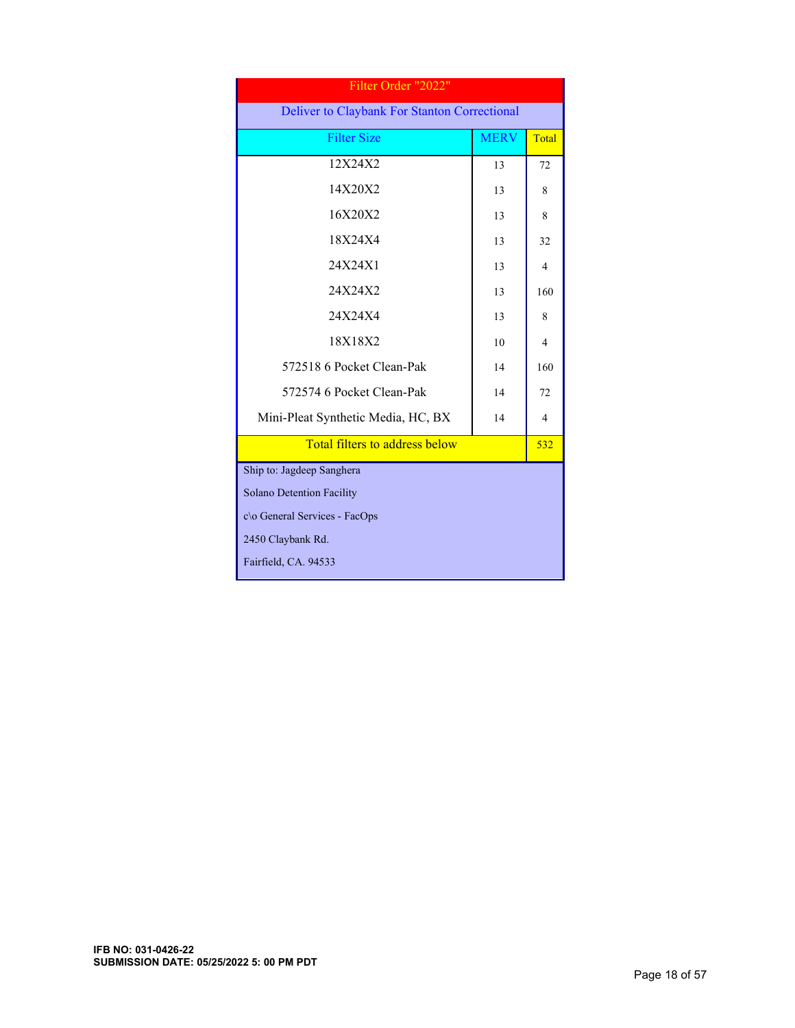| Filter Order "2022" | | |
|---|---|---|
| Deliver to Claybank For Stanton Correctional | | |
| Filter Size | MERV | Total |
| 12X24X2 | 13 | 72 |
| 14X20X2 | 13 | 8 |
| 16X20X2 | 13 | 8 |
| 18X24X4 | 13 | 32 |
| 24X24X1 | 13 | 4 |
| 24X24X2 | 13 | 160 |
| 24X24X4 | 13 | 8 |
| 18X18X2 | 10 | 4 |
| 572518 6 Pocket Clean-Pak | 14 | 160 |
| 572574 6 Pocket Clean-Pak | 14 | 72 |
| Mini-Pleat Synthetic Media, HC, BX | 14 | 4 |
| Total filters to address below | | 532 |

Ship to: Jagdeep Sanghera

Solano Detention Facility

c\o General Services - FacOps

2450 Claybank Rd.

Fairfield, CA. 94533

**IFB NO: 031-0426-22**
**SUBMISSION DATE: 05/25/2022 5: 00 PM PDT**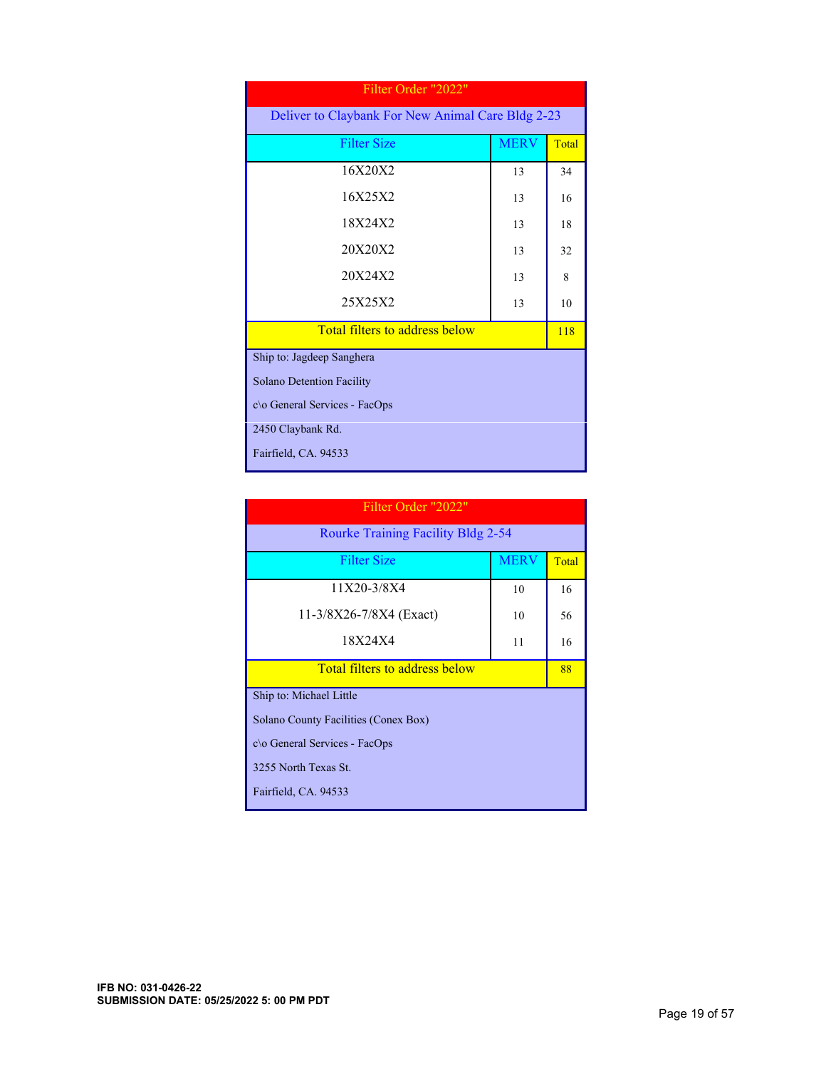| Filter Order "2022" | | |
|---|---|---|
| Deliver to Claybank For New Animal Care Bldg 2-23 | | |
| Filter Size | MERV | Total |
| 16X20X2 | 13 | 34 |
| 16X25X2 | 13 | 16 |
| 18X24X2 | 13 | 18 |
| 20X20X2 | 13 | 32 |
| 20X24X2 | 13 | 8 |
| 25X25X2 | 13 | 10 |
| Total filters to address below | | 118 |

Ship to: Jagdeep Sanghera
Solano Detention Facility
c\o General Services - FacOps
2450 Claybank Rd.
Fairfield, CA. 94533

| Filter Order "2022" | | |
|---|---|---|
| Rourke Training Facility Bldg 2-54 | | |
| Filter Size | MERV | Total |
| 11X20-3/8X4 | 10 | 16 |
| 11-3/8X26-7/8X4 (Exact) | 10 | 56 |
| 18X24X4 | 11 | 16 |
| Total filters to address below | | 88 |

Ship to: Michael Little
Solano County Facilities (Conex Box)
c\o General Services - FacOps
3255 North Texas St.
Fairfield, CA. 94533

**IFB NO: 031-0426-22**
**SUBMISSION DATE: 05/25/2022 5: 00 PM PDT**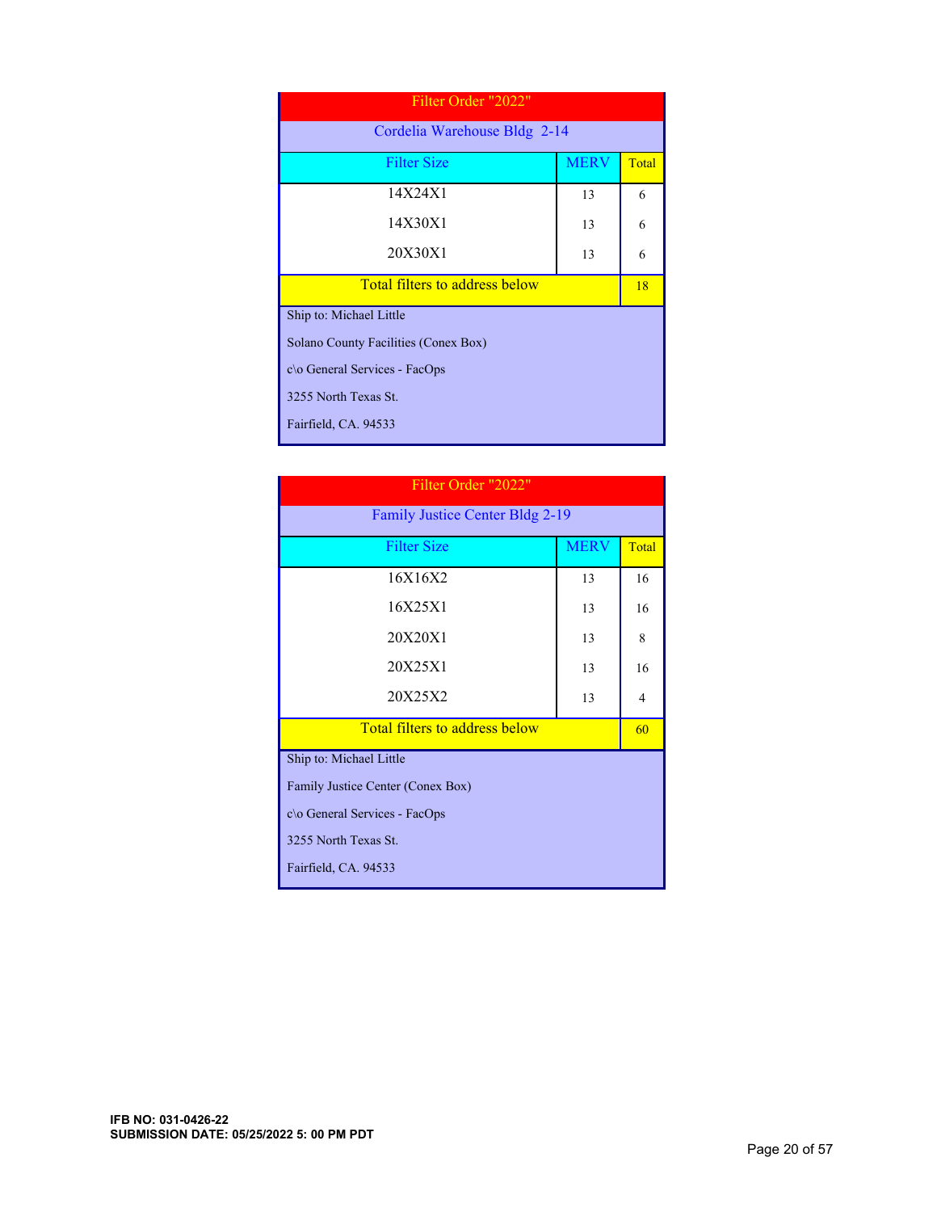| Filter Order "2022" | | |
|---|---|---|
| Cordelia Warehouse Bldg 2-14 | | |
| Filter Size | MERV | Total |
| 14X24X1 | 13 | 6 |
| 14X30X1 | 13 | 6 |
| 20X30X1 | 13 | 6 |
| Total filters to address below | | 18 |

Ship to: Michael Little

Solano County Facilities (Conex Box)

c\o General Services - FacOps

3255 North Texas St.

Fairfield, CA. 94533

| Filter Order "2022" | | |
|---|---|---|
| Family Justice Center Bldg 2-19 | | |
| Filter Size | MERV | Total |
| 16X16X2 | 13 | 16 |
| 16X25X1 | 13 | 16 |
| 20X20X1 | 13 | 8 |
| 20X25X1 | 13 | 16 |
| 20X25X2 | 13 | 4 |
| Total filters to address below | | 60 |

Ship to: Michael Little

Family Justice Center (Conex Box)

c\o General Services - FacOps

3255 North Texas St.

Fairfield, CA. 94533

**IFB NO: 031-0426-22**
**SUBMISSION DATE: 05/25/2022 5: 00 PM PDT**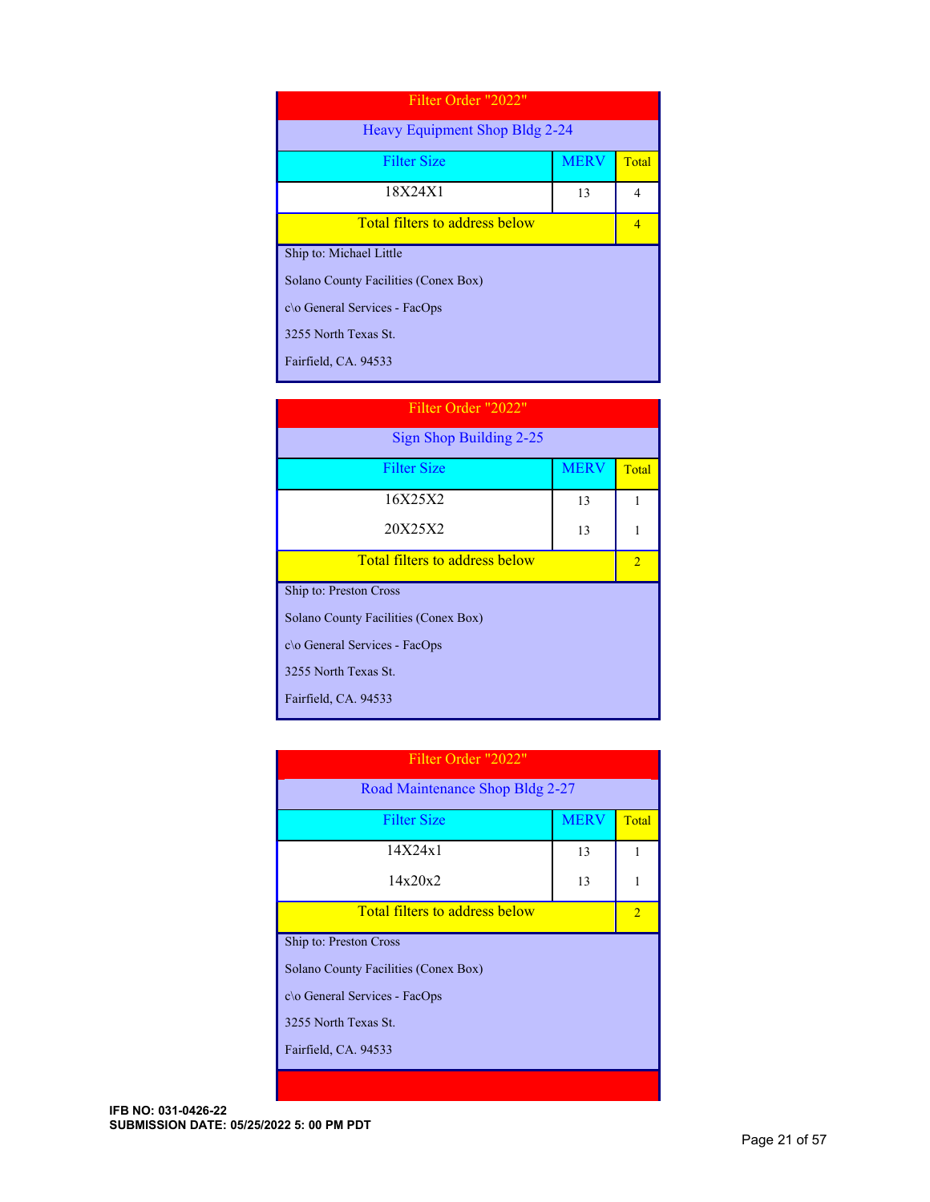| Filter Order "2022" | | |
|---|---|---|
| Heavy Equipment Shop Bldg 2-24 | | |
| Filter Size | MERV | Total |
| 18X24X1 | 13 | 4 |
| Total filters to address below | | 4 |

Ship to: Michael Little

Solano County Facilities (Conex Box)

c\o General Services - FacOps

3255 North Texas St.

Fairfield, CA. 94533

| Filter Order "2022" | | |
|---|---|---|
| Sign Shop Building 2-25 | | |
| Filter Size | MERV | Total |
| 16X25X2 | 13 | 1 |
| 20X25X2 | 13 | 1 |
| Total filters to address below | | 2 |

Ship to: Preston Cross

Solano County Facilities (Conex Box)

c\o General Services - FacOps

3255 North Texas St.

Fairfield, CA. 94533

| Filter Order "2022" | | |
|---|---|---|
| Road Maintenance Shop Bldg 2-27 | | |
| Filter Size | MERV | Total |
| 14X24x1 | 13 | 1 |
| 14x20x2 | 13 | 1 |
| Total filters to address below | | 2 |

Ship to: Preston Cross

Solano County Facilities (Conex Box)

c\o General Services - FacOps

3255 North Texas St.

Fairfield, CA. 94533

**IFB NO: 031-0426-22**
**SUBMISSION DATE: 05/25/2022 5: 00 PM PDT**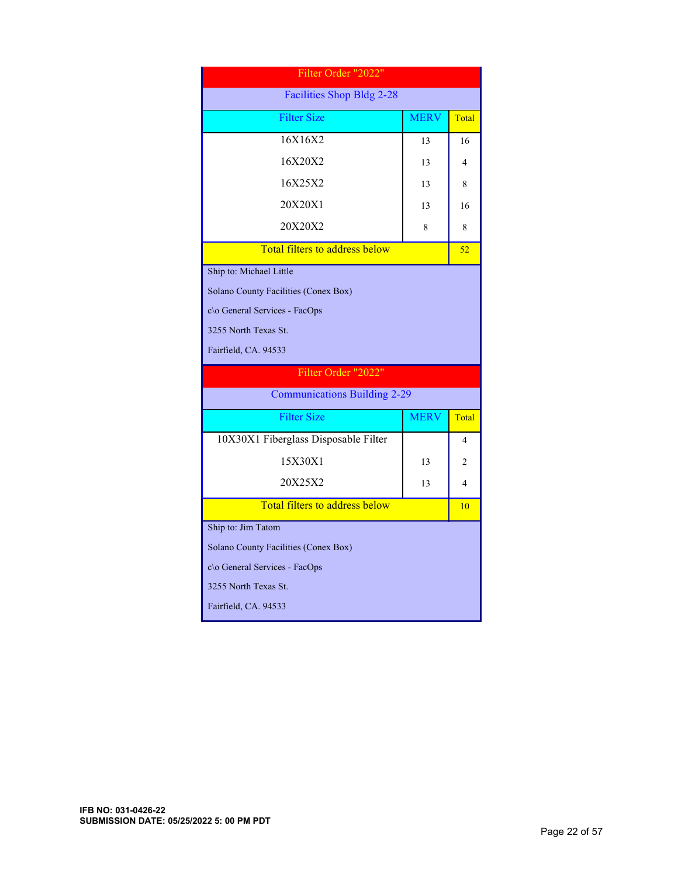| Filter Order "2022" | | |
|---|---|---|
| **Facilities Shop Bldg 2-28** | | |
| **Filter Size** | **MERV** | **Total** |
| 16X16X2 | 13 | 16 |
| 16X20X2 | 13 | 4 |
| 16X25X2 | 13 | 8 |
| 20X20X1 | 13 | 16 |
| 20X20X2 | 8 | 8 |
| Total filters to address below | | 52 |

Ship to: Michael Little

Solano County Facilities (Conex Box)

c\o General Services - FacOps

3255 North Texas St.

Fairfield, CA. 94533

| Filter Order "2022" | | |
|---|---|---|
| **Communications Building 2-29** | | |
| **Filter Size** | **MERV** | **Total** |
| 10X30X1 Fiberglass Disposable Filter | | 4 |
| 15X30X1 | 13 | 2 |
| 20X25X2 | 13 | 4 |
| Total filters to address below | | 10 |

Ship to: Jim Tatom

Solano County Facilities (Conex Box)

c\o General Services - FacOps

3255 North Texas St.

Fairfield, CA. 94533

**IFB NO: 031-0426-22**
**SUBMISSION DATE: 05/25/2022 5: 00 PM PDT**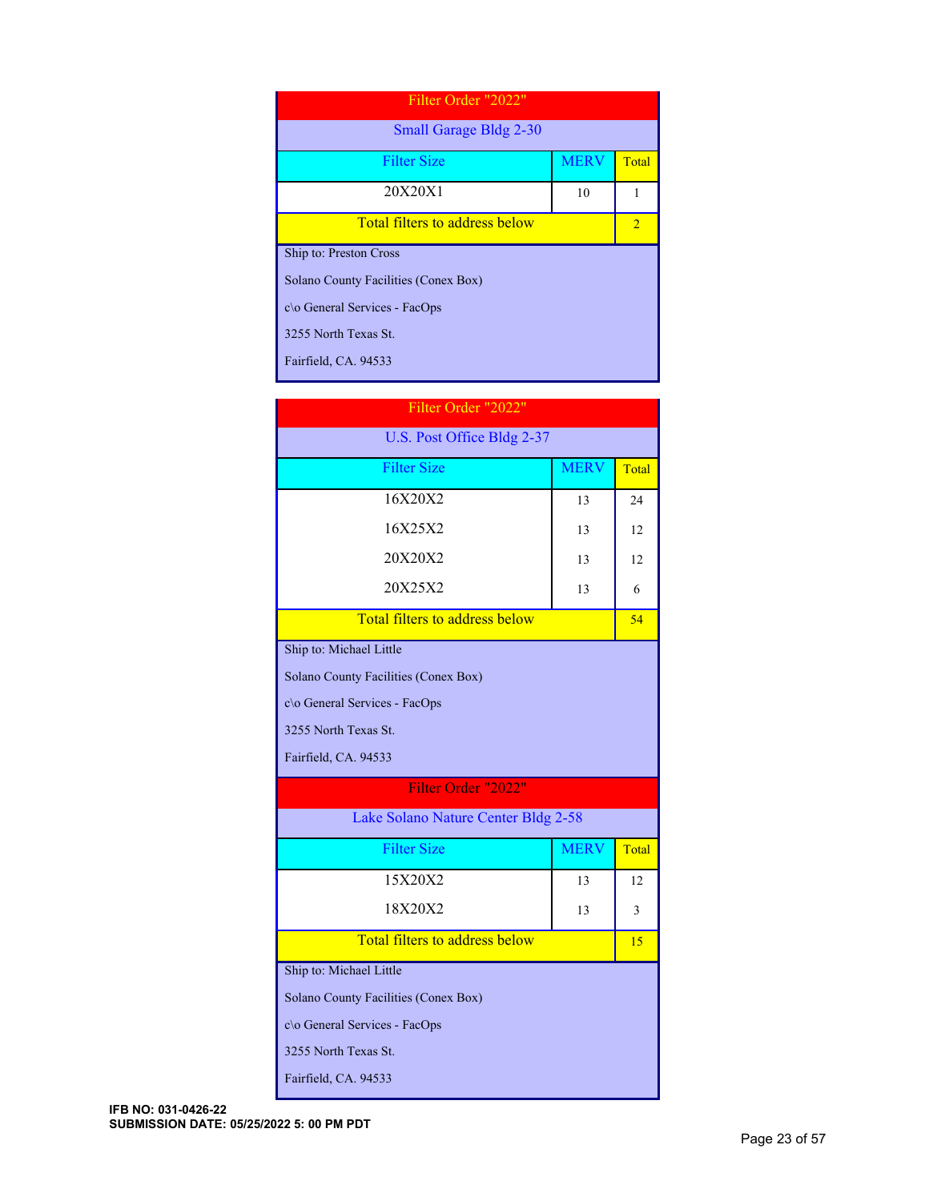| Filter Order "2022" | | |
|---|---|---|
| Small Garage Bldg 2-30 | | |
| Filter Size | MERV | Total |
| 20X20X1 | 10 | 1 |
| Total filters to address below | | 2 |

Ship to: Preston Cross

Solano County Facilities (Conex Box)

c\o General Services - FacOps

3255 North Texas St.

Fairfield, CA. 94533

| Filter Order "2022" | | |
|---|---|---|
| U.S. Post Office Bldg 2-37 | | |
| Filter Size | MERV | Total |
| 16X20X2 | 13 | 24 |
| 16X25X2 | 13 | 12 |
| 20X20X2 | 13 | 12 |
| 20X25X2 | 13 | 6 |
| Total filters to address below | | 54 |

Ship to: Michael Little

Solano County Facilities (Conex Box)

c\o General Services - FacOps

3255 North Texas St.

Fairfield, CA. 94533

| Filter Order "2022" | | |
|---|---|---|
| Lake Solano Nature Center Bldg 2-58 | | |
| Filter Size | MERV | Total |
| 15X20X2 | 13 | 12 |
| 18X20X2 | 13 | 3 |
| Total filters to address below | | 15 |

Ship to: Michael Little

Solano County Facilities (Conex Box)

c\o General Services - FacOps

3255 North Texas St.

Fairfield, CA. 94533

**IFB NO: 031-0426-22**
**SUBMISSION DATE: 05/25/2022 5: 00 PM PDT**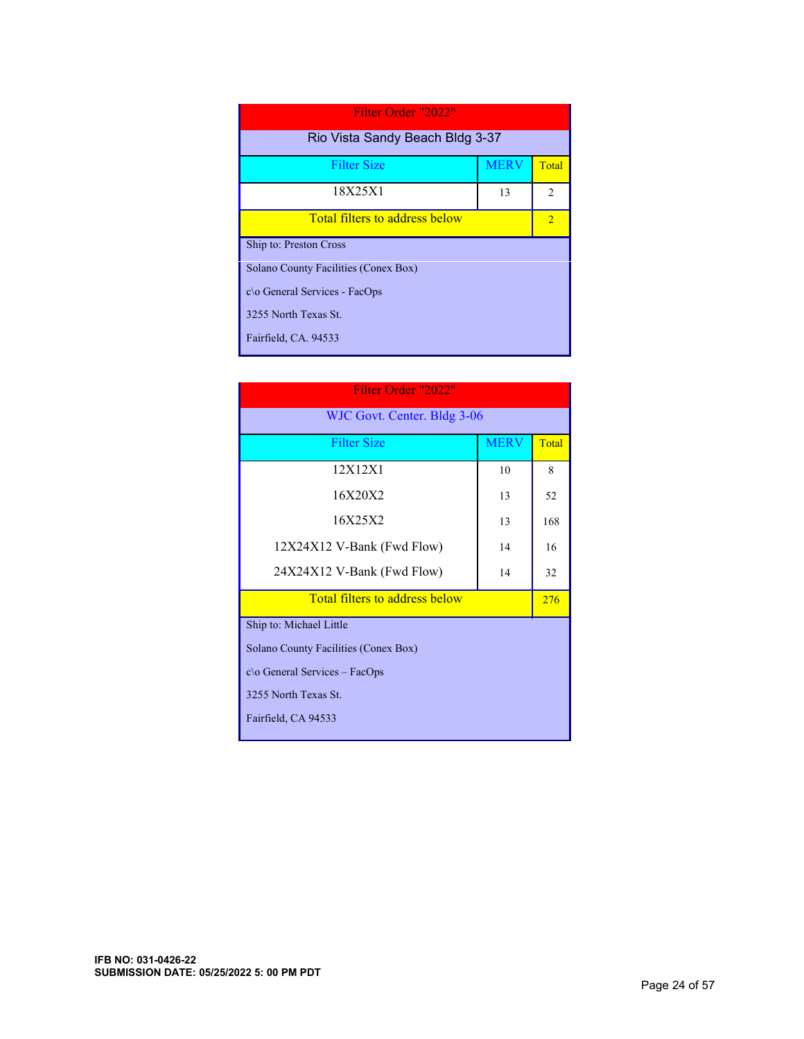| Filter Order "2022" | | |
|---|---|---|
| **Rio Vista Sandy Beach Bldg 3-37** | | |
| Filter Size | MERV | Total |
| 18X25X1 | 13 | 2 |
| Total filters to address below | | 2 |

Ship to: Preston Cross

Solano County Facilities (Conex Box)

c\o General Services - FacOps

3255 North Texas St.

Fairfield, CA. 94533

| Filter Order "2022" | | |
|---|---|---|
| **WJC Govt. Center. Bldg 3-06** | | |
| Filter Size | MERV | Total |
| 12X12X1 | 10 | 8 |
| 16X20X2 | 13 | 52 |
| 16X25X2 | 13 | 168 |
| 12X24X12 V-Bank (Fwd Flow) | 14 | 16 |
| 24X24X12 V-Bank (Fwd Flow) | 14 | 32 |
| Total filters to address below | | 276 |

Ship to: Michael Little

Solano County Facilities (Conex Box)

c\o General Services – FacOps

3255 North Texas St.

Fairfield, CA 94533

**IFB NO: 031-0426-22**
**SUBMISSION DATE: 05/25/2022 5: 00 PM PDT**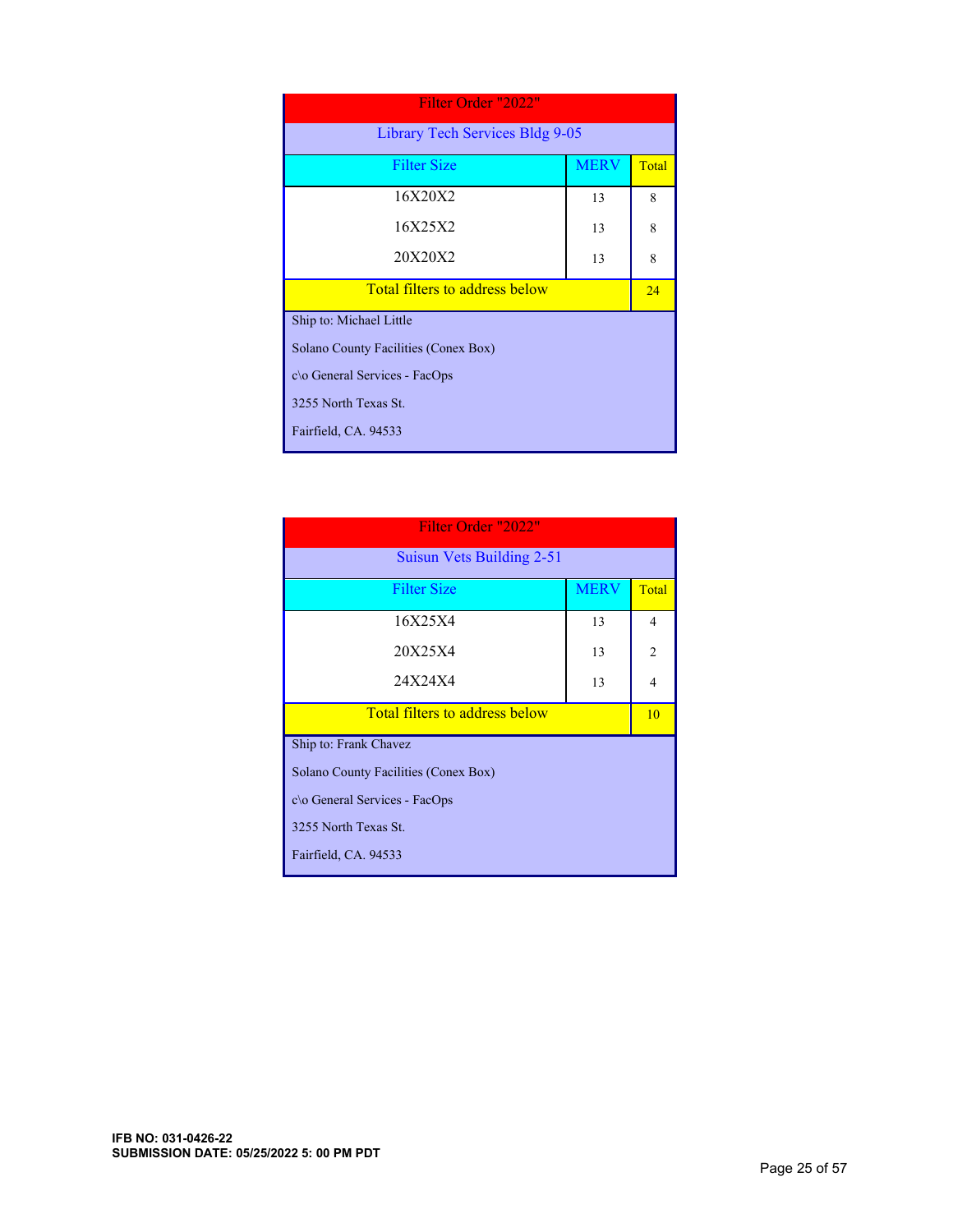| Filter Order "2022" | | |
|---|---|---|
| Library Tech Services Bldg 9-05 | | |
| Filter Size | MERV | Total |
| 16X20X2 | 13 | 8 |
| 16X25X2 | 13 | 8 |
| 20X20X2 | 13 | 8 |
| Total filters to address below | | 24 |

Ship to: Michael Little

Solano County Facilities (Conex Box)

c\o General Services - FacOps

3255 North Texas St.

Fairfield, CA. 94533

| Filter Order "2022" | | |
|---|---|---|
| Suisun Vets Building 2-51 | | |
| Filter Size | MERV | Total |
| 16X25X4 | 13 | 4 |
| 20X25X4 | 13 | 2 |
| 24X24X4 | 13 | 4 |
| Total filters to address below | | 10 |

Ship to: Frank Chavez

Solano County Facilities (Conex Box)

c\o General Services - FacOps

3255 North Texas St.

Fairfield, CA. 94533

**IFB NO: 031-0426-22**
**SUBMISSION DATE: 05/25/2022 5: 00 PM PDT**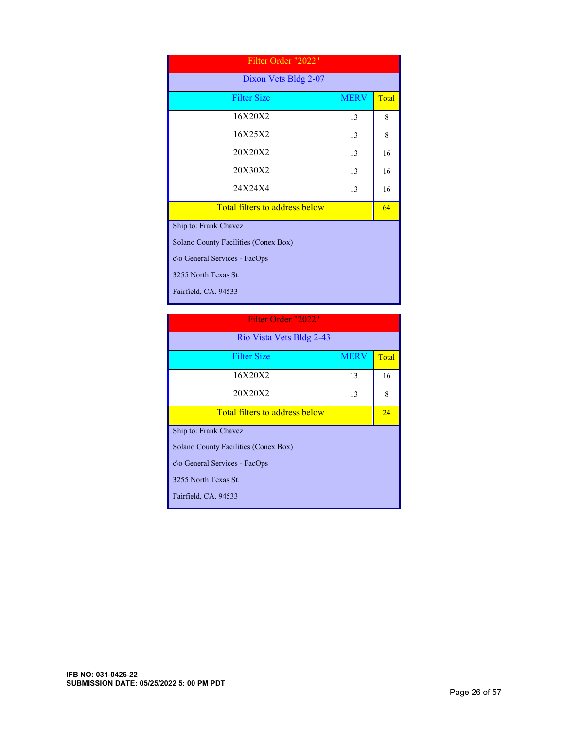| Filter Order "2022" | | |
|---|---|---|
| **Dixon Vets Bldg 2-07** | | |
| **Filter Size** | **MERV** | **Total** |
| 16X20X2 | 13 | 8 |
| 16X25X2 | 13 | 8 |
| 20X20X2 | 13 | 16 |
| 20X30X2 | 13 | 16 |
| 24X24X4 | 13 | 16 |
| Total filters to address below | | 64 |

Ship to: Frank Chavez

Solano County Facilities (Conex Box)

c\o General Services - FacOps

3255 North Texas St.

Fairfield, CA. 94533

| Filter Order "2022" | | |
|---|---|---|
| **Rio Vista Vets Bldg 2-43** | | |
| **Filter Size** | **MERV** | **Total** |
| 16X20X2 | 13 | 16 |
| 20X20X2 | 13 | 8 |
| Total filters to address below | | 24 |

Ship to: Frank Chavez

Solano County Facilities (Conex Box)

c\o General Services - FacOps

3255 North Texas St.

Fairfield, CA. 94533

**IFB NO: 031-0426-22**
**SUBMISSION DATE: 05/25/2022 5: 00 PM PDT**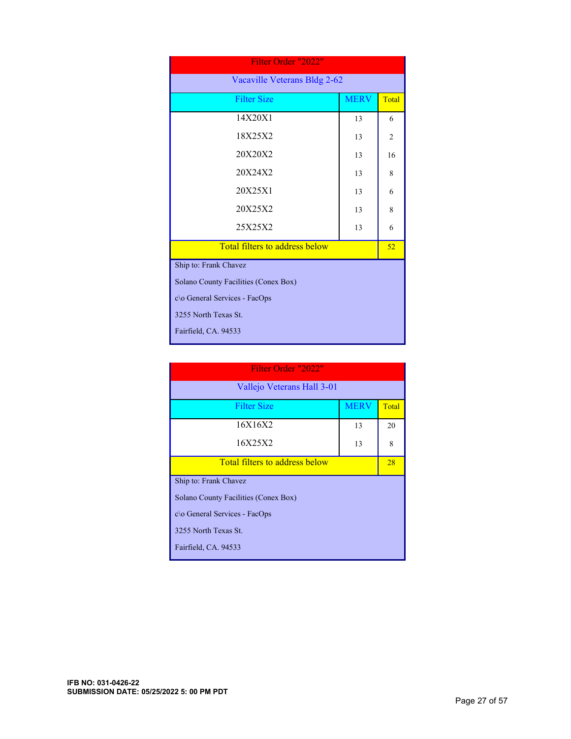| Filter Order "2022" | | |
|---|---|---|
| Vacaville Veterans Bldg 2-62 | | |
| Filter Size | MERV | Total |
| 14X20X1 | 13 | 6 |
| 18X25X2 | 13 | 2 |
| 20X20X2 | 13 | 16 |
| 20X24X2 | 13 | 8 |
| 20X25X1 | 13 | 6 |
| 20X25X2 | 13 | 8 |
| 25X25X2 | 13 | 6 |
| Total filters to address below | | 52 |

Ship to: Frank Chavez

Solano County Facilities (Conex Box)

c\o General Services - FacOps

3255 North Texas St.

Fairfield, CA. 94533

| Filter Order "2022" | | |
|---|---|---|
| Vallejo Veterans Hall 3-01 | | |
| Filter Size | MERV | Total |
| 16X16X2 | 13 | 20 |
| 16X25X2 | 13 | 8 |
| Total filters to address below | | 28 |

Ship to: Frank Chavez

Solano County Facilities (Conex Box)

c\o General Services - FacOps

3255 North Texas St.

Fairfield, CA. 94533

**IFB NO: 031-0426-22**
**SUBMISSION DATE: 05/25/2022 5: 00 PM PDT**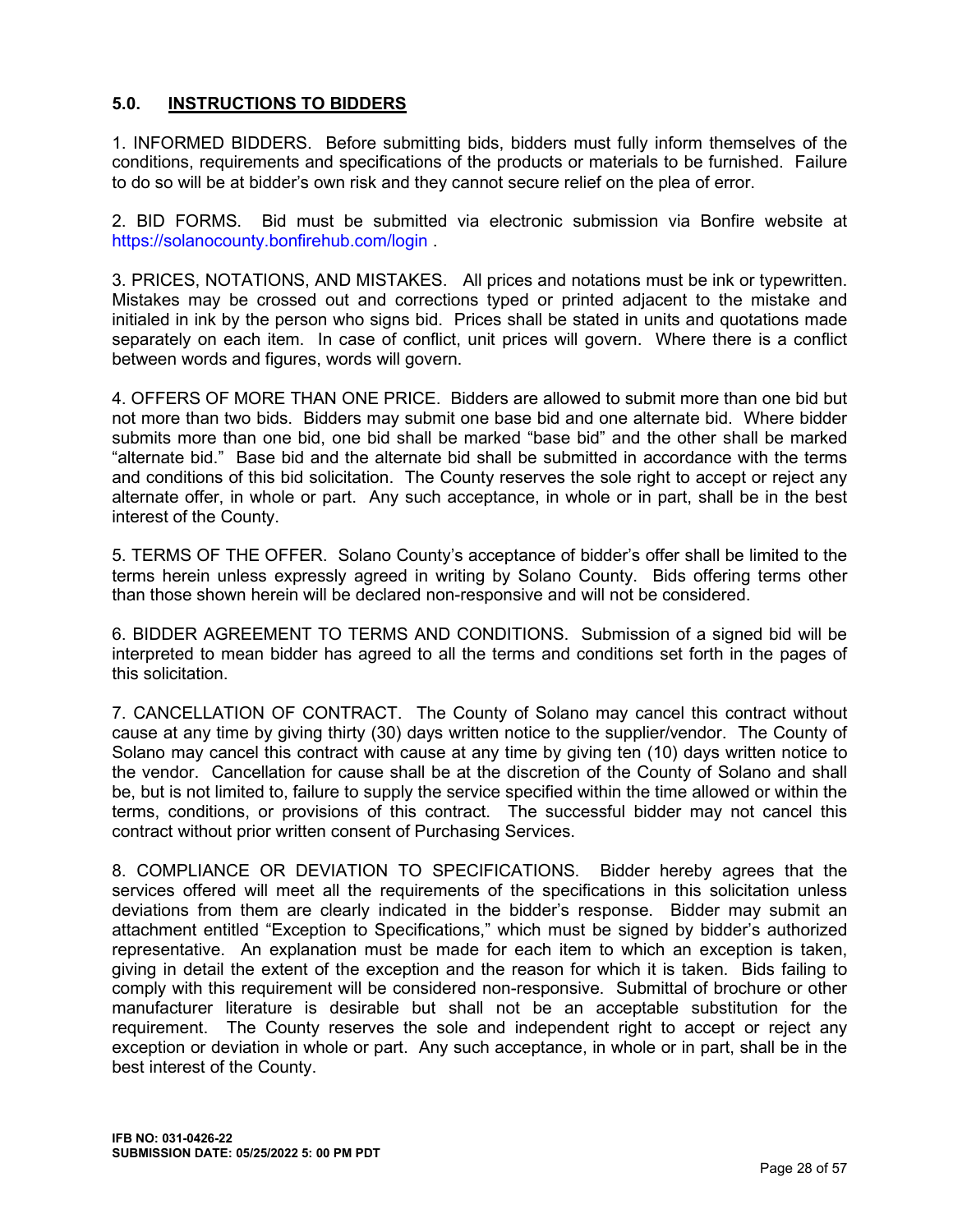## 5.0. INSTRUCTIONS TO BIDDERS

1. INFORMED BIDDERS. Before submitting bids, bidders must fully inform themselves of the conditions, requirements and specifications of the products or materials to be furnished. Failure to do so will be at bidder's own risk and they cannot secure relief on the plea of error.

2. BID FORMS. Bid must be submitted via electronic submission via Bonfire website at https://solanocounty.bonfirehub.com/login .

3. PRICES, NOTATIONS, AND MISTAKES. All prices and notations must be ink or typewritten. Mistakes may be crossed out and corrections typed or printed adjacent to the mistake and initialed in ink by the person who signs bid. Prices shall be stated in units and quotations made separately on each item. In case of conflict, unit prices will govern. Where there is a conflict between words and figures, words will govern.

4. OFFERS OF MORE THAN ONE PRICE. Bidders are allowed to submit more than one bid but not more than two bids. Bidders may submit one base bid and one alternate bid. Where bidder submits more than one bid, one bid shall be marked "base bid" and the other shall be marked "alternate bid." Base bid and the alternate bid shall be submitted in accordance with the terms and conditions of this bid solicitation. The County reserves the sole right to accept or reject any alternate offer, in whole or part. Any such acceptance, in whole or in part, shall be in the best interest of the County.

5. TERMS OF THE OFFER. Solano County's acceptance of bidder's offer shall be limited to the terms herein unless expressly agreed in writing by Solano County. Bids offering terms other than those shown herein will be declared non-responsive and will not be considered.

6. BIDDER AGREEMENT TO TERMS AND CONDITIONS. Submission of a signed bid will be interpreted to mean bidder has agreed to all the terms and conditions set forth in the pages of this solicitation.

7. CANCELLATION OF CONTRACT. The County of Solano may cancel this contract without cause at any time by giving thirty (30) days written notice to the supplier/vendor. The County of Solano may cancel this contract with cause at any time by giving ten (10) days written notice to the vendor. Cancellation for cause shall be at the discretion of the County of Solano and shall be, but is not limited to, failure to supply the service specified within the time allowed or within the terms, conditions, or provisions of this contract. The successful bidder may not cancel this contract without prior written consent of Purchasing Services.

8. COMPLIANCE OR DEVIATION TO SPECIFICATIONS. Bidder hereby agrees that the services offered will meet all the requirements of the specifications in this solicitation unless deviations from them are clearly indicated in the bidder's response. Bidder may submit an attachment entitled "Exception to Specifications," which must be signed by bidder's authorized representative. An explanation must be made for each item to which an exception is taken, giving in detail the extent of the exception and the reason for which it is taken. Bids failing to comply with this requirement will be considered non-responsive. Submittal of brochure or other manufacturer literature is desirable but shall not be an acceptable substitution for the requirement. The County reserves the sole and independent right to accept or reject any exception or deviation in whole or part. Any such acceptance, in whole or in part, shall be in the best interest of the County.

**IFB NO: 031-0426-22**
**SUBMISSION DATE: 05/25/2022 5: 00 PM PDT**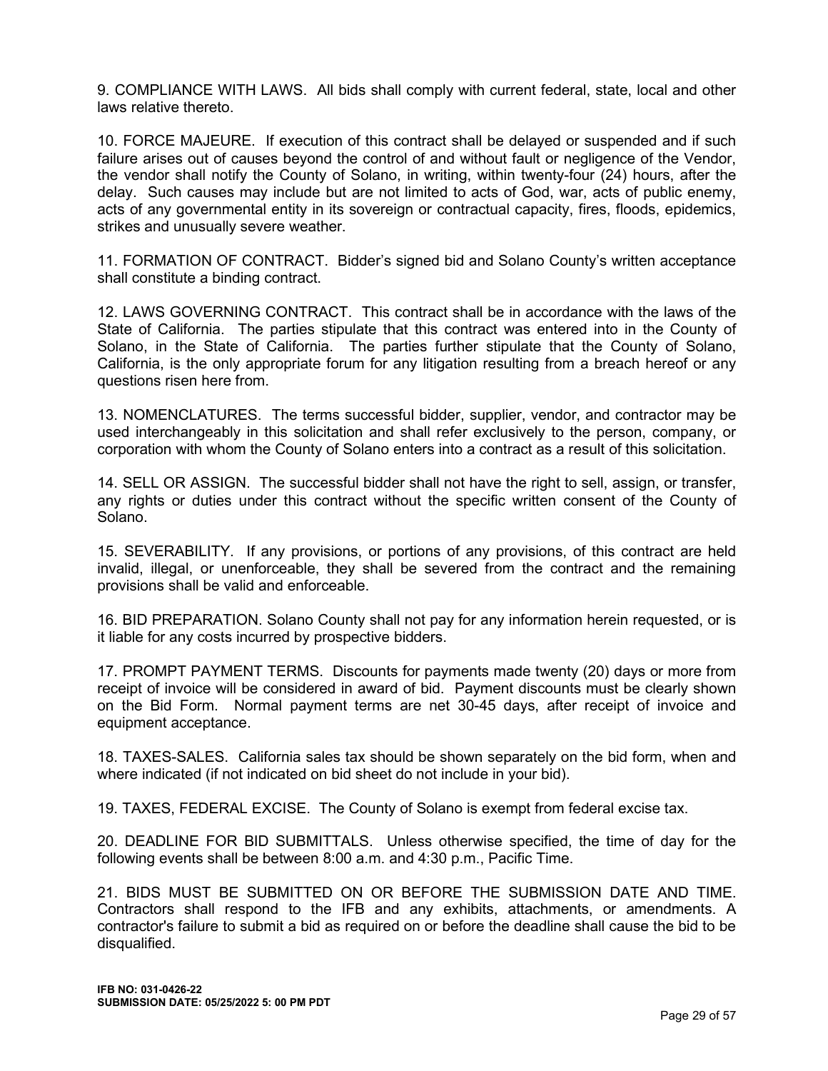9. COMPLIANCE WITH LAWS. All bids shall comply with current federal, state, local and other laws relative thereto.

10. FORCE MAJEURE. If execution of this contract shall be delayed or suspended and if such failure arises out of causes beyond the control of and without fault or negligence of the Vendor, the vendor shall notify the County of Solano, in writing, within twenty-four (24) hours, after the delay. Such causes may include but are not limited to acts of God, war, acts of public enemy, acts of any governmental entity in its sovereign or contractual capacity, fires, floods, epidemics, strikes and unusually severe weather.

11. FORMATION OF CONTRACT. Bidder's signed bid and Solano County's written acceptance shall constitute a binding contract.

12. LAWS GOVERNING CONTRACT. This contract shall be in accordance with the laws of the State of California. The parties stipulate that this contract was entered into in the County of Solano, in the State of California. The parties further stipulate that the County of Solano, California, is the only appropriate forum for any litigation resulting from a breach hereof or any questions risen here from.

13. NOMENCLATURES. The terms successful bidder, supplier, vendor, and contractor may be used interchangeably in this solicitation and shall refer exclusively to the person, company, or corporation with whom the County of Solano enters into a contract as a result of this solicitation.

14. SELL OR ASSIGN. The successful bidder shall not have the right to sell, assign, or transfer, any rights or duties under this contract without the specific written consent of the County of Solano.

15. SEVERABILITY. If any provisions, or portions of any provisions, of this contract are held invalid, illegal, or unenforceable, they shall be severed from the contract and the remaining provisions shall be valid and enforceable.

16. BID PREPARATION. Solano County shall not pay for any information herein requested, or is it liable for any costs incurred by prospective bidders.

17. PROMPT PAYMENT TERMS. Discounts for payments made twenty (20) days or more from receipt of invoice will be considered in award of bid. Payment discounts must be clearly shown on the Bid Form. Normal payment terms are net 30-45 days, after receipt of invoice and equipment acceptance.

18. TAXES-SALES. California sales tax should be shown separately on the bid form, when and where indicated (if not indicated on bid sheet do not include in your bid).

19. TAXES, FEDERAL EXCISE. The County of Solano is exempt from federal excise tax.

20. DEADLINE FOR BID SUBMITTALS. Unless otherwise specified, the time of day for the following events shall be between 8:00 a.m. and 4:30 p.m., Pacific Time.

21. BIDS MUST BE SUBMITTED ON OR BEFORE THE SUBMISSION DATE AND TIME. Contractors shall respond to the IFB and any exhibits, attachments, or amendments. A contractor's failure to submit a bid as required on or before the deadline shall cause the bid to be disqualified.

**IFB NO: 031-0426-22**
**SUBMISSION DATE: 05/25/2022 5: 00 PM PDT**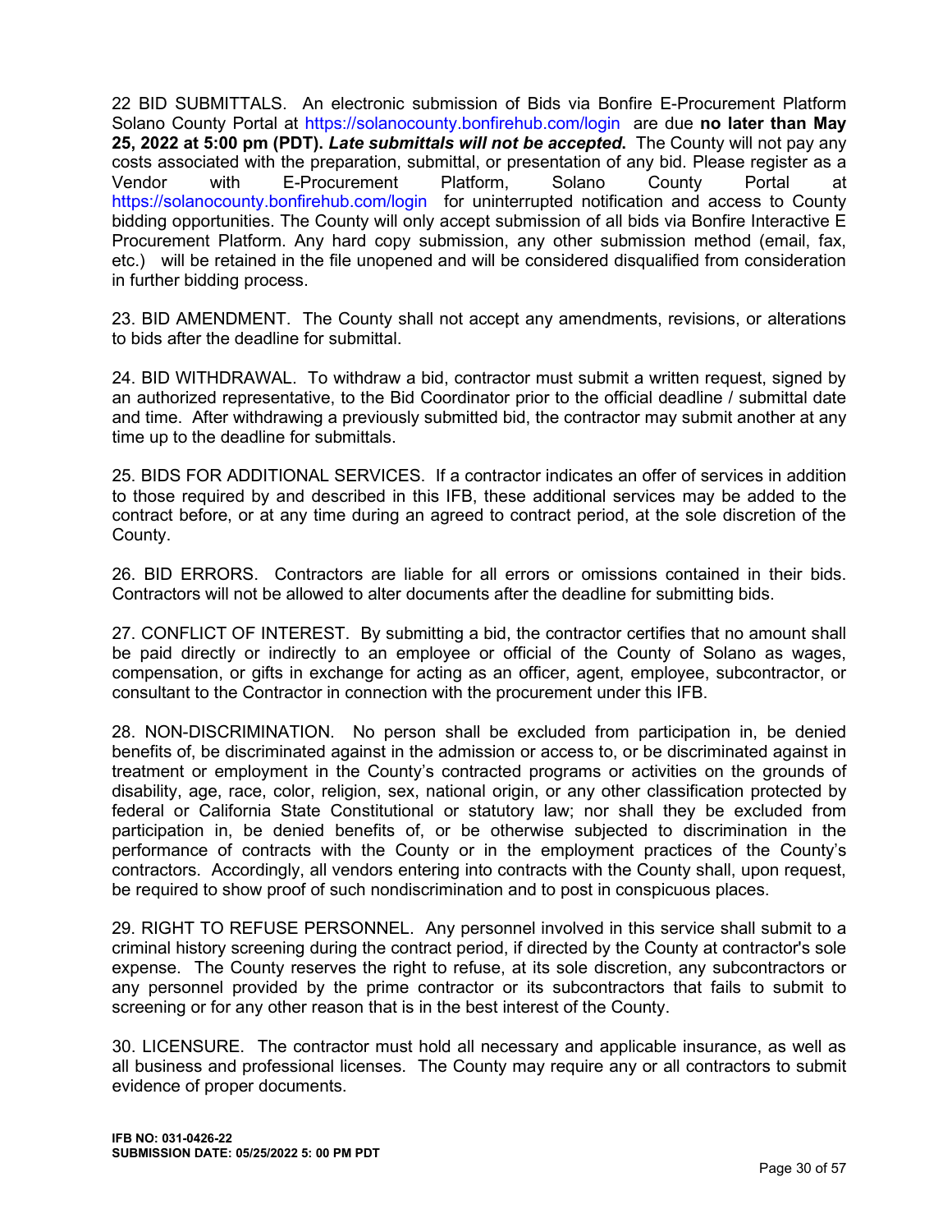22 BID SUBMITTALS. An electronic submission of Bids via Bonfire E-Procurement Platform Solano County Portal at https://solanocounty.bonfirehub.com/login are due **no later than May 25, 2022 at 5:00 pm (PDT).** ***Late submittals will not be accepted.*** The County will not pay any costs associated with the preparation, submittal, or presentation of any bid. Please register as a Vendor with E-Procurement Platform, Solano County Portal at https://solanocounty.bonfirehub.com/login for uninterrupted notification and access to County bidding opportunities. The County will only accept submission of all bids via Bonfire Interactive E Procurement Platform. Any hard copy submission, any other submission method (email, fax, etc.) will be retained in the file unopened and will be considered disqualified from consideration in further bidding process.

23. BID AMENDMENT. The County shall not accept any amendments, revisions, or alterations to bids after the deadline for submittal.

24. BID WITHDRAWAL. To withdraw a bid, contractor must submit a written request, signed by an authorized representative, to the Bid Coordinator prior to the official deadline / submittal date and time. After withdrawing a previously submitted bid, the contractor may submit another at any time up to the deadline for submittals.

25. BIDS FOR ADDITIONAL SERVICES. If a contractor indicates an offer of services in addition to those required by and described in this IFB, these additional services may be added to the contract before, or at any time during an agreed to contract period, at the sole discretion of the County.

26. BID ERRORS. Contractors are liable for all errors or omissions contained in their bids. Contractors will not be allowed to alter documents after the deadline for submitting bids.

27. CONFLICT OF INTEREST. By submitting a bid, the contractor certifies that no amount shall be paid directly or indirectly to an employee or official of the County of Solano as wages, compensation, or gifts in exchange for acting as an officer, agent, employee, subcontractor, or consultant to the Contractor in connection with the procurement under this IFB.

28. NON-DISCRIMINATION. No person shall be excluded from participation in, be denied benefits of, be discriminated against in the admission or access to, or be discriminated against in treatment or employment in the County's contracted programs or activities on the grounds of disability, age, race, color, religion, sex, national origin, or any other classification protected by federal or California State Constitutional or statutory law; nor shall they be excluded from participation in, be denied benefits of, or be otherwise subjected to discrimination in the performance of contracts with the County or in the employment practices of the County's contractors. Accordingly, all vendors entering into contracts with the County shall, upon request, be required to show proof of such nondiscrimination and to post in conspicuous places.

29. RIGHT TO REFUSE PERSONNEL. Any personnel involved in this service shall submit to a criminal history screening during the contract period, if directed by the County at contractor's sole expense. The County reserves the right to refuse, at its sole discretion, any subcontractors or any personnel provided by the prime contractor or its subcontractors that fails to submit to screening or for any other reason that is in the best interest of the County.

30. LICENSURE. The contractor must hold all necessary and applicable insurance, as well as all business and professional licenses. The County may require any or all contractors to submit evidence of proper documents.

**IFB NO: 031-0426-22**
**SUBMISSION DATE: 05/25/2022 5: 00 PM PDT**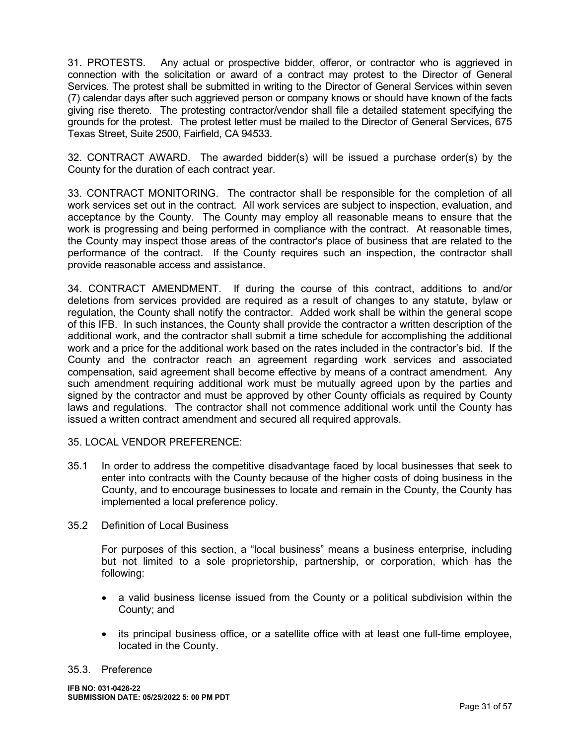31. PROTESTS. Any actual or prospective bidder, offeror, or contractor who is aggrieved in connection with the solicitation or award of a contract may protest to the Director of General Services. The protest shall be submitted in writing to the Director of General Services within seven (7) calendar days after such aggrieved person or company knows or should have known of the facts giving rise thereto. The protesting contractor/vendor shall file a detailed statement specifying the grounds for the protest. The protest letter must be mailed to the Director of General Services, 675 Texas Street, Suite 2500, Fairfield, CA 94533.

32. CONTRACT AWARD. The awarded bidder(s) will be issued a purchase order(s) by the County for the duration of each contract year.

33. CONTRACT MONITORING. The contractor shall be responsible for the completion of all work services set out in the contract. All work services are subject to inspection, evaluation, and acceptance by the County. The County may employ all reasonable means to ensure that the work is progressing and being performed in compliance with the contract. At reasonable times, the County may inspect those areas of the contractor's place of business that are related to the performance of the contract. If the County requires such an inspection, the contractor shall provide reasonable access and assistance.

34. CONTRACT AMENDMENT. If during the course of this contract, additions to and/or deletions from services provided are required as a result of changes to any statute, bylaw or regulation, the County shall notify the contractor. Added work shall be within the general scope of this IFB. In such instances, the County shall provide the contractor a written description of the additional work, and the contractor shall submit a time schedule for accomplishing the additional work and a price for the additional work based on the rates included in the contractor's bid. If the County and the contractor reach an agreement regarding work services and associated compensation, said agreement shall become effective by means of a contract amendment. Any such amendment requiring additional work must be mutually agreed upon by the parties and signed by the contractor and must be approved by other County officials as required by County laws and regulations. The contractor shall not commence additional work until the County has issued a written contract amendment and secured all required approvals.

35. LOCAL VENDOR PREFERENCE:

35.1 In order to address the competitive disadvantage faced by local businesses that seek to enter into contracts with the County because of the higher costs of doing business in the County, and to encourage businesses to locate and remain in the County, the County has implemented a local preference policy.

35.2 Definition of Local Business

For purposes of this section, a "local business" means a business enterprise, including but not limited to a sole proprietorship, partnership, or corporation, which has the following:

- a valid business license issued from the County or a political subdivision within the County; and
- its principal business office, or a satellite office with at least one full-time employee, located in the County.

35.3. Preference

**IFB NO: 031-0426-22**
**SUBMISSION DATE: 05/25/2022 5: 00 PM PDT**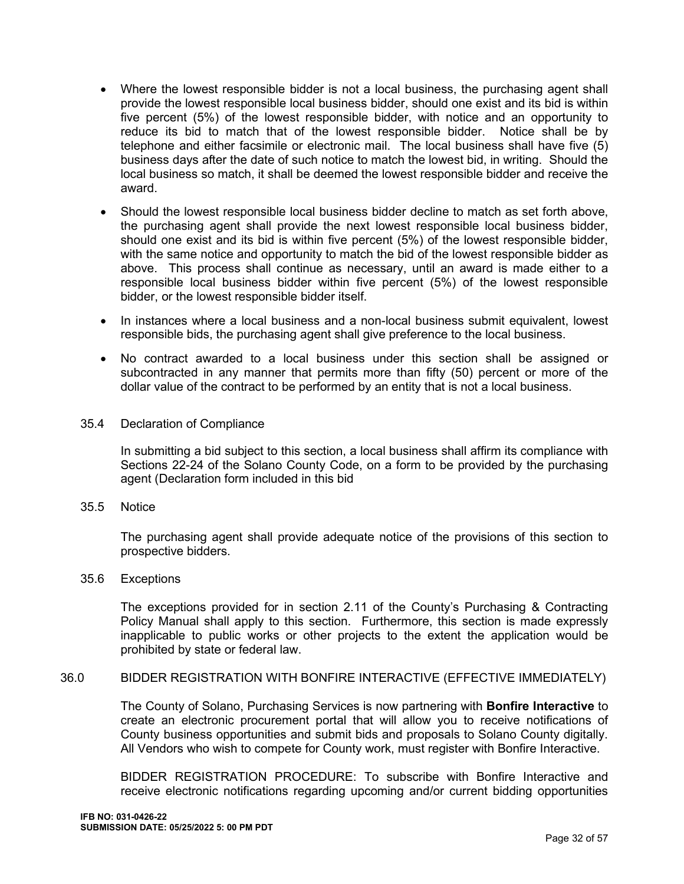- Where the lowest responsible bidder is not a local business, the purchasing agent shall provide the lowest responsible local business bidder, should one exist and its bid is within five percent (5%) of the lowest responsible bidder, with notice and an opportunity to reduce its bid to match that of the lowest responsible bidder. Notice shall be by telephone and either facsimile or electronic mail. The local business shall have five (5) business days after the date of such notice to match the lowest bid, in writing. Should the local business so match, it shall be deemed the lowest responsible bidder and receive the award.
- Should the lowest responsible local business bidder decline to match as set forth above, the purchasing agent shall provide the next lowest responsible local business bidder, should one exist and its bid is within five percent (5%) of the lowest responsible bidder, with the same notice and opportunity to match the bid of the lowest responsible bidder as above. This process shall continue as necessary, until an award is made either to a responsible local business bidder within five percent (5%) of the lowest responsible bidder, or the lowest responsible bidder itself.
- In instances where a local business and a non-local business submit equivalent, lowest responsible bids, the purchasing agent shall give preference to the local business.
- No contract awarded to a local business under this section shall be assigned or subcontracted in any manner that permits more than fifty (50) percent or more of the dollar value of the contract to be performed by an entity that is not a local business.

35.4 Declaration of Compliance

In submitting a bid subject to this section, a local business shall affirm its compliance with Sections 22-24 of the Solano County Code, on a form to be provided by the purchasing agent (Declaration form included in this bid

35.5 Notice

The purchasing agent shall provide adequate notice of the provisions of this section to prospective bidders.

35.6 Exceptions

The exceptions provided for in section 2.11 of the County's Purchasing & Contracting Policy Manual shall apply to this section. Furthermore, this section is made expressly inapplicable to public works or other projects to the extent the application would be prohibited by state or federal law.

## 36.0 BIDDER REGISTRATION WITH BONFIRE INTERACTIVE (EFFECTIVE IMMEDIATELY)

The County of Solano, Purchasing Services is now partnering with **Bonfire Interactive** to create an electronic procurement portal that will allow you to receive notifications of County business opportunities and submit bids and proposals to Solano County digitally. All Vendors who wish to compete for County work, must register with Bonfire Interactive.

BIDDER REGISTRATION PROCEDURE: To subscribe with Bonfire Interactive and receive electronic notifications regarding upcoming and/or current bidding opportunities

**IFB NO: 031-0426-22**
**SUBMISSION DATE: 05/25/2022 5: 00 PM PDT**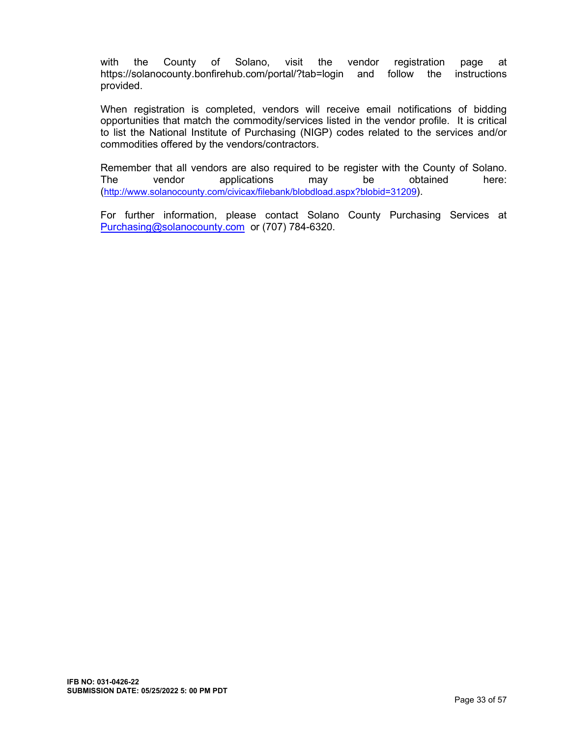with the County of Solano, visit the vendor registration page at https://solanocounty.bonfirehub.com/portal/?tab=login and follow the instructions provided.

When registration is completed, vendors will receive email notifications of bidding opportunities that match the commodity/services listed in the vendor profile. It is critical to list the National Institute of Purchasing (NIGP) codes related to the services and/or commodities offered by the vendors/contractors.

Remember that all vendors are also required to be register with the County of Solano. The vendor applications may be obtained here: (http://www.solanocounty.com/civicax/filebank/blobdload.aspx?blobid=31209).

For further information, please contact Solano County Purchasing Services at Purchasing@solanocounty.com or (707) 784-6320.

**IFB NO: 031-0426-22**
**SUBMISSION DATE: 05/25/2022 5: 00 PM PDT**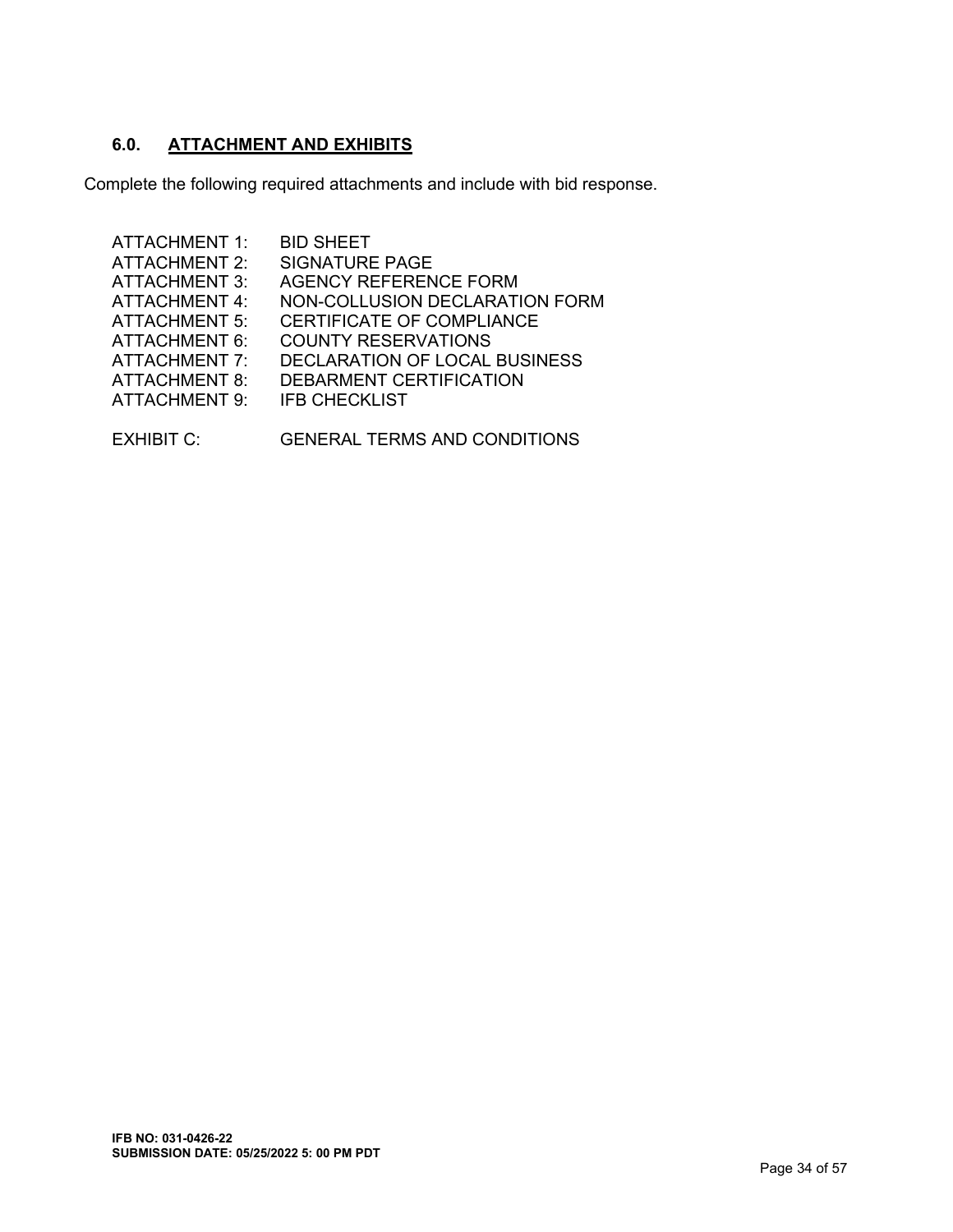## 6.0. <u>ATTACHMENT AND EXHIBITS</u>

Complete the following required attachments and include with bid response.

| | |
|---|---|
| ATTACHMENT 1: | BID SHEET |
| ATTACHMENT 2: | SIGNATURE PAGE |
| ATTACHMENT 3: | AGENCY REFERENCE FORM |
| ATTACHMENT 4: | NON-COLLUSION DECLARATION FORM |
| ATTACHMENT 5: | CERTIFICATE OF COMPLIANCE |
| ATTACHMENT 6: | COUNTY RESERVATIONS |
| ATTACHMENT 7: | DECLARATION OF LOCAL BUSINESS |
| ATTACHMENT 8: | DEBARMENT CERTIFICATION |
| ATTACHMENT 9: | IFB CHECKLIST |
| EXHIBIT C: | GENERAL TERMS AND CONDITIONS |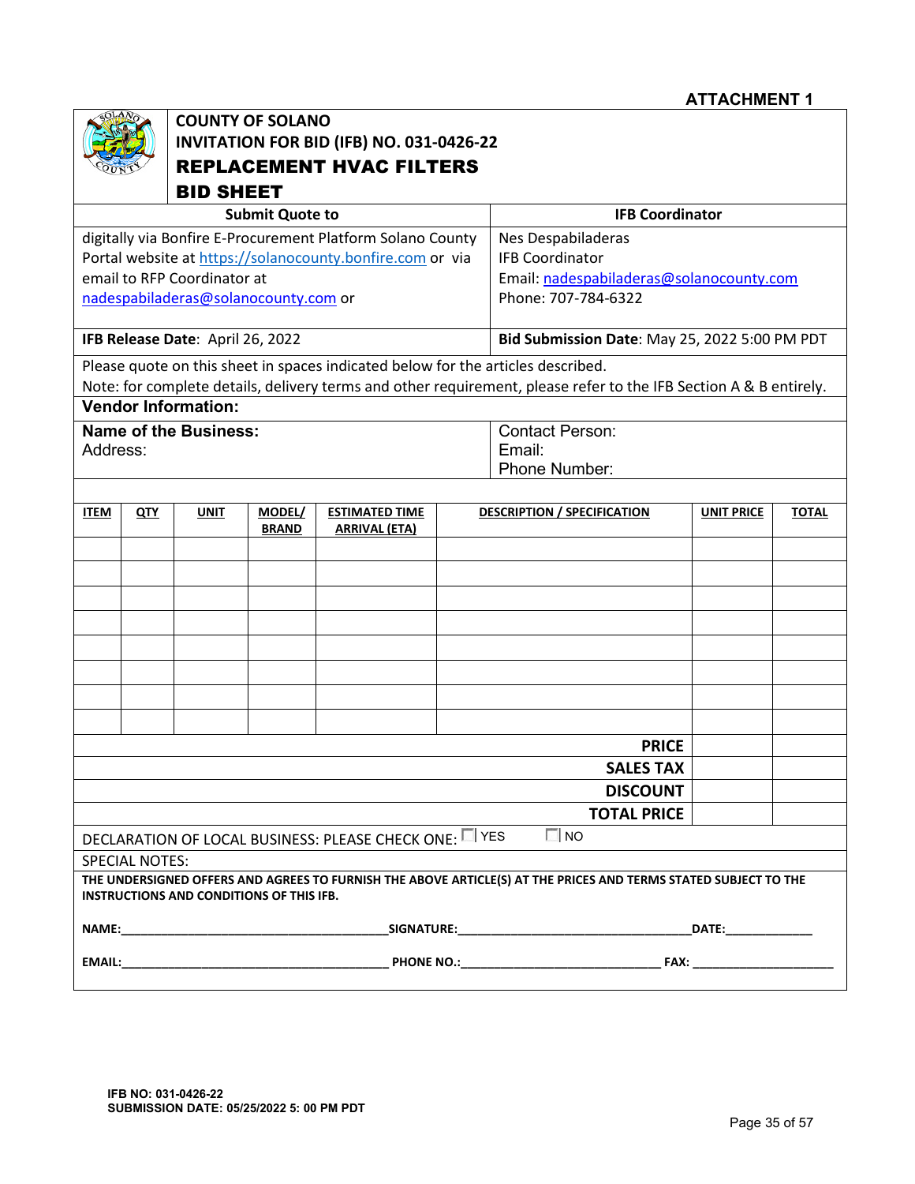**ATTACHMENT 1**

# COUNTY OF SOLANO
## INVITATION FOR BID (IFB) NO. 031-0426-22
## REPLACEMENT HVAC FILTERS
## BID SHEET

| Submit Quote to | IFB Coordinator |
|---|---|
| digitally via Bonfire E-Procurement Platform Solano County Portal website at https://solanocounty.bonfire.com or via email to RFP Coordinator at nadespabiladeras@solanocounty.com or | Nes Despabiladeras<br>IFB Coordinator<br>Email: nadespabiladeras@solanocounty.com<br>Phone: 707-784-6322 |
| **IFB Release Date**: April 26, 2022 | **Bid Submission Date**: May 25, 2022 5:00 PM PDT |

Please quote on this sheet in spaces indicated below for the articles described.
Note: for complete details, delivery terms and other requirement, please refer to the IFB Section A & B entirely.

**Vendor Information:**

| **Name of the Business:**<br>Address: | Contact Person:<br>Email:<br>Phone Number: |
|---|---|

| ITEM | QTY | UNIT | MODEL/ BRAND | ESTIMATED TIME ARRIVAL (ETA) | DESCRIPTION / SPECIFICATION | UNIT PRICE | TOTAL |
|---|---|---|---|---|---|---|---|
| | | | | | | | |
| | | | | | | | |
| | | | | | | | |
| | | | | | | | |
| | | | | | | | |
| | | | | | | | |
| | | | | | | | |
| | | | | | | | |
| | | | | | **PRICE** | | |
| | | | | | **SALES TAX** | | |
| | | | | | **DISCOUNT** | | |
| | | | | | **TOTAL PRICE** | | |

DECLARATION OF LOCAL BUSINESS: PLEASE CHECK ONE: ☐ YES ☐ NO

SPECIAL NOTES:

**THE UNDERSIGNED OFFERS AND AGREES TO FURNISH THE ABOVE ARTICLE(S) AT THE PRICES AND TERMS STATED SUBJECT TO THE INSTRUCTIONS AND CONDITIONS OF THIS IFB.**

**NAME:**_______________________________________**SIGNATURE:**__________________________________**DATE:**_____________

**EMAIL:**_______________________________________ **PHONE NO.:**_____________________________ **FAX:** _____________________

**IFB NO: 031-0426-22**
**SUBMISSION DATE: 05/25/2022 5: 00 PM PDT**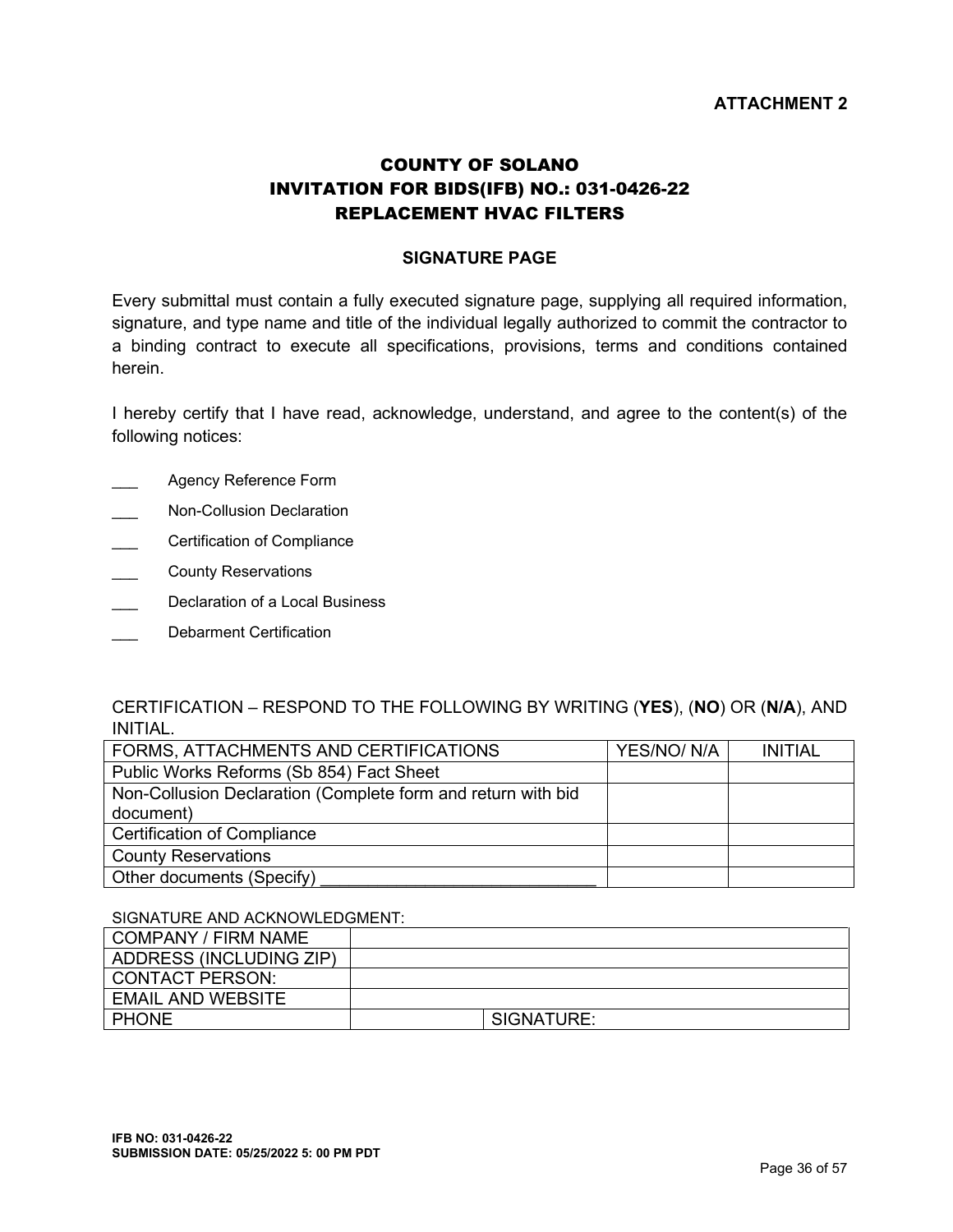**ATTACHMENT 2**

# COUNTY OF SOLANO
# INVITATION FOR BIDS(IFB) NO.: 031-0426-22
# REPLACEMENT HVAC FILTERS

## SIGNATURE PAGE

Every submittal must contain a fully executed signature page, supplying all required information, signature, and type name and title of the individual legally authorized to commit the contractor to a binding contract to execute all specifications, provisions, terms and conditions contained herein.

I hereby certify that I have read, acknowledge, understand, and agree to the content(s) of the following notices:

___ Agency Reference Form

___ Non-Collusion Declaration

___ Certification of Compliance

___ County Reservations

___ Declaration of a Local Business

___ Debarment Certification

CERTIFICATION – RESPOND TO THE FOLLOWING BY WRITING (**YES**), (**NO**) OR (**N/A**), AND INITIAL.

| FORMS, ATTACHMENTS AND CERTIFICATIONS | YES/NO/ N/A | INITIAL |
|---|---|---|
| Public Works Reforms (Sb 854) Fact Sheet | | |
| Non-Collusion Declaration (Complete form and return with bid document) | | |
| Certification of Compliance | | |
| County Reservations | | |
| Other documents (Specify) _____________________________ | | |

SIGNATURE AND ACKNOWLEDGMENT:

| COMPANY / FIRM NAME | | |
|---|---|---|
| ADDRESS (INCLUDING ZIP) | | |
| CONTACT PERSON: | | |
| EMAIL AND WEBSITE | | |
| PHONE | | SIGNATURE: |

**IFB NO: 031-0426-22**
**SUBMISSION DATE: 05/25/2022 5: 00 PM PDT**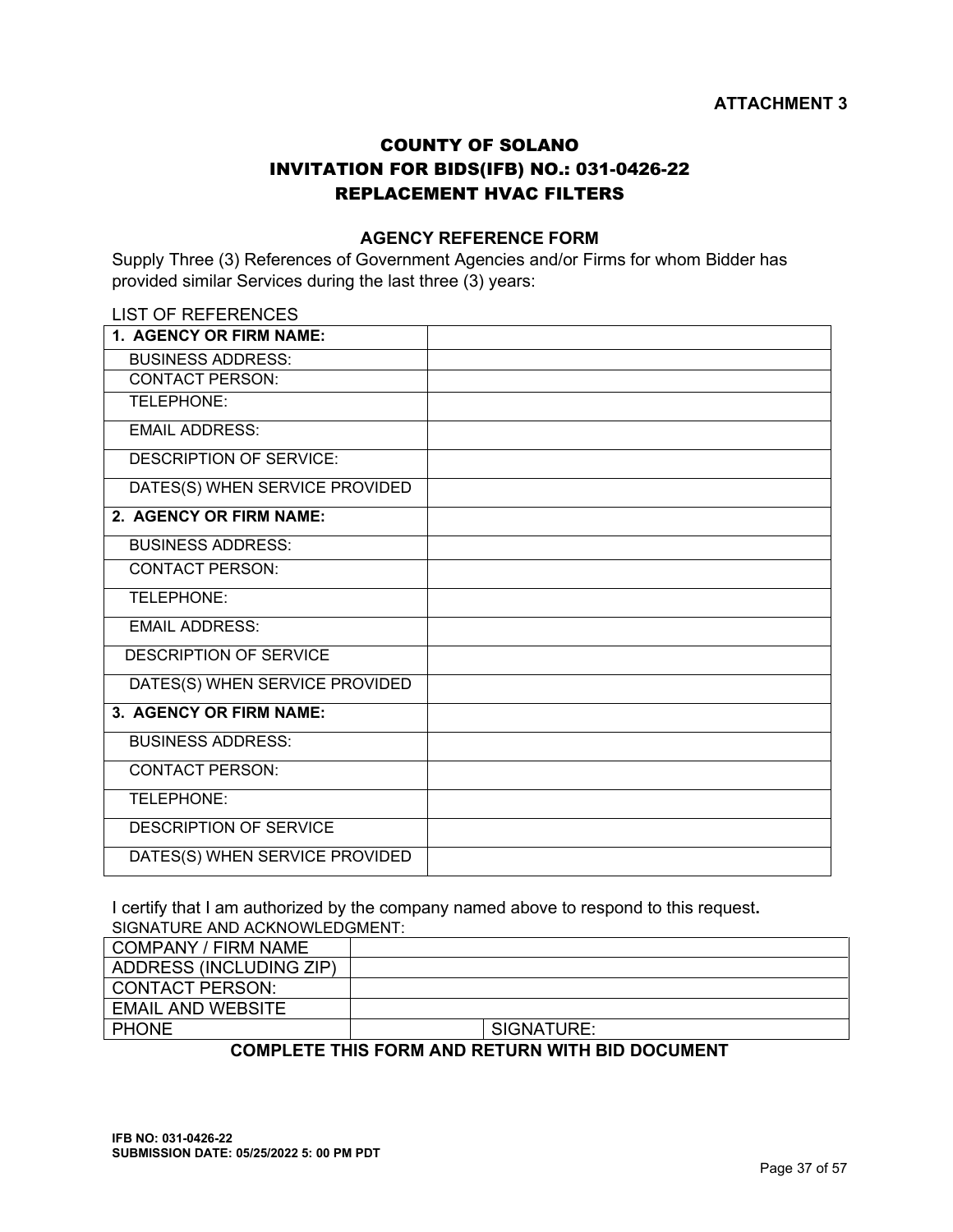**ATTACHMENT 3**

# COUNTY OF SOLANO
# INVITATION FOR BIDS(IFB) NO.: 031-0426-22
# REPLACEMENT HVAC FILTERS

## AGENCY REFERENCE FORM

Supply Three (3) References of Government Agencies and/or Firms for whom Bidder has provided similar Services during the last three (3) years:

LIST OF REFERENCES

| **1. AGENCY OR FIRM NAME:** | |
|---|---|
| BUSINESS ADDRESS: | |
| CONTACT PERSON: | |
| TELEPHONE: | |
| EMAIL ADDRESS: | |
| DESCRIPTION OF SERVICE: | |
| DATES(S) WHEN SERVICE PROVIDED | |
| **2. AGENCY OR FIRM NAME:** | |
| BUSINESS ADDRESS: | |
| CONTACT PERSON: | |
| TELEPHONE: | |
| EMAIL ADDRESS: | |
| DESCRIPTION OF SERVICE | |
| DATES(S) WHEN SERVICE PROVIDED | |
| **3. AGENCY OR FIRM NAME:** | |
| BUSINESS ADDRESS: | |
| CONTACT PERSON: | |
| TELEPHONE: | |
| DESCRIPTION OF SERVICE | |
| DATES(S) WHEN SERVICE PROVIDED | |

I certify that I am authorized by the company named above to respond to this request**.**

SIGNATURE AND ACKNOWLEDGMENT:

| COMPANY / FIRM NAME | | |
|---|---|---|
| ADDRESS (INCLUDING ZIP) | | |
| CONTACT PERSON: | | |
| EMAIL AND WEBSITE | | |
| PHONE | | SIGNATURE: |

**COMPLETE THIS FORM AND RETURN WITH BID DOCUMENT**

**IFB NO: 031-0426-22**
**SUBMISSION DATE: 05/25/2022 5: 00 PM PDT**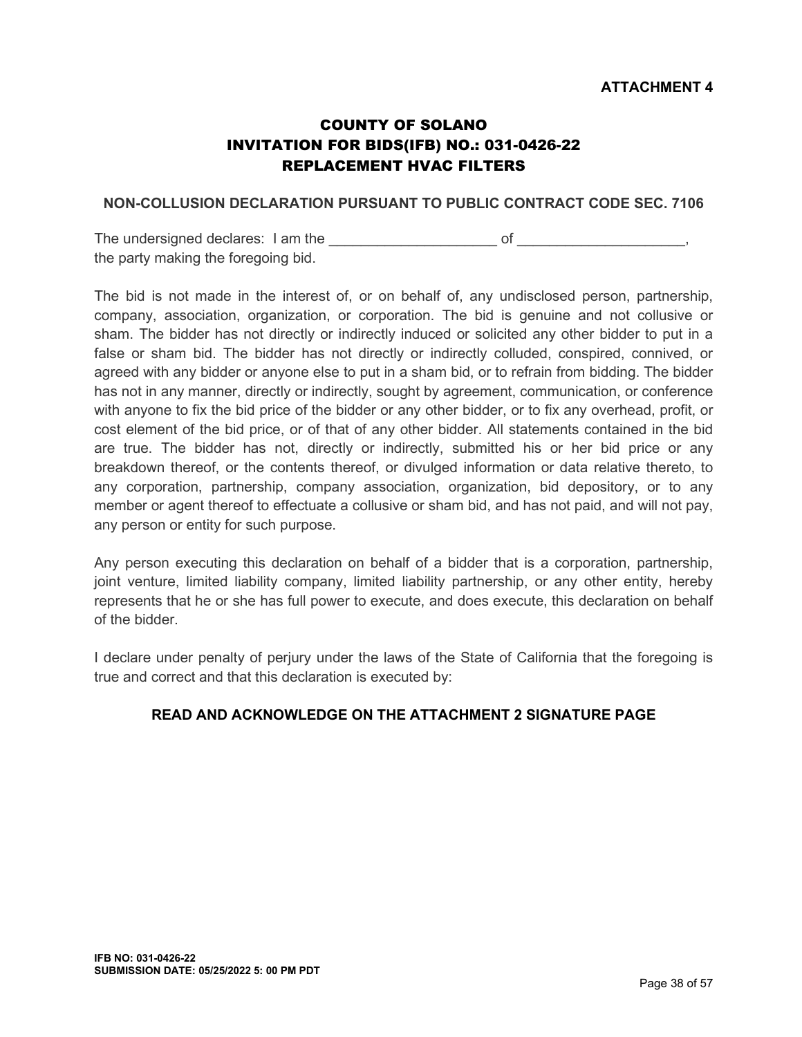**ATTACHMENT 4**

# COUNTY OF SOLANO
# INVITATION FOR BIDS(IFB) NO.: 031-0426-22
# REPLACEMENT HVAC FILTERS

**NON-COLLUSION DECLARATION PURSUANT TO PUBLIC CONTRACT CODE SEC. 7106**

The undersigned declares: I am the ____________________ of ____________________, the party making the foregoing bid.

The bid is not made in the interest of, or on behalf of, any undisclosed person, partnership, company, association, organization, or corporation. The bid is genuine and not collusive or sham. The bidder has not directly or indirectly induced or solicited any other bidder to put in a false or sham bid. The bidder has not directly or indirectly colluded, conspired, connived, or agreed with any bidder or anyone else to put in a sham bid, or to refrain from bidding. The bidder has not in any manner, directly or indirectly, sought by agreement, communication, or conference with anyone to fix the bid price of the bidder or any other bidder, or to fix any overhead, profit, or cost element of the bid price, or of that of any other bidder. All statements contained in the bid are true. The bidder has not, directly or indirectly, submitted his or her bid price or any breakdown thereof, or the contents thereof, or divulged information or data relative thereto, to any corporation, partnership, company association, organization, bid depository, or to any member or agent thereof to effectuate a collusive or sham bid, and has not paid, and will not pay, any person or entity for such purpose.

Any person executing this declaration on behalf of a bidder that is a corporation, partnership, joint venture, limited liability company, limited liability partnership, or any other entity, hereby represents that he or she has full power to execute, and does execute, this declaration on behalf of the bidder.

I declare under penalty of perjury under the laws of the State of California that the foregoing is true and correct and that this declaration is executed by:

**READ AND ACKNOWLEDGE ON THE ATTACHMENT 2 SIGNATURE PAGE**

**IFB NO: 031-0426-22**
**SUBMISSION DATE: 05/25/2022 5: 00 PM PDT**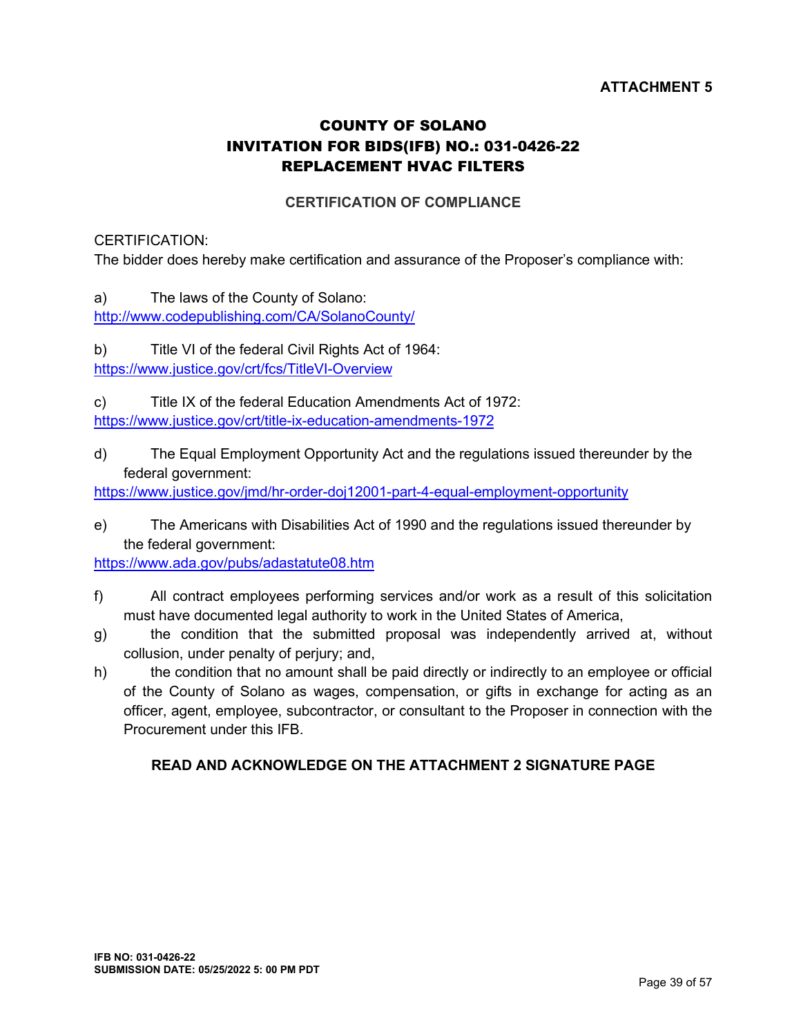**ATTACHMENT 5**

# COUNTY OF SOLANO
# INVITATION FOR BIDS(IFB) NO.: 031-0426-22
# REPLACEMENT HVAC FILTERS

## CERTIFICATION OF COMPLIANCE

CERTIFICATION:
The bidder does hereby make certification and assurance of the Proposer's compliance with:

a) The laws of the County of Solano:
http://www.codepublishing.com/CA/SolanoCounty/

b) Title VI of the federal Civil Rights Act of 1964:
https://www.justice.gov/crt/fcs/TitleVI-Overview

c) Title IX of the federal Education Amendments Act of 1972:
https://www.justice.gov/crt/title-ix-education-amendments-1972

d) The Equal Employment Opportunity Act and the regulations issued thereunder by the federal government:
https://www.justice.gov/jmd/hr-order-doj12001-part-4-equal-employment-opportunity

e) The Americans with Disabilities Act of 1990 and the regulations issued thereunder by the federal government:
https://www.ada.gov/pubs/adastatute08.htm

f) All contract employees performing services and/or work as a result of this solicitation must have documented legal authority to work in the United States of America,

g) the condition that the submitted proposal was independently arrived at, without collusion, under penalty of perjury; and,

h) the condition that no amount shall be paid directly or indirectly to an employee or official of the County of Solano as wages, compensation, or gifts in exchange for acting as an officer, agent, employee, subcontractor, or consultant to the Proposer in connection with the Procurement under this IFB.

**READ AND ACKNOWLEDGE ON THE ATTACHMENT 2 SIGNATURE PAGE**

**IFB NO: 031-0426-22**
**SUBMISSION DATE: 05/25/2022 5: 00 PM PDT**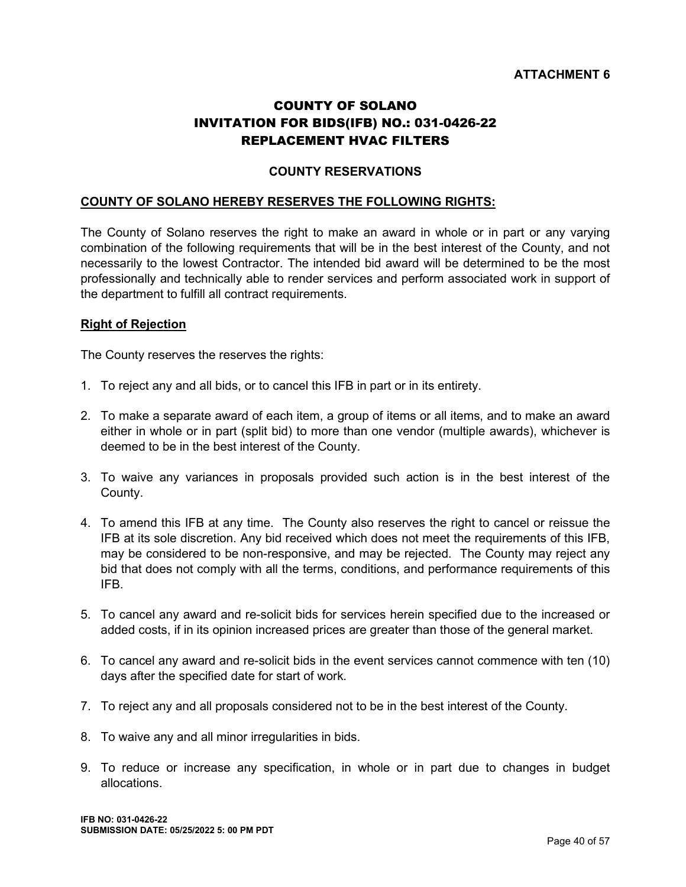**ATTACHMENT 6**

# COUNTY OF SOLANO
# INVITATION FOR BIDS(IFB) NO.: 031-0426-22
# REPLACEMENT HVAC FILTERS

## COUNTY RESERVATIONS

**COUNTY OF SOLANO HEREBY RESERVES THE FOLLOWING RIGHTS:**

The County of Solano reserves the right to make an award in whole or in part or any varying combination of the following requirements that will be in the best interest of the County, and not necessarily to the lowest Contractor. The intended bid award will be determined to be the most professionally and technically able to render services and perform associated work in support of the department to fulfill all contract requirements.

**Right of Rejection**

The County reserves the reserves the rights:

1. To reject any and all bids, or to cancel this IFB in part or in its entirety.

2. To make a separate award of each item, a group of items or all items, and to make an award either in whole or in part (split bid) to more than one vendor (multiple awards), whichever is deemed to be in the best interest of the County.

3. To waive any variances in proposals provided such action is in the best interest of the County.

4. To amend this IFB at any time. The County also reserves the right to cancel or reissue the IFB at its sole discretion. Any bid received which does not meet the requirements of this IFB, may be considered to be non-responsive, and may be rejected. The County may reject any bid that does not comply with all the terms, conditions, and performance requirements of this IFB.

5. To cancel any award and re-solicit bids for services herein specified due to the increased or added costs, if in its opinion increased prices are greater than those of the general market.

6. To cancel any award and re-solicit bids in the event services cannot commence with ten (10) days after the specified date for start of work.

7. To reject any and all proposals considered not to be in the best interest of the County.

8. To waive any and all minor irregularities in bids.

9. To reduce or increase any specification, in whole or in part due to changes in budget allocations.

**IFB NO: 031-0426-22**
**SUBMISSION DATE: 05/25/2022 5: 00 PM PDT**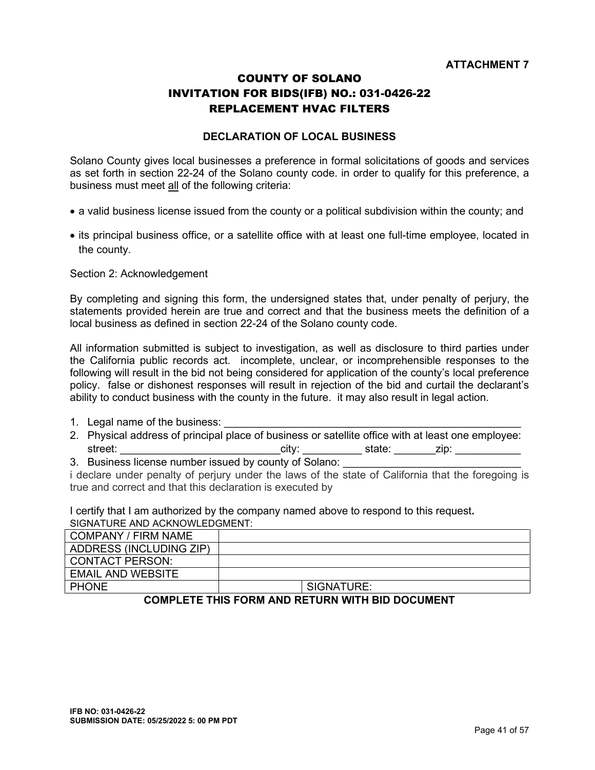**ATTACHMENT 7**

# COUNTY OF SOLANO
# INVITATION FOR BIDS(IFB) NO.: 031-0426-22
# REPLACEMENT HVAC FILTERS

## DECLARATION OF LOCAL BUSINESS

Solano County gives local businesses a preference in formal solicitations of goods and services as set forth in section 22-24 of the Solano county code. in order to qualify for this preference, a business must meet all of the following criteria:

- a valid business license issued from the county or a political subdivision within the county; and
- its principal business office, or a satellite office with at least one full-time employee, located in the county.

Section 2: Acknowledgement

By completing and signing this form, the undersigned states that, under penalty of perjury, the statements provided herein are true and correct and that the business meets the definition of a local business as defined in section 22-24 of the Solano county code.

All information submitted is subject to investigation, as well as disclosure to third parties under the California public records act. incomplete, unclear, or incomprehensible responses to the following will result in the bid not being considered for application of the county's local preference policy. false or dishonest responses will result in rejection of the bid and curtail the declarant's ability to conduct business with the county in the future. it may also result in legal action.

1. Legal name of the business: ____________________________________________________
2. Physical address of principal place of business or satellite office with at least one employee: street: ___________________________city: __________ state: _______zip: ___________
3. Business license number issued by county of Solano: _______________________________

i declare under penalty of perjury under the laws of the state of California that the foregoing is true and correct and that this declaration is executed by

I certify that I am authorized by the company named above to respond to this request**.**

SIGNATURE AND ACKNOWLEDGMENT:

| COMPANY / FIRM NAME | | |
|---|---|---|
| ADDRESS (INCLUDING ZIP) | | |
| CONTACT PERSON: | | |
| EMAIL AND WEBSITE | | |
| PHONE | | SIGNATURE: |

**COMPLETE THIS FORM AND RETURN WITH BID DOCUMENT**

**IFB NO: 031-0426-22**
**SUBMISSION DATE: 05/25/2022 5: 00 PM PDT**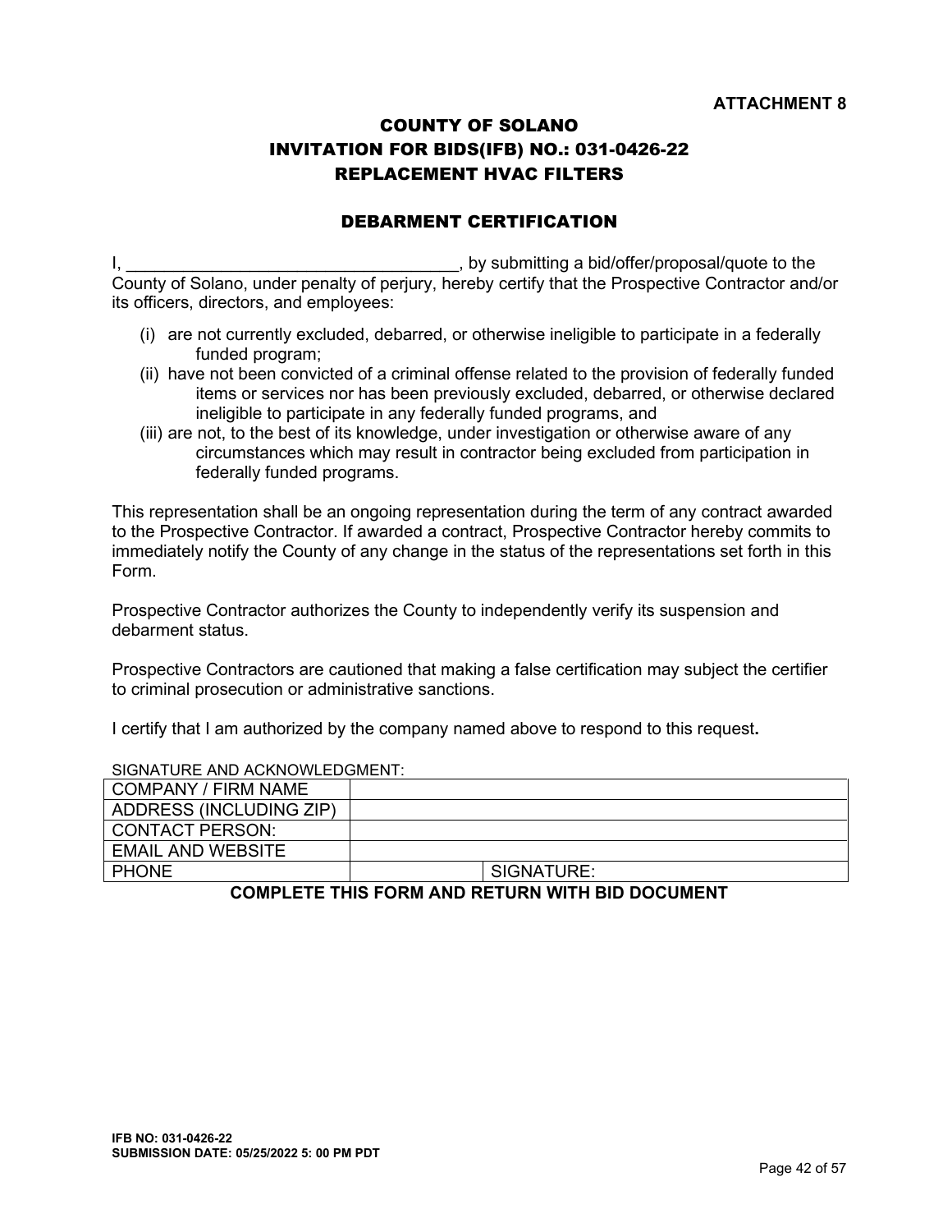**ATTACHMENT 8**

# COUNTY OF SOLANO
# INVITATION FOR BIDS(IFB) NO.: 031-0426-22
# REPLACEMENT HVAC FILTERS

## DEBARMENT CERTIFICATION

I, ___________________________________, by submitting a bid/offer/proposal/quote to the County of Solano, under penalty of perjury, hereby certify that the Prospective Contractor and/or its officers, directors, and employees:

(i) are not currently excluded, debarred, or otherwise ineligible to participate in a federally funded program;

(ii) have not been convicted of a criminal offense related to the provision of federally funded items or services nor has been previously excluded, debarred, or otherwise declared ineligible to participate in any federally funded programs, and

(iii) are not, to the best of its knowledge, under investigation or otherwise aware of any circumstances which may result in contractor being excluded from participation in federally funded programs.

This representation shall be an ongoing representation during the term of any contract awarded to the Prospective Contractor. If awarded a contract, Prospective Contractor hereby commits to immediately notify the County of any change in the status of the representations set forth in this Form.

Prospective Contractor authorizes the County to independently verify its suspension and debarment status.

Prospective Contractors are cautioned that making a false certification may subject the certifier to criminal prosecution or administrative sanctions.

I certify that I am authorized by the company named above to respond to this request**.**

SIGNATURE AND ACKNOWLEDGMENT:

| | | |
|---|---|---|
| COMPANY / FIRM NAME | | |
| ADDRESS (INCLUDING ZIP) | | |
| CONTACT PERSON: | | |
| EMAIL AND WEBSITE | | |
| PHONE | | SIGNATURE: |

**COMPLETE THIS FORM AND RETURN WITH BID DOCUMENT**

**IFB NO: 031-0426-22**
**SUBMISSION DATE: 05/25/2022 5: 00 PM PDT**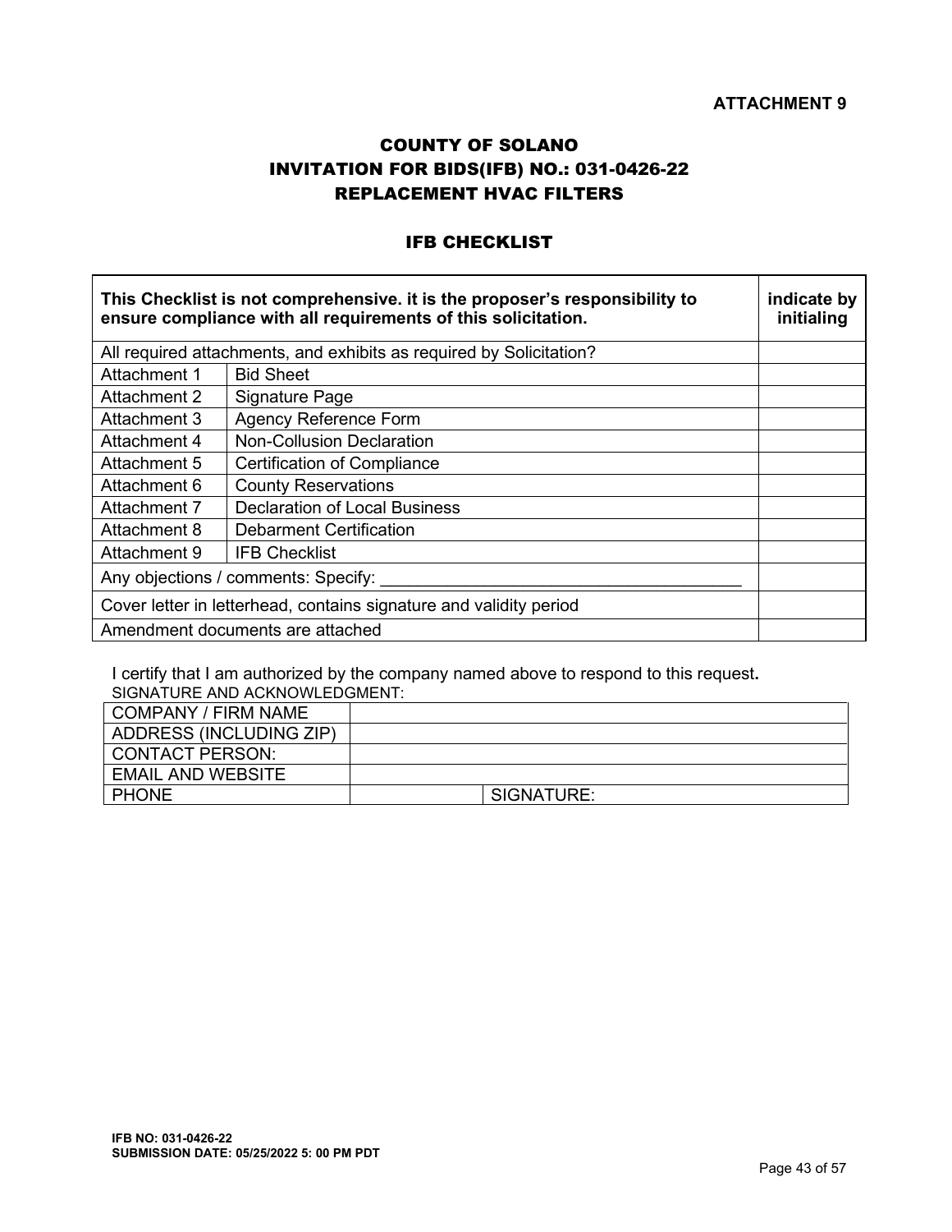**ATTACHMENT 9**

## COUNTY OF SOLANO
## INVITATION FOR BIDS(IFB) NO.: 031-0426-22
## REPLACEMENT HVAC FILTERS

### IFB CHECKLIST

| **This Checklist is not comprehensive. it is the proposer's responsibility to ensure compliance with all requirements of this solicitation.** | | **indicate by initialing** |
|---|---|---|
| All required attachments, and exhibits as required by Solicitation? | | |
| Attachment 1 | Bid Sheet | |
| Attachment 2 | Signature Page | |
| Attachment 3 | Agency Reference Form | |
| Attachment 4 | Non-Collusion Declaration | |
| Attachment 5 | Certification of Compliance | |
| Attachment 6 | County Reservations | |
| Attachment 7 | Declaration of Local Business | |
| Attachment 8 | Debarment Certification | |
| Attachment 9 | IFB Checklist | |
| Any objections / comments: Specify: ______________________________________ | | |
| Cover letter in letterhead, contains signature and validity period | | |
| Amendment documents are attached | | |

I certify that I am authorized by the company named above to respond to this request**.**

SIGNATURE AND ACKNOWLEDGMENT:

| COMPANY / FIRM NAME | | |
|---|---|---|
| ADDRESS (INCLUDING ZIP) | | |
| CONTACT PERSON: | | |
| EMAIL AND WEBSITE | | |
| PHONE | | SIGNATURE: |

**IFB NO: 031-0426-22**
**SUBMISSION DATE: 05/25/2022 5: 00 PM PDT**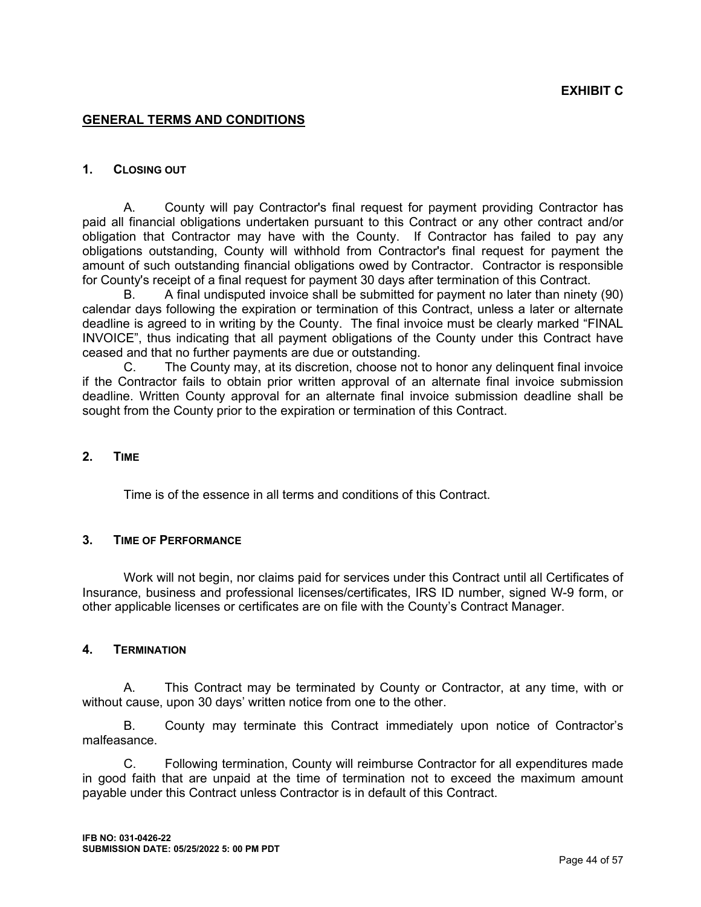**EXHIBIT C**

## GENERAL TERMS AND CONDITIONS

### 1. CLOSING OUT

A. County will pay Contractor's final request for payment providing Contractor has paid all financial obligations undertaken pursuant to this Contract or any other contract and/or obligation that Contractor may have with the County. If Contractor has failed to pay any obligations outstanding, County will withhold from Contractor's final request for payment the amount of such outstanding financial obligations owed by Contractor. Contractor is responsible for County's receipt of a final request for payment 30 days after termination of this Contract.

B. A final undisputed invoice shall be submitted for payment no later than ninety (90) calendar days following the expiration or termination of this Contract, unless a later or alternate deadline is agreed to in writing by the County. The final invoice must be clearly marked "FINAL INVOICE", thus indicating that all payment obligations of the County under this Contract have ceased and that no further payments are due or outstanding.

C. The County may, at its discretion, choose not to honor any delinquent final invoice if the Contractor fails to obtain prior written approval of an alternate final invoice submission deadline. Written County approval for an alternate final invoice submission deadline shall be sought from the County prior to the expiration or termination of this Contract.

### 2. TIME

Time is of the essence in all terms and conditions of this Contract.

### 3. TIME OF PERFORMANCE

Work will not begin, nor claims paid for services under this Contract until all Certificates of Insurance, business and professional licenses/certificates, IRS ID number, signed W-9 form, or other applicable licenses or certificates are on file with the County's Contract Manager.

### 4. TERMINATION

A. This Contract may be terminated by County or Contractor, at any time, with or without cause, upon 30 days' written notice from one to the other.

B. County may terminate this Contract immediately upon notice of Contractor's malfeasance.

C. Following termination, County will reimburse Contractor for all expenditures made in good faith that are unpaid at the time of termination not to exceed the maximum amount payable under this Contract unless Contractor is in default of this Contract.

**IFB NO: 031-0426-22**
**SUBMISSION DATE: 05/25/2022 5: 00 PM PDT**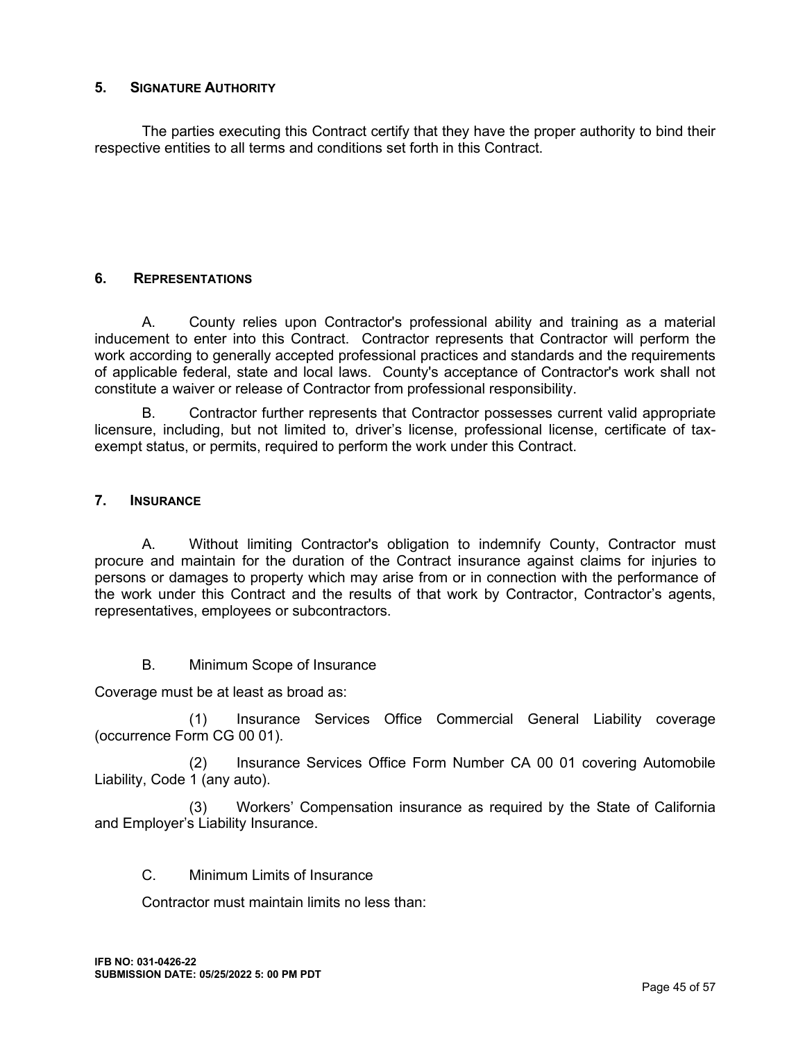## 5. SIGNATURE AUTHORITY

The parties executing this Contract certify that they have the proper authority to bind their respective entities to all terms and conditions set forth in this Contract.

## 6. REPRESENTATIONS

A. County relies upon Contractor's professional ability and training as a material inducement to enter into this Contract. Contractor represents that Contractor will perform the work according to generally accepted professional practices and standards and the requirements of applicable federal, state and local laws. County's acceptance of Contractor's work shall not constitute a waiver or release of Contractor from professional responsibility.

B. Contractor further represents that Contractor possesses current valid appropriate licensure, including, but not limited to, driver's license, professional license, certificate of tax-exempt status, or permits, required to perform the work under this Contract.

## 7. INSURANCE

A. Without limiting Contractor's obligation to indemnify County, Contractor must procure and maintain for the duration of the Contract insurance against claims for injuries to persons or damages to property which may arise from or in connection with the performance of the work under this Contract and the results of that work by Contractor, Contractor's agents, representatives, employees or subcontractors.

B. Minimum Scope of Insurance

Coverage must be at least as broad as:

(1) Insurance Services Office Commercial General Liability coverage (occurrence Form CG 00 01).

(2) Insurance Services Office Form Number CA 00 01 covering Automobile Liability, Code 1 (any auto).

(3) Workers' Compensation insurance as required by the State of California and Employer's Liability Insurance.

C. Minimum Limits of Insurance

Contractor must maintain limits no less than:

**IFB NO: 031-0426-22**
**SUBMISSION DATE: 05/25/2022 5: 00 PM PDT**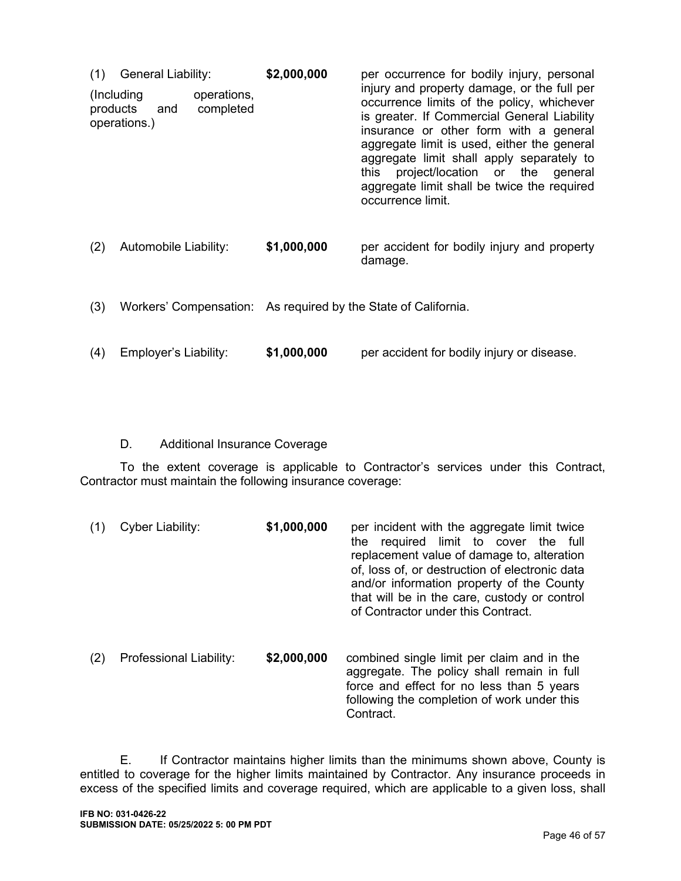(1) General Liability: **$2,000,000** per occurrence for bodily injury, personal injury and property damage, or the full per occurrence limits of the policy, whichever is greater. If Commercial General Liability insurance or other form with a general aggregate limit is used, either the general aggregate limit shall apply separately to this project/location or the general aggregate limit shall be twice the required occurrence limit.

(Including operations, products and completed operations.)

(2) Automobile Liability: **$1,000,000** per accident for bodily injury and property damage.

(3) Workers' Compensation: As required by the State of California.

(4) Employer's Liability: **$1,000,000** per accident for bodily injury or disease.

D. Additional Insurance Coverage

To the extent coverage is applicable to Contractor's services under this Contract, Contractor must maintain the following insurance coverage:

(1) Cyber Liability: **$1,000,000** per incident with the aggregate limit twice the required limit to cover the full replacement value of damage to, alteration of, loss of, or destruction of electronic data and/or information property of the County that will be in the care, custody or control of Contractor under this Contract.

(2) Professional Liability: **$2,000,000** combined single limit per claim and in the aggregate. The policy shall remain in full force and effect for no less than 5 years following the completion of work under this Contract.

E. If Contractor maintains higher limits than the minimums shown above, County is entitled to coverage for the higher limits maintained by Contractor. Any insurance proceeds in excess of the specified limits and coverage required, which are applicable to a given loss, shall

**IFB NO: 031-0426-22**
**SUBMISSION DATE: 05/25/2022 5: 00 PM PDT**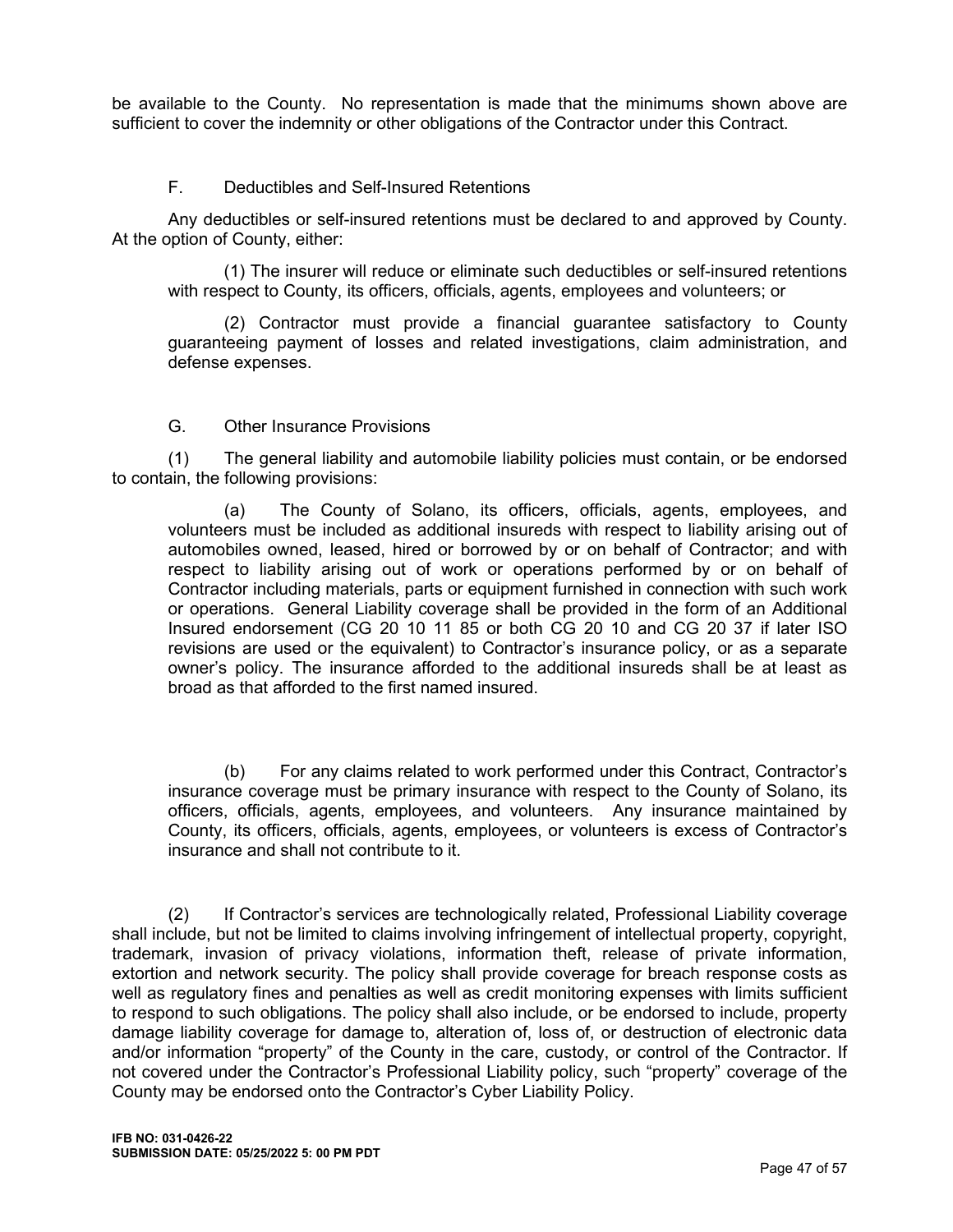be available to the County. No representation is made that the minimums shown above are sufficient to cover the indemnity or other obligations of the Contractor under this Contract.

F. Deductibles and Self-Insured Retentions

Any deductibles or self-insured retentions must be declared to and approved by County. At the option of County, either:

(1) The insurer will reduce or eliminate such deductibles or self-insured retentions with respect to County, its officers, officials, agents, employees and volunteers; or

(2) Contractor must provide a financial guarantee satisfactory to County guaranteeing payment of losses and related investigations, claim administration, and defense expenses.

G. Other Insurance Provisions

(1) The general liability and automobile liability policies must contain, or be endorsed to contain, the following provisions:

(a) The County of Solano, its officers, officials, agents, employees, and volunteers must be included as additional insureds with respect to liability arising out of automobiles owned, leased, hired or borrowed by or on behalf of Contractor; and with respect to liability arising out of work or operations performed by or on behalf of Contractor including materials, parts or equipment furnished in connection with such work or operations. General Liability coverage shall be provided in the form of an Additional Insured endorsement (CG 20 10 11 85 or both CG 20 10 and CG 20 37 if later ISO revisions are used or the equivalent) to Contractor's insurance policy, or as a separate owner's policy. The insurance afforded to the additional insureds shall be at least as broad as that afforded to the first named insured.

(b) For any claims related to work performed under this Contract, Contractor's insurance coverage must be primary insurance with respect to the County of Solano, its officers, officials, agents, employees, and volunteers. Any insurance maintained by County, its officers, officials, agents, employees, or volunteers is excess of Contractor's insurance and shall not contribute to it.

(2) If Contractor's services are technologically related, Professional Liability coverage shall include, but not be limited to claims involving infringement of intellectual property, copyright, trademark, invasion of privacy violations, information theft, release of private information, extortion and network security. The policy shall provide coverage for breach response costs as well as regulatory fines and penalties as well as credit monitoring expenses with limits sufficient to respond to such obligations. The policy shall also include, or be endorsed to include, property damage liability coverage for damage to, alteration of, loss of, or destruction of electronic data and/or information "property" of the County in the care, custody, or control of the Contractor. If not covered under the Contractor's Professional Liability policy, such "property" coverage of the County may be endorsed onto the Contractor's Cyber Liability Policy.

**IFB NO: 031-0426-22**
**SUBMISSION DATE: 05/25/2022 5: 00 PM PDT**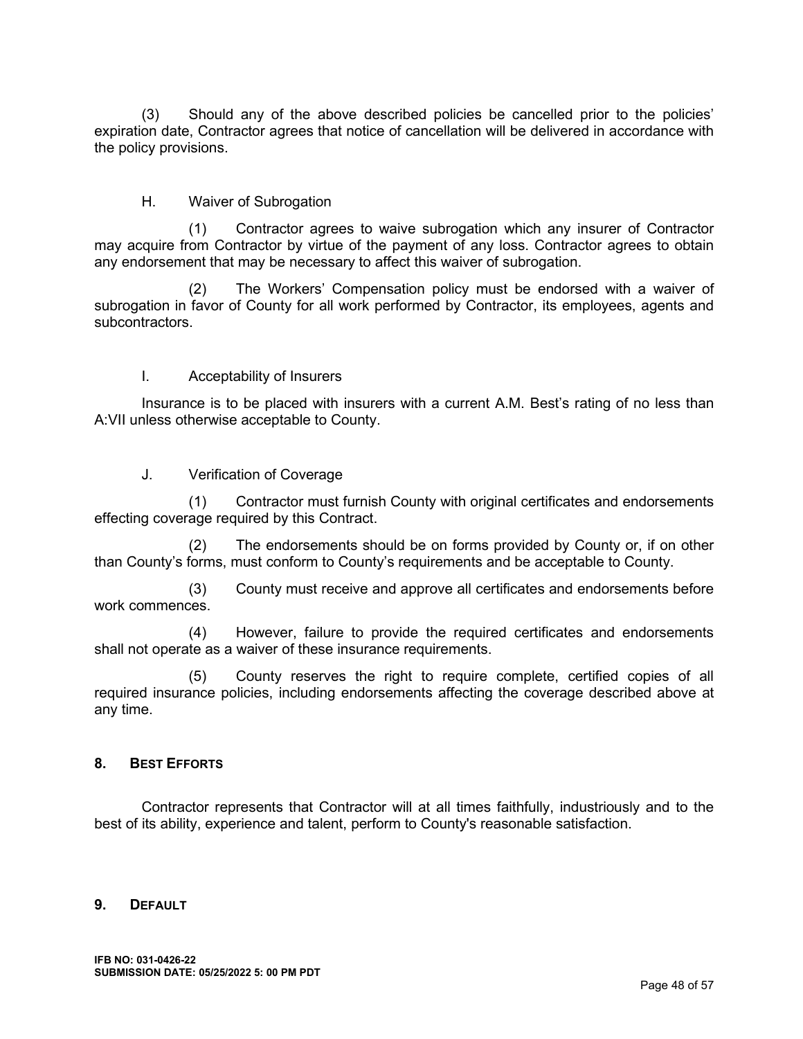(3) Should any of the above described policies be cancelled prior to the policies' expiration date, Contractor agrees that notice of cancellation will be delivered in accordance with the policy provisions.

H. Waiver of Subrogation

(1) Contractor agrees to waive subrogation which any insurer of Contractor may acquire from Contractor by virtue of the payment of any loss. Contractor agrees to obtain any endorsement that may be necessary to affect this waiver of subrogation.

(2) The Workers' Compensation policy must be endorsed with a waiver of subrogation in favor of County for all work performed by Contractor, its employees, agents and subcontractors.

I. Acceptability of Insurers

Insurance is to be placed with insurers with a current A.M. Best's rating of no less than A:VII unless otherwise acceptable to County.

J. Verification of Coverage

(1) Contractor must furnish County with original certificates and endorsements effecting coverage required by this Contract.

(2) The endorsements should be on forms provided by County or, if on other than County's forms, must conform to County's requirements and be acceptable to County.

(3) County must receive and approve all certificates and endorsements before work commences.

(4) However, failure to provide the required certificates and endorsements shall not operate as a waiver of these insurance requirements.

(5) County reserves the right to require complete, certified copies of all required insurance policies, including endorsements affecting the coverage described above at any time.

## 8. BEST EFFORTS

Contractor represents that Contractor will at all times faithfully, industriously and to the best of its ability, experience and talent, perform to County's reasonable satisfaction.

## 9. DEFAULT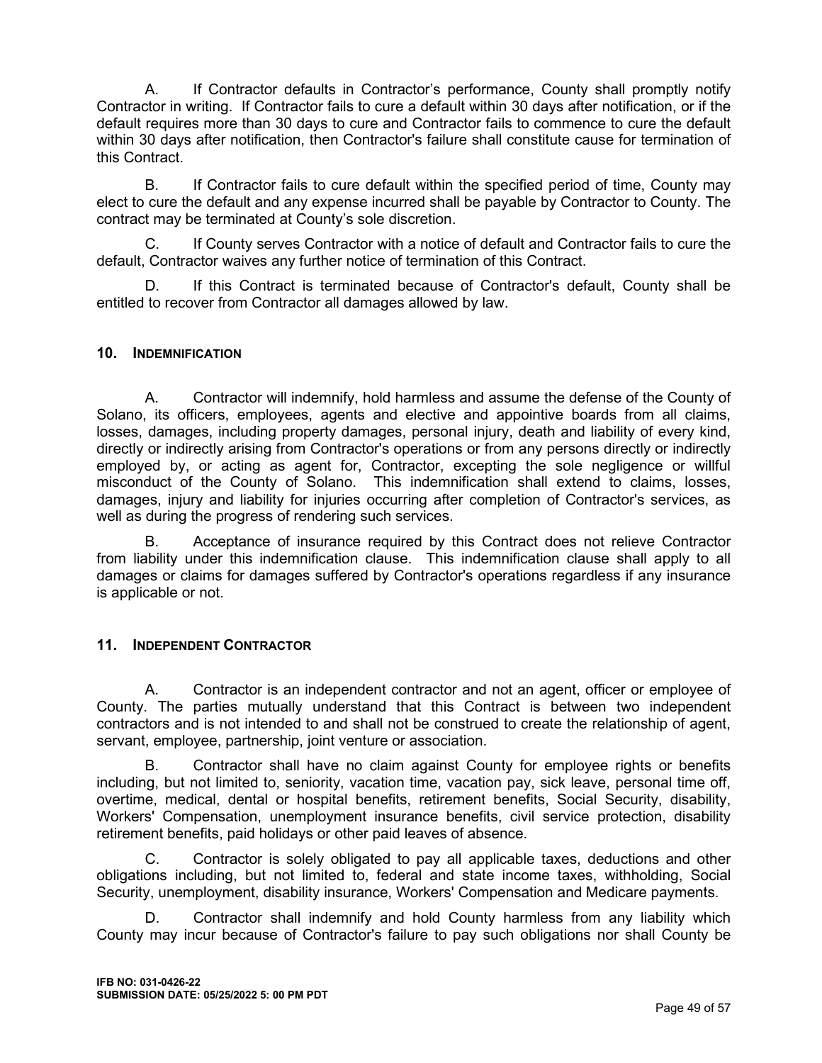A. If Contractor defaults in Contractor's performance, County shall promptly notify Contractor in writing. If Contractor fails to cure a default within 30 days after notification, or if the default requires more than 30 days to cure and Contractor fails to commence to cure the default within 30 days after notification, then Contractor's failure shall constitute cause for termination of this Contract.

B. If Contractor fails to cure default within the specified period of time, County may elect to cure the default and any expense incurred shall be payable by Contractor to County. The contract may be terminated at County's sole discretion.

C. If County serves Contractor with a notice of default and Contractor fails to cure the default, Contractor waives any further notice of termination of this Contract.

D. If this Contract is terminated because of Contractor's default, County shall be entitled to recover from Contractor all damages allowed by law.

### 10. INDEMNIFICATION

A. Contractor will indemnify, hold harmless and assume the defense of the County of Solano, its officers, employees, agents and elective and appointive boards from all claims, losses, damages, including property damages, personal injury, death and liability of every kind, directly or indirectly arising from Contractor's operations or from any persons directly or indirectly employed by, or acting as agent for, Contractor, excepting the sole negligence or willful misconduct of the County of Solano. This indemnification shall extend to claims, losses, damages, injury and liability for injuries occurring after completion of Contractor's services, as well as during the progress of rendering such services.

B. Acceptance of insurance required by this Contract does not relieve Contractor from liability under this indemnification clause. This indemnification clause shall apply to all damages or claims for damages suffered by Contractor's operations regardless if any insurance is applicable or not.

### 11. INDEPENDENT CONTRACTOR

A. Contractor is an independent contractor and not an agent, officer or employee of County. The parties mutually understand that this Contract is between two independent contractors and is not intended to and shall not be construed to create the relationship of agent, servant, employee, partnership, joint venture or association.

B. Contractor shall have no claim against County for employee rights or benefits including, but not limited to, seniority, vacation time, vacation pay, sick leave, personal time off, overtime, medical, dental or hospital benefits, retirement benefits, Social Security, disability, Workers' Compensation, unemployment insurance benefits, civil service protection, disability retirement benefits, paid holidays or other paid leaves of absence.

C. Contractor is solely obligated to pay all applicable taxes, deductions and other obligations including, but not limited to, federal and state income taxes, withholding, Social Security, unemployment, disability insurance, Workers' Compensation and Medicare payments.

D. Contractor shall indemnify and hold County harmless from any liability which County may incur because of Contractor's failure to pay such obligations nor shall County be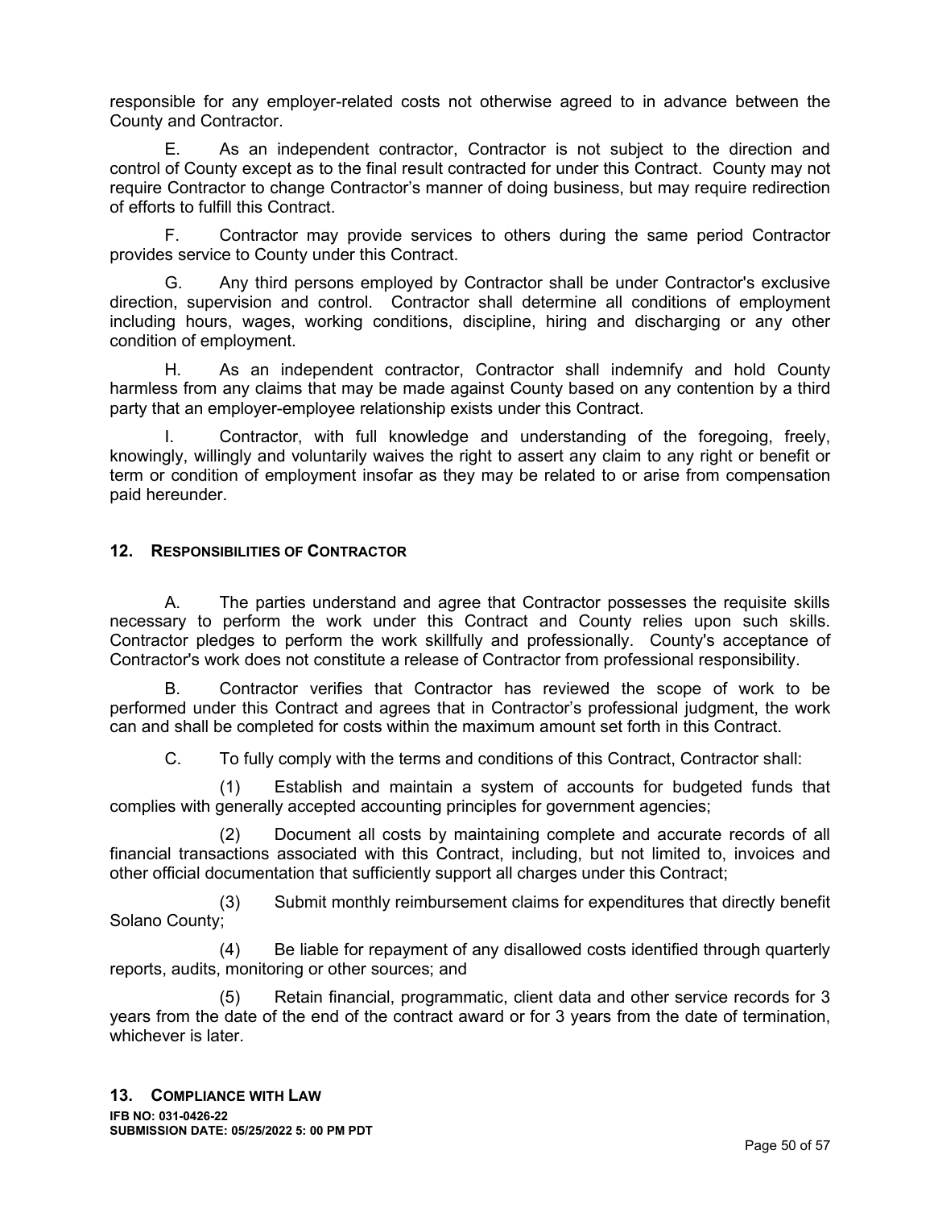responsible for any employer-related costs not otherwise agreed to in advance between the County and Contractor.

E. As an independent contractor, Contractor is not subject to the direction and control of County except as to the final result contracted for under this Contract. County may not require Contractor to change Contractor's manner of doing business, but may require redirection of efforts to fulfill this Contract.

F. Contractor may provide services to others during the same period Contractor provides service to County under this Contract.

G. Any third persons employed by Contractor shall be under Contractor's exclusive direction, supervision and control. Contractor shall determine all conditions of employment including hours, wages, working conditions, discipline, hiring and discharging or any other condition of employment.

H. As an independent contractor, Contractor shall indemnify and hold County harmless from any claims that may be made against County based on any contention by a third party that an employer-employee relationship exists under this Contract.

I. Contractor, with full knowledge and understanding of the foregoing, freely, knowingly, willingly and voluntarily waives the right to assert any claim to any right or benefit or term or condition of employment insofar as they may be related to or arise from compensation paid hereunder.

## 12. RESPONSIBILITIES OF CONTRACTOR

A. The parties understand and agree that Contractor possesses the requisite skills necessary to perform the work under this Contract and County relies upon such skills. Contractor pledges to perform the work skillfully and professionally. County's acceptance of Contractor's work does not constitute a release of Contractor from professional responsibility.

B. Contractor verifies that Contractor has reviewed the scope of work to be performed under this Contract and agrees that in Contractor's professional judgment, the work can and shall be completed for costs within the maximum amount set forth in this Contract.

C. To fully comply with the terms and conditions of this Contract, Contractor shall:

(1) Establish and maintain a system of accounts for budgeted funds that complies with generally accepted accounting principles for government agencies;

(2) Document all costs by maintaining complete and accurate records of all financial transactions associated with this Contract, including, but not limited to, invoices and other official documentation that sufficiently support all charges under this Contract;

(3) Submit monthly reimbursement claims for expenditures that directly benefit Solano County;

(4) Be liable for repayment of any disallowed costs identified through quarterly reports, audits, monitoring or other sources; and

(5) Retain financial, programmatic, client data and other service records for 3 years from the date of the end of the contract award or for 3 years from the date of termination, whichever is later.

## 13. COMPLIANCE WITH LAW

**IFB NO: 031-0426-22**
**SUBMISSION DATE: 05/25/2022 5: 00 PM PDT**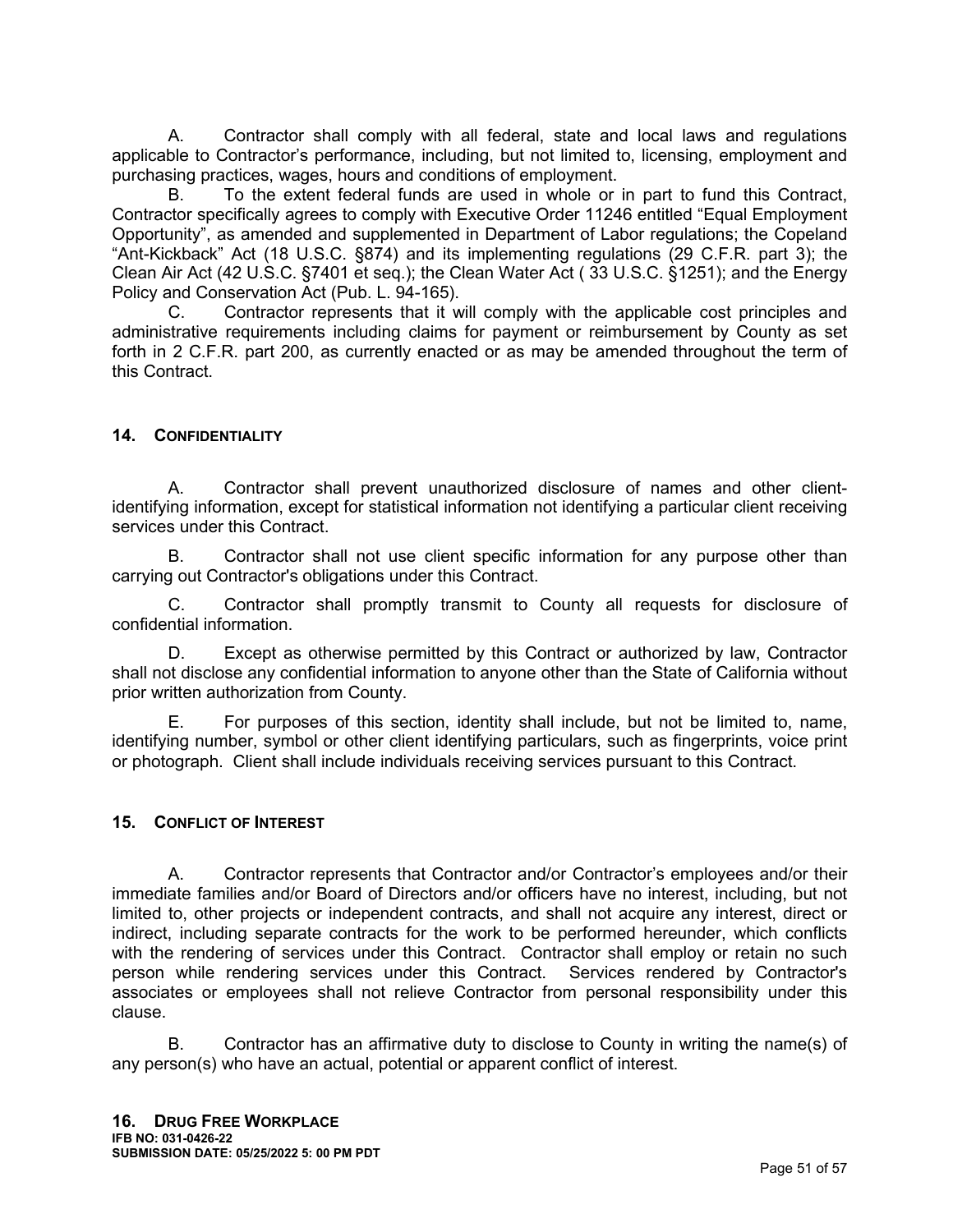A. Contractor shall comply with all federal, state and local laws and regulations applicable to Contractor's performance, including, but not limited to, licensing, employment and purchasing practices, wages, hours and conditions of employment.

B. To the extent federal funds are used in whole or in part to fund this Contract, Contractor specifically agrees to comply with Executive Order 11246 entitled "Equal Employment Opportunity", as amended and supplemented in Department of Labor regulations; the Copeland "Ant-Kickback" Act (18 U.S.C. §874) and its implementing regulations (29 C.F.R. part 3); the Clean Air Act (42 U.S.C. §7401 et seq.); the Clean Water Act ( 33 U.S.C. §1251); and the Energy Policy and Conservation Act (Pub. L. 94-165).

C. Contractor represents that it will comply with the applicable cost principles and administrative requirements including claims for payment or reimbursement by County as set forth in 2 C.F.R. part 200, as currently enacted or as may be amended throughout the term of this Contract.

## 14. CONFIDENTIALITY

A. Contractor shall prevent unauthorized disclosure of names and other client-identifying information, except for statistical information not identifying a particular client receiving services under this Contract.

B. Contractor shall not use client specific information for any purpose other than carrying out Contractor's obligations under this Contract.

C. Contractor shall promptly transmit to County all requests for disclosure of confidential information.

D. Except as otherwise permitted by this Contract or authorized by law, Contractor shall not disclose any confidential information to anyone other than the State of California without prior written authorization from County.

E. For purposes of this section, identity shall include, but not be limited to, name, identifying number, symbol or other client identifying particulars, such as fingerprints, voice print or photograph. Client shall include individuals receiving services pursuant to this Contract.

## 15. CONFLICT OF INTEREST

A. Contractor represents that Contractor and/or Contractor's employees and/or their immediate families and/or Board of Directors and/or officers have no interest, including, but not limited to, other projects or independent contracts, and shall not acquire any interest, direct or indirect, including separate contracts for the work to be performed hereunder, which conflicts with the rendering of services under this Contract. Contractor shall employ or retain no such person while rendering services under this Contract. Services rendered by Contractor's associates or employees shall not relieve Contractor from personal responsibility under this clause.

B. Contractor has an affirmative duty to disclose to County in writing the name(s) of any person(s) who have an actual, potential or apparent conflict of interest.

## 16. DRUG FREE WORKPLACE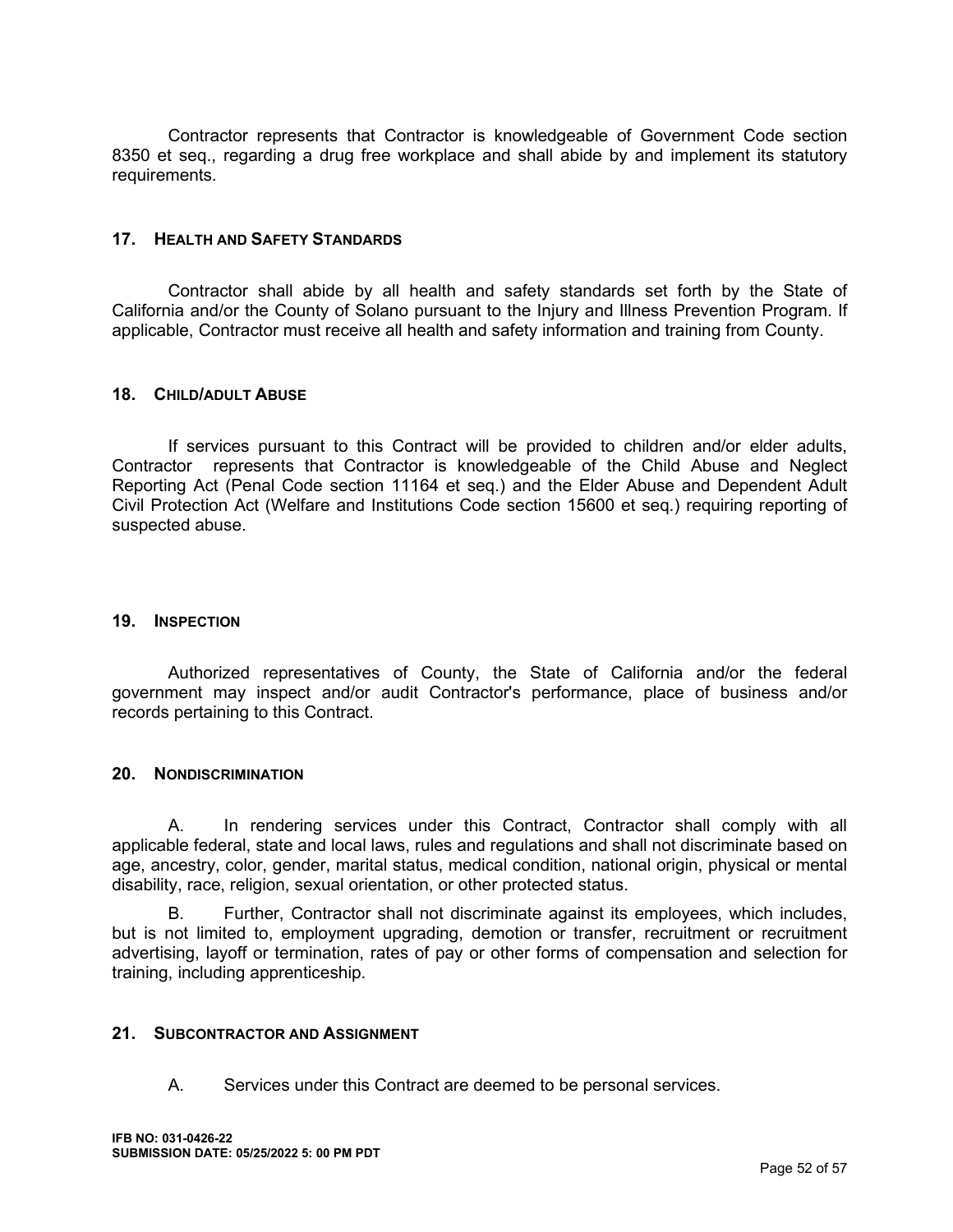Contractor represents that Contractor is knowledgeable of Government Code section 8350 et seq., regarding a drug free workplace and shall abide by and implement its statutory requirements.

### 17. HEALTH AND SAFETY STANDARDS

Contractor shall abide by all health and safety standards set forth by the State of California and/or the County of Solano pursuant to the Injury and Illness Prevention Program. If applicable, Contractor must receive all health and safety information and training from County.

### 18. CHILD/ADULT ABUSE

If services pursuant to this Contract will be provided to children and/or elder adults, Contractor represents that Contractor is knowledgeable of the Child Abuse and Neglect Reporting Act (Penal Code section 11164 et seq.) and the Elder Abuse and Dependent Adult Civil Protection Act (Welfare and Institutions Code section 15600 et seq.) requiring reporting of suspected abuse.

### 19. INSPECTION

Authorized representatives of County, the State of California and/or the federal government may inspect and/or audit Contractor's performance, place of business and/or records pertaining to this Contract.

### 20. NONDISCRIMINATION

A. In rendering services under this Contract, Contractor shall comply with all applicable federal, state and local laws, rules and regulations and shall not discriminate based on age, ancestry, color, gender, marital status, medical condition, national origin, physical or mental disability, race, religion, sexual orientation, or other protected status.

B. Further, Contractor shall not discriminate against its employees, which includes, but is not limited to, employment upgrading, demotion or transfer, recruitment or recruitment advertising, layoff or termination, rates of pay or other forms of compensation and selection for training, including apprenticeship.

### 21. SUBCONTRACTOR AND ASSIGNMENT

A. Services under this Contract are deemed to be personal services.

**IFB NO: 031-0426-22**
**SUBMISSION DATE: 05/25/2022 5: 00 PM PDT**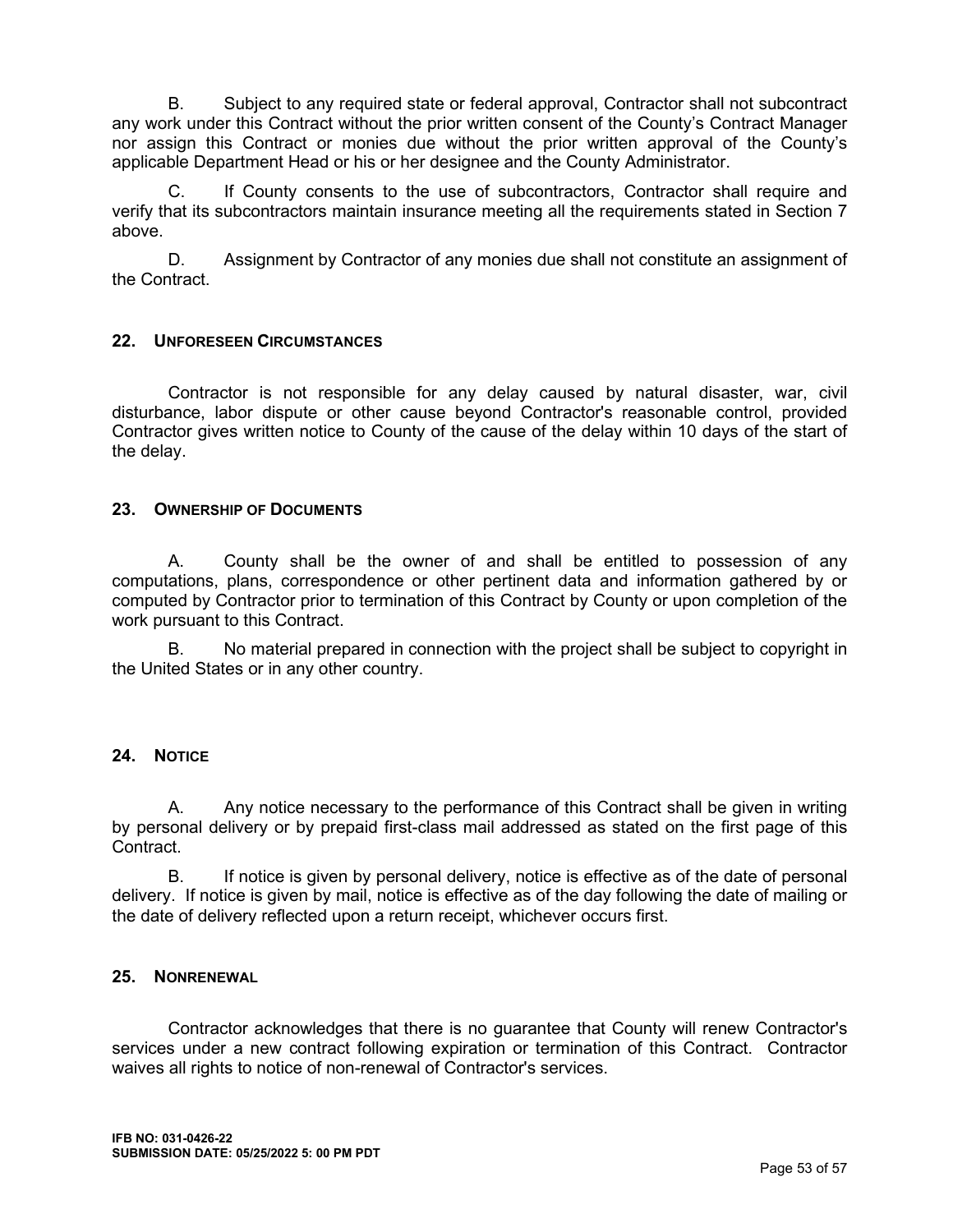B. Subject to any required state or federal approval, Contractor shall not subcontract any work under this Contract without the prior written consent of the County's Contract Manager nor assign this Contract or monies due without the prior written approval of the County's applicable Department Head or his or her designee and the County Administrator.

C. If County consents to the use of subcontractors, Contractor shall require and verify that its subcontractors maintain insurance meeting all the requirements stated in Section 7 above.

D. Assignment by Contractor of any monies due shall not constitute an assignment of the Contract.

## 22. UNFORESEEN CIRCUMSTANCES

Contractor is not responsible for any delay caused by natural disaster, war, civil disturbance, labor dispute or other cause beyond Contractor's reasonable control, provided Contractor gives written notice to County of the cause of the delay within 10 days of the start of the delay.

## 23. OWNERSHIP OF DOCUMENTS

A. County shall be the owner of and shall be entitled to possession of any computations, plans, correspondence or other pertinent data and information gathered by or computed by Contractor prior to termination of this Contract by County or upon completion of the work pursuant to this Contract.

B. No material prepared in connection with the project shall be subject to copyright in the United States or in any other country.

## 24. NOTICE

A. Any notice necessary to the performance of this Contract shall be given in writing by personal delivery or by prepaid first-class mail addressed as stated on the first page of this Contract.

B. If notice is given by personal delivery, notice is effective as of the date of personal delivery. If notice is given by mail, notice is effective as of the day following the date of mailing or the date of delivery reflected upon a return receipt, whichever occurs first.

## 25. NONRENEWAL

Contractor acknowledges that there is no guarantee that County will renew Contractor's services under a new contract following expiration or termination of this Contract. Contractor waives all rights to notice of non-renewal of Contractor's services.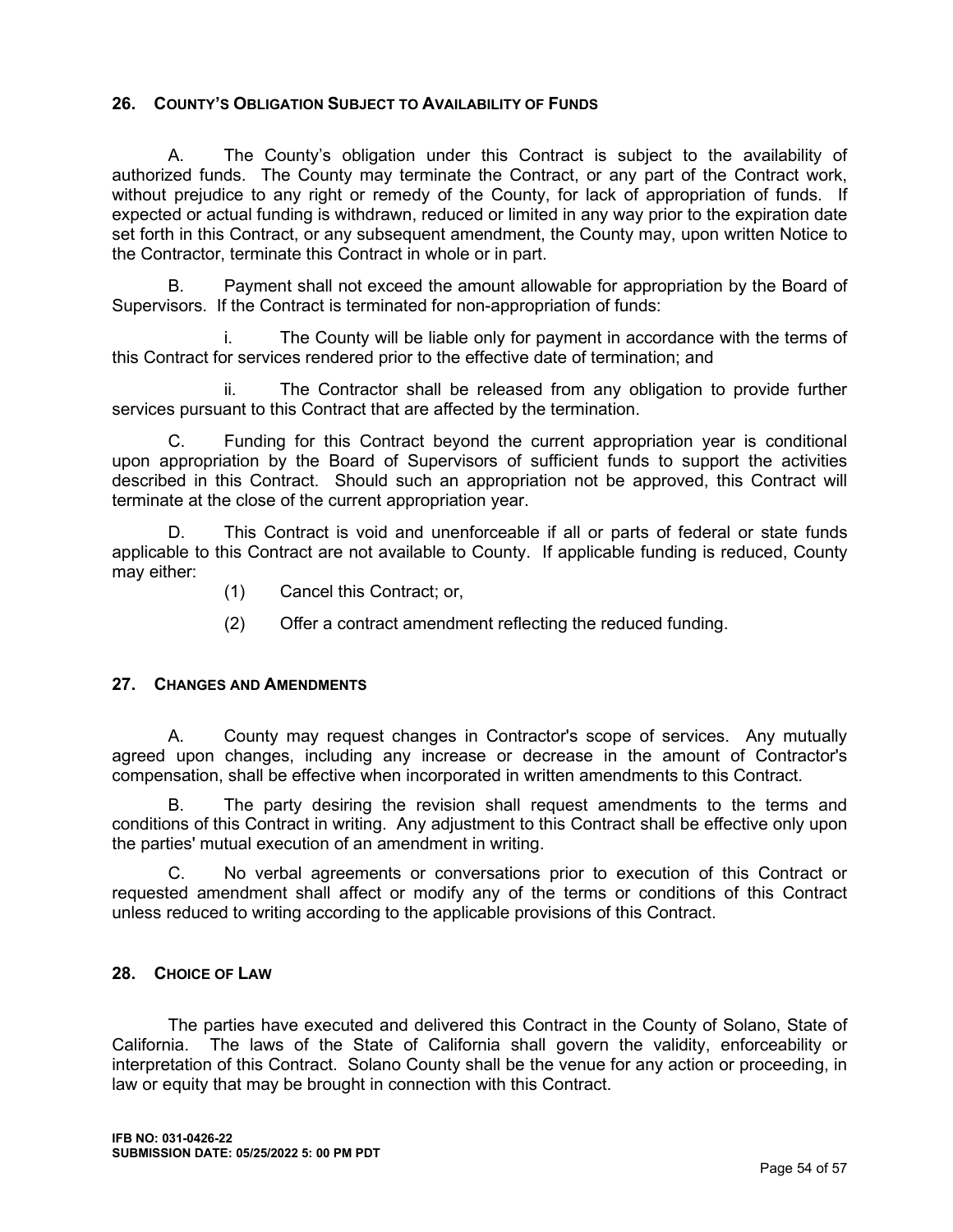## 26. County's Obligation Subject to Availability of Funds

A. The County's obligation under this Contract is subject to the availability of authorized funds. The County may terminate the Contract, or any part of the Contract work, without prejudice to any right or remedy of the County, for lack of appropriation of funds. If expected or actual funding is withdrawn, reduced or limited in any way prior to the expiration date set forth in this Contract, or any subsequent amendment, the County may, upon written Notice to the Contractor, terminate this Contract in whole or in part.

B. Payment shall not exceed the amount allowable for appropriation by the Board of Supervisors. If the Contract is terminated for non-appropriation of funds:

i. The County will be liable only for payment in accordance with the terms of this Contract for services rendered prior to the effective date of termination; and

ii. The Contractor shall be released from any obligation to provide further services pursuant to this Contract that are affected by the termination.

C. Funding for this Contract beyond the current appropriation year is conditional upon appropriation by the Board of Supervisors of sufficient funds to support the activities described in this Contract. Should such an appropriation not be approved, this Contract will terminate at the close of the current appropriation year.

D. This Contract is void and unenforceable if all or parts of federal or state funds applicable to this Contract are not available to County. If applicable funding is reduced, County may either:

(1) Cancel this Contract; or,

(2) Offer a contract amendment reflecting the reduced funding.

## 27. Changes and Amendments

A. County may request changes in Contractor's scope of services. Any mutually agreed upon changes, including any increase or decrease in the amount of Contractor's compensation, shall be effective when incorporated in written amendments to this Contract.

B. The party desiring the revision shall request amendments to the terms and conditions of this Contract in writing. Any adjustment to this Contract shall be effective only upon the parties' mutual execution of an amendment in writing.

C. No verbal agreements or conversations prior to execution of this Contract or requested amendment shall affect or modify any of the terms or conditions of this Contract unless reduced to writing according to the applicable provisions of this Contract.

## 28. Choice of Law

The parties have executed and delivered this Contract in the County of Solano, State of California. The laws of the State of California shall govern the validity, enforceability or interpretation of this Contract. Solano County shall be the venue for any action or proceeding, in law or equity that may be brought in connection with this Contract.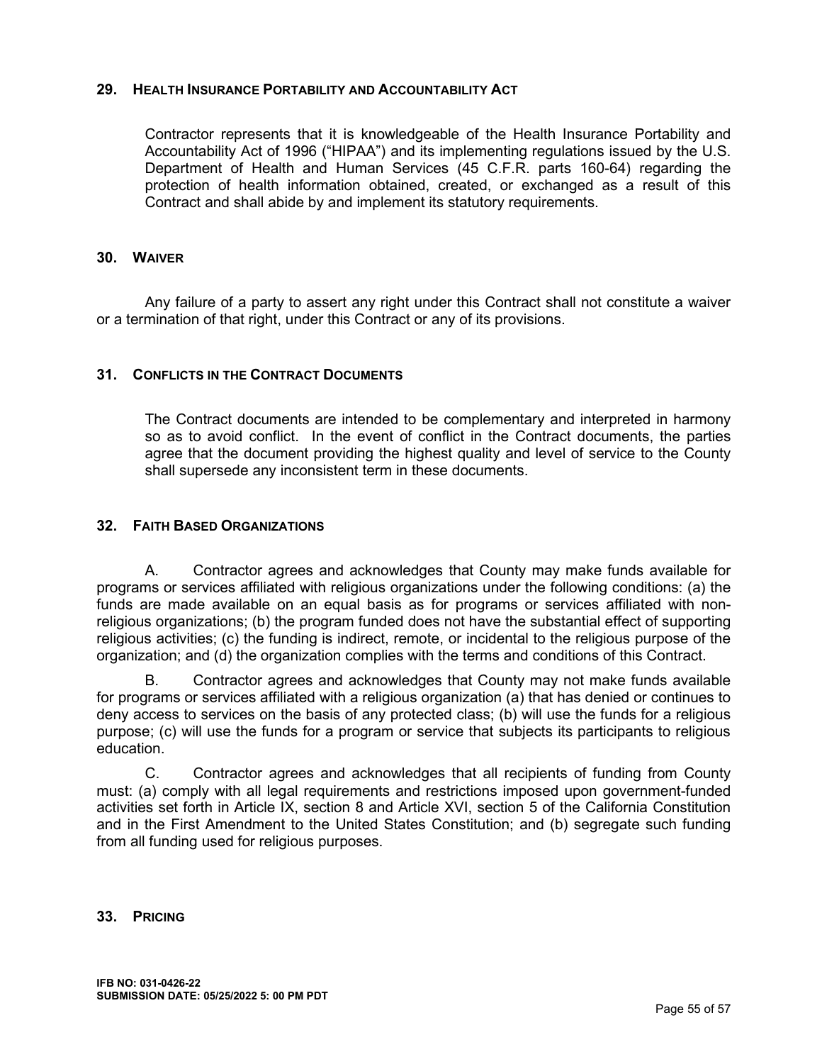## 29. Health Insurance Portability and Accountability Act

Contractor represents that it is knowledgeable of the Health Insurance Portability and Accountability Act of 1996 ("HIPAA") and its implementing regulations issued by the U.S. Department of Health and Human Services (45 C.F.R. parts 160-64) regarding the protection of health information obtained, created, or exchanged as a result of this Contract and shall abide by and implement its statutory requirements.

## 30. Waiver

Any failure of a party to assert any right under this Contract shall not constitute a waiver or a termination of that right, under this Contract or any of its provisions.

## 31. Conflicts in the Contract Documents

The Contract documents are intended to be complementary and interpreted in harmony so as to avoid conflict. In the event of conflict in the Contract documents, the parties agree that the document providing the highest quality and level of service to the County shall supersede any inconsistent term in these documents.

## 32. Faith Based Organizations

A. Contractor agrees and acknowledges that County may make funds available for programs or services affiliated with religious organizations under the following conditions: (a) the funds are made available on an equal basis as for programs or services affiliated with non-religious organizations; (b) the program funded does not have the substantial effect of supporting religious activities; (c) the funding is indirect, remote, or incidental to the religious purpose of the organization; and (d) the organization complies with the terms and conditions of this Contract.

B. Contractor agrees and acknowledges that County may not make funds available for programs or services affiliated with a religious organization (a) that has denied or continues to deny access to services on the basis of any protected class; (b) will use the funds for a religious purpose; (c) will use the funds for a program or service that subjects its participants to religious education.

C. Contractor agrees and acknowledges that all recipients of funding from County must: (a) comply with all legal requirements and restrictions imposed upon government-funded activities set forth in Article IX, section 8 and Article XVI, section 5 of the California Constitution and in the First Amendment to the United States Constitution; and (b) segregate such funding from all funding used for religious purposes.

## 33. Pricing

**IFB NO: 031-0426-22**
**SUBMISSION DATE: 05/25/2022 5: 00 PM PDT**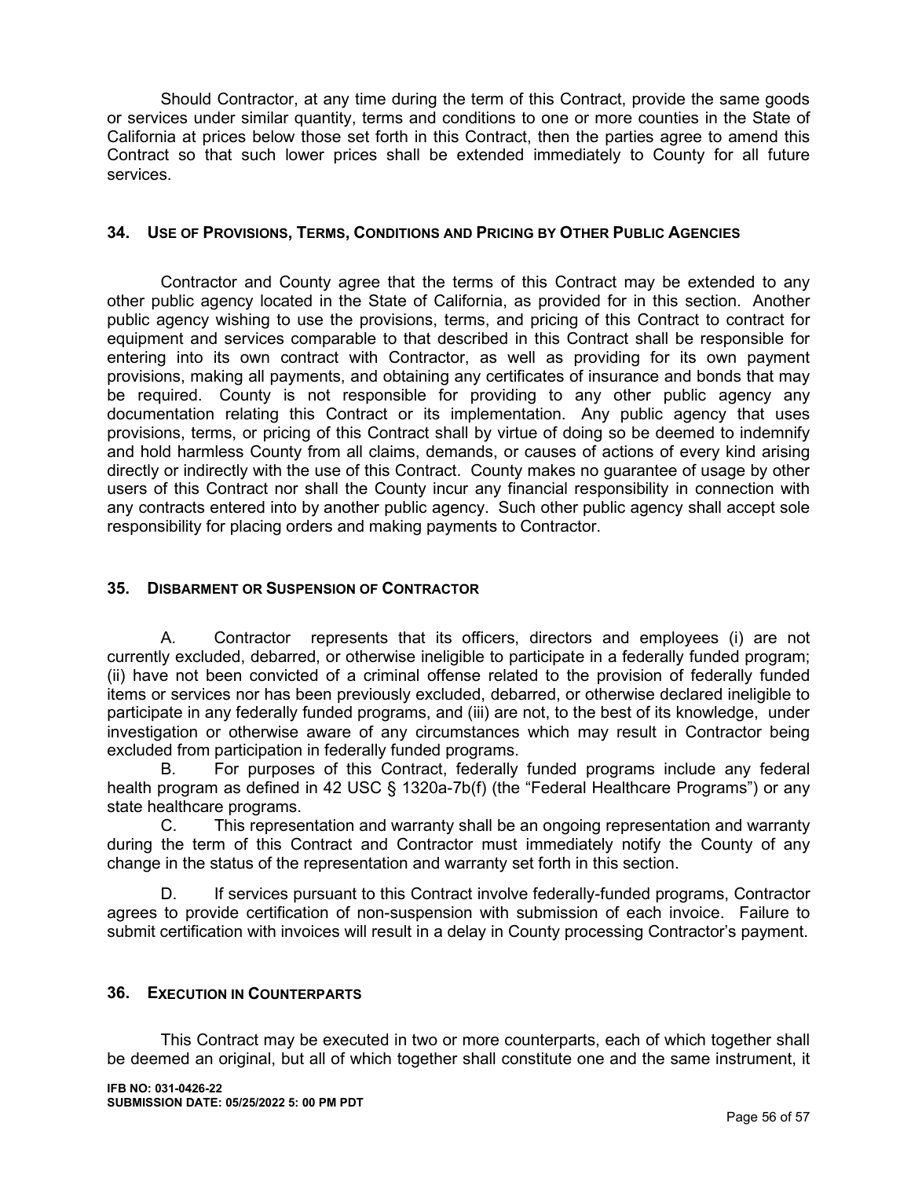Should Contractor, at any time during the term of this Contract, provide the same goods or services under similar quantity, terms and conditions to one or more counties in the State of California at prices below those set forth in this Contract, then the parties agree to amend this Contract so that such lower prices shall be extended immediately to County for all future services.

### 34. Use of Provisions, Terms, Conditions and Pricing by Other Public Agencies

Contractor and County agree that the terms of this Contract may be extended to any other public agency located in the State of California, as provided for in this section. Another public agency wishing to use the provisions, terms, and pricing of this Contract to contract for equipment and services comparable to that described in this Contract shall be responsible for entering into its own contract with Contractor, as well as providing for its own payment provisions, making all payments, and obtaining any certificates of insurance and bonds that may be required. County is not responsible for providing to any other public agency any documentation relating this Contract or its implementation. Any public agency that uses provisions, terms, or pricing of this Contract shall by virtue of doing so be deemed to indemnify and hold harmless County from all claims, demands, or causes of actions of every kind arising directly or indirectly with the use of this Contract. County makes no guarantee of usage by other users of this Contract nor shall the County incur any financial responsibility in connection with any contracts entered into by another public agency. Such other public agency shall accept sole responsibility for placing orders and making payments to Contractor.

### 35. Disbarment or Suspension of Contractor

A. Contractor represents that its officers, directors and employees (i) are not currently excluded, debarred, or otherwise ineligible to participate in a federally funded program; (ii) have not been convicted of a criminal offense related to the provision of federally funded items or services nor has been previously excluded, debarred, or otherwise declared ineligible to participate in any federally funded programs, and (iii) are not, to the best of its knowledge, under investigation or otherwise aware of any circumstances which may result in Contractor being excluded from participation in federally funded programs.

B. For purposes of this Contract, federally funded programs include any federal health program as defined in 42 USC § 1320a-7b(f) (the "Federal Healthcare Programs") or any state healthcare programs.

C. This representation and warranty shall be an ongoing representation and warranty during the term of this Contract and Contractor must immediately notify the County of any change in the status of the representation and warranty set forth in this section.

D. If services pursuant to this Contract involve federally-funded programs, Contractor agrees to provide certification of non-suspension with submission of each invoice. Failure to submit certification with invoices will result in a delay in County processing Contractor's payment.

### 36. Execution in Counterparts

This Contract may be executed in two or more counterparts, each of which together shall be deemed an original, but all of which together shall constitute one and the same instrument, it

**IFB NO: 031-0426-22**
**SUBMISSION DATE: 05/25/2022 5: 00 PM PDT**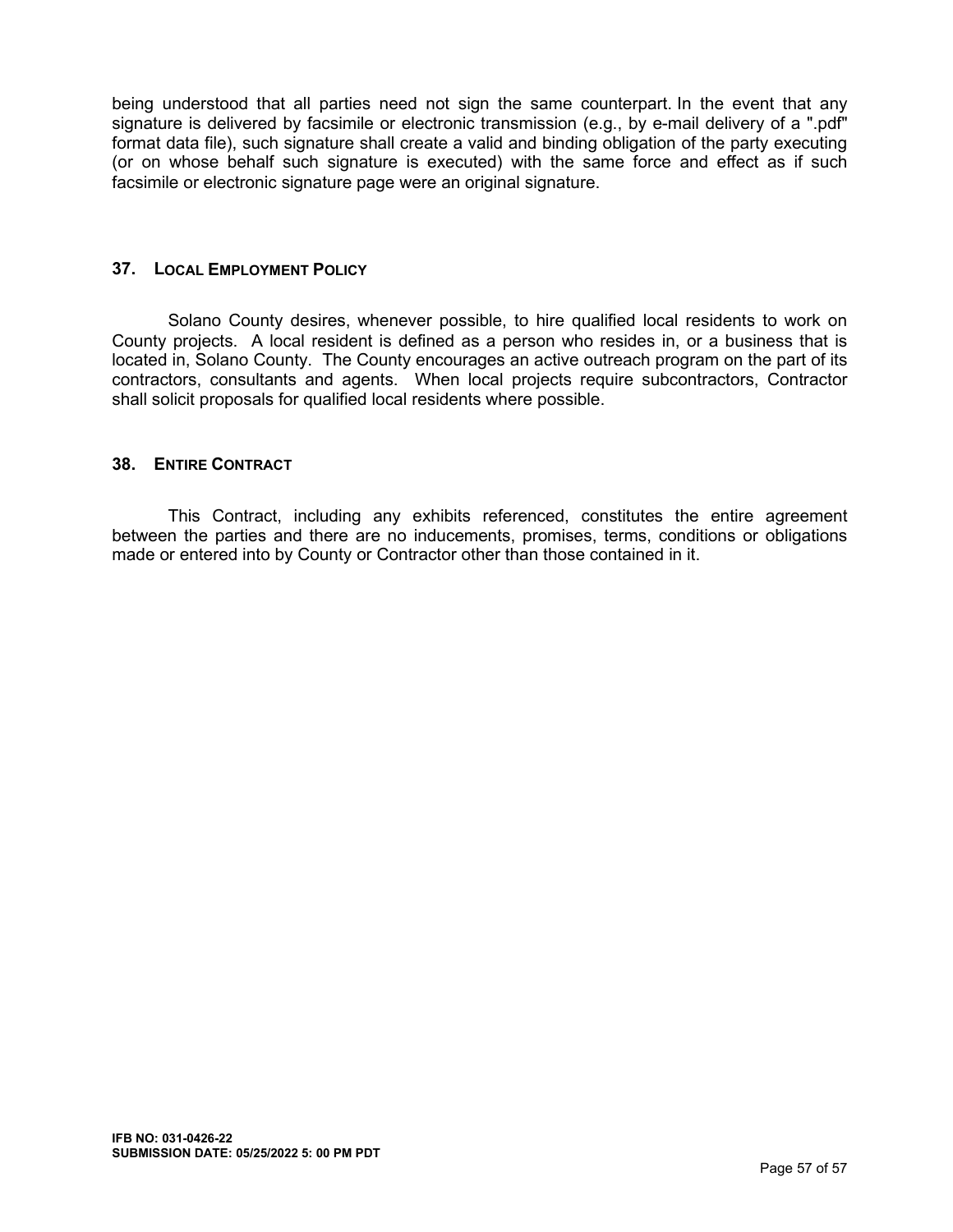being understood that all parties need not sign the same counterpart. In the event that any signature is delivered by facsimile or electronic transmission (e.g., by e-mail delivery of a ".pdf" format data file), such signature shall create a valid and binding obligation of the party executing (or on whose behalf such signature is executed) with the same force and effect as if such facsimile or electronic signature page were an original signature.

### 37. LOCAL EMPLOYMENT POLICY

Solano County desires, whenever possible, to hire qualified local residents to work on County projects. A local resident is defined as a person who resides in, or a business that is located in, Solano County. The County encourages an active outreach program on the part of its contractors, consultants and agents. When local projects require subcontractors, Contractor shall solicit proposals for qualified local residents where possible.

### 38. ENTIRE CONTRACT

This Contract, including any exhibits referenced, constitutes the entire agreement between the parties and there are no inducements, promises, terms, conditions or obligations made or entered into by County or Contractor other than those contained in it.